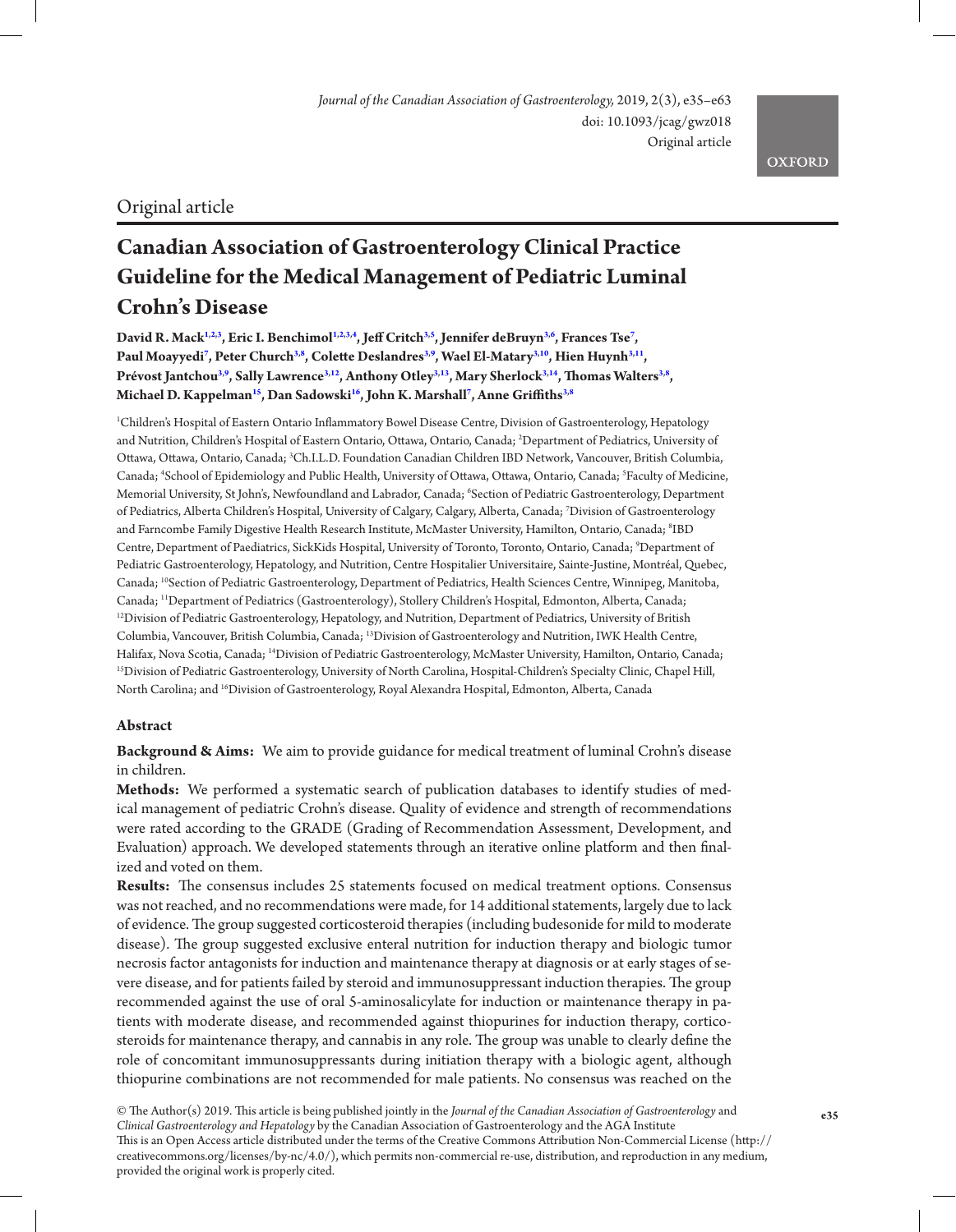Original article

# Canadian Association of Gastroenterology Clinical Practice Guideline for the Medical Management of Pediatric Luminal Crohn's Disease

**David R. Mack[1,2,3], Eric I. Benchimol[1,2,3,4], Jeff Critch[3,5], Jennifer deBruyn[3,6], Frances Tse[7], Paul Moayyedi[7], Peter Church[3,8], Colette Deslandres[3,9], Wael El-Matary[3,10], Hien Huynh[3,11], Prévost Jantchou[3,9], Sally Lawrence[3,12], Anthony Otley[3,13], Mary Sherlock[3,14], Thomas Walters[3,8], Michael D. Kappelman[15], Dan Sadowski[16], John K. Marshall[7], Anne Griffiths[3,8]**

[1]Children's Hospital of Eastern Ontario Inflammatory Bowel Disease Centre, Division of Gastroenterology, Hepatology and Nutrition, Children's Hospital of Eastern Ontario, Ottawa, Ontario, Canada; [2]Department of Pediatrics, University of Ottawa, Ottawa, Ontario, Canada; [3]Ch.I.L.D. Foundation Canadian Children IBD Network, Vancouver, British Columbia, Canada; [4]School of Epidemiology and Public Health, University of Ottawa, Ottawa, Ontario, Canada; [5]Faculty of Medicine, Memorial University, St John's, Newfoundland and Labrador, Canada; [6]Section of Pediatric Gastroenterology, Department of Pediatrics, Alberta Children's Hospital, University of Calgary, Calgary, Alberta, Canada; [7]Division of Gastroenterology and Farncombe Family Digestive Health Research Institute, McMaster University, Hamilton, Ontario, Canada; [8]IBD Centre, Department of Paediatrics, SickKids Hospital, University of Toronto, Toronto, Ontario, Canada; [9]Department of Pediatric Gastroenterology, Hepatology, and Nutrition, Centre Hospitalier Universitaire, Sainte-Justine, Montréal, Quebec, Canada; [10]Section of Pediatric Gastroenterology, Department of Pediatrics, Health Sciences Centre, Winnipeg, Manitoba, Canada; [11]Department of Pediatrics (Gastroenterology), Stollery Children's Hospital, Edmonton, Alberta, Canada; [12]Division of Pediatric Gastroenterology, Hepatology, and Nutrition, Department of Pediatrics, University of British Columbia, Vancouver, British Columbia, Canada; [13]Division of Gastroenterology and Nutrition, IWK Health Centre, Halifax, Nova Scotia, Canada; [14]Division of Pediatric Gastroenterology, McMaster University, Hamilton, Ontario, Canada; [15]Division of Pediatric Gastroenterology, University of North Carolina, Hospital-Children's Specialty Clinic, Chapel Hill, North Carolina; and [16]Division of Gastroenterology, Royal Alexandra Hospital, Edmonton, Alberta, Canada

### Abstract

**Background & Aims:** We aim to provide guidance for medical treatment of luminal Crohn's disease in children.

**Methods:** We performed a systematic search of publication databases to identify studies of medical management of pediatric Crohn's disease. Quality of evidence and strength of recommendations were rated according to the GRADE (Grading of Recommendation Assessment, Development, and Evaluation) approach. We developed statements through an iterative online platform and then finalized and voted on them.

**Results:** The consensus includes 25 statements focused on medical treatment options. Consensus was not reached, and no recommendations were made, for 14 additional statements, largely due to lack of evidence. The group suggested corticosteroid therapies (including budesonide for mild to moderate disease). The group suggested exclusive enteral nutrition for induction therapy and biologic tumor necrosis factor antagonists for induction and maintenance therapy at diagnosis or at early stages of severe disease, and for patients failed by steroid and immunosuppressant induction therapies. The group recommended against the use of oral 5-aminosalicylate for induction or maintenance therapy in patients with moderate disease, and recommended against thiopurines for induction therapy, corticosteroids for maintenance therapy, and cannabis in any role. The group was unable to clearly define the role of concomitant immunosuppressants during initiation therapy with a biologic agent, although thiopurine combinations are not recommended for male patients. No consensus was reached on the

© The Author(s) 2019. This article is being published jointly in the *Journal of the Canadian Association of Gastroenterology* and *Clinical Gastroenterology and Hepatology* by the Canadian Association of Gastroenterology and the AGA Institute
This is an Open Access article distributed under the terms of the Creative Commons Attribution Non-Commercial License (http://creativecommons.org/licenses/by-nc/4.0/), which permits non-commercial re-use, distribution, and reproduction in any medium, provided the original work is properly cited.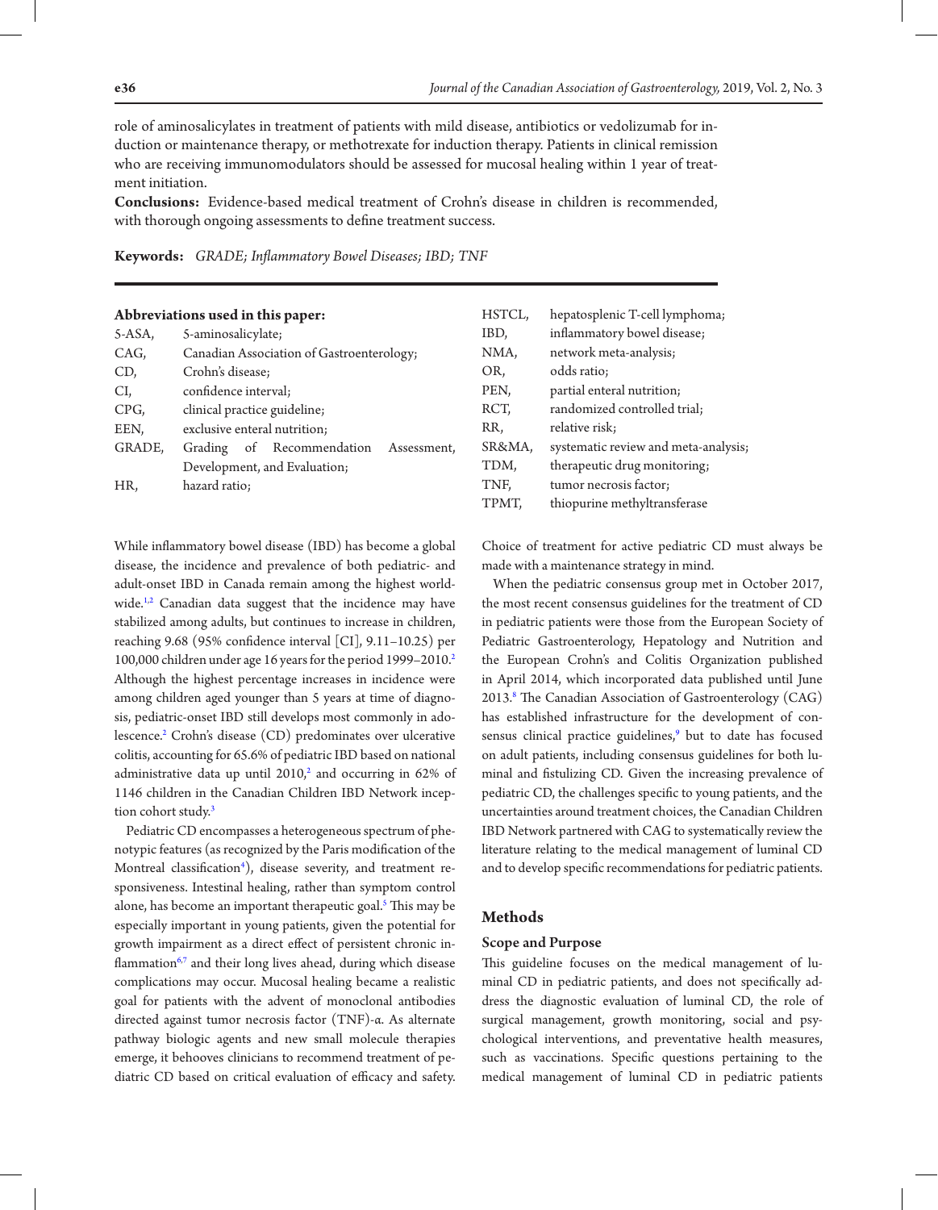role of aminosalicylates in treatment of patients with mild disease, antibiotics or vedolizumab for induction or maintenance therapy, or methotrexate for induction therapy. Patients in clinical remission who are receiving immunomodulators should be assessed for mucosal healing within 1 year of treatment initiation.

**Conclusions:** Evidence-based medical treatment of Crohn's disease in children is recommended, with thorough ongoing assessments to define treatment success.

**Keywords:** *GRADE; Inflammatory Bowel Diseases; IBD; TNF*

**Abbreviations used in this paper:**

| | |
|---|---|
| 5-ASA, | 5-aminosalicylate; |
| CAG, | Canadian Association of Gastroenterology; |
| CD, | Crohn's disease; |
| CI, | confidence interval; |
| CPG, | clinical practice guideline; |
| EEN, | exclusive enteral nutrition; |
| GRADE, | Grading of Recommendation Assessment, Development, and Evaluation; |
| HR, | hazard ratio; |
| HSTCL, | hepatosplenic T-cell lymphoma; |
| IBD, | inflammatory bowel disease; |
| NMA, | network meta-analysis; |
| OR, | odds ratio; |
| PEN, | partial enteral nutrition; |
| RCT, | randomized controlled trial; |
| RR, | relative risk; |
| SR&MA, | systematic review and meta-analysis; |
| TDM, | therapeutic drug monitoring; |
| TNF, | tumor necrosis factor; |
| TPMT, | thiopurine methyltransferase |

While inflammatory bowel disease (IBD) has become a global disease, the incidence and prevalence of both pediatric- and adult-onset IBD in Canada remain among the highest worldwide.[1,2] Canadian data suggest that the incidence may have stabilized among adults, but continues to increase in children, reaching 9.68 (95% confidence interval [CI], 9.11–10.25) per 100,000 children under age 16 years for the period 1999–2010.[2] Although the highest percentage increases in incidence were among children aged younger than 5 years at time of diagnosis, pediatric-onset IBD still develops most commonly in adolescence.[2] Crohn's disease (CD) predominates over ulcerative colitis, accounting for 65.6% of pediatric IBD based on national administrative data up until 2010,[2] and occurring in 62% of 1146 children in the Canadian Children IBD Network inception cohort study.[3]

Pediatric CD encompasses a heterogeneous spectrum of phenotypic features (as recognized by the Paris modification of the Montreal classification[4]), disease severity, and treatment responsiveness. Intestinal healing, rather than symptom control alone, has become an important therapeutic goal.[5] This may be especially important in young patients, given the potential for growth impairment as a direct effect of persistent chronic inflammation[6,7] and their long lives ahead, during which disease complications may occur. Mucosal healing became a realistic goal for patients with the advent of monoclonal antibodies directed against tumor necrosis factor (TNF)-α. As alternate pathway biologic agents and new small molecule therapies emerge, it behooves clinicians to recommend treatment of pediatric CD based on critical evaluation of efficacy and safety. Choice of treatment for active pediatric CD must always be made with a maintenance strategy in mind.

When the pediatric consensus group met in October 2017, the most recent consensus guidelines for the treatment of CD in pediatric patients were those from the European Society of Pediatric Gastroenterology, Hepatology and Nutrition and the European Crohn's and Colitis Organization published in April 2014, which incorporated data published until June 2013.[8] The Canadian Association of Gastroenterology (CAG) has established infrastructure for the development of consensus clinical practice guidelines,[9] but to date has focused on adult patients, including consensus guidelines for both luminal and fistulizing CD. Given the increasing prevalence of pediatric CD, the challenges specific to young patients, and the uncertainties around treatment choices, the Canadian Children IBD Network partnered with CAG to systematically review the literature relating to the medical management of luminal CD and to develop specific recommendations for pediatric patients.

## Methods

### Scope and Purpose

This guideline focuses on the medical management of luminal CD in pediatric patients, and does not specifically address the diagnostic evaluation of luminal CD, the role of surgical management, growth monitoring, social and psychological interventions, and preventative health measures, such as vaccinations. Specific questions pertaining to the medical management of luminal CD in pediatric patients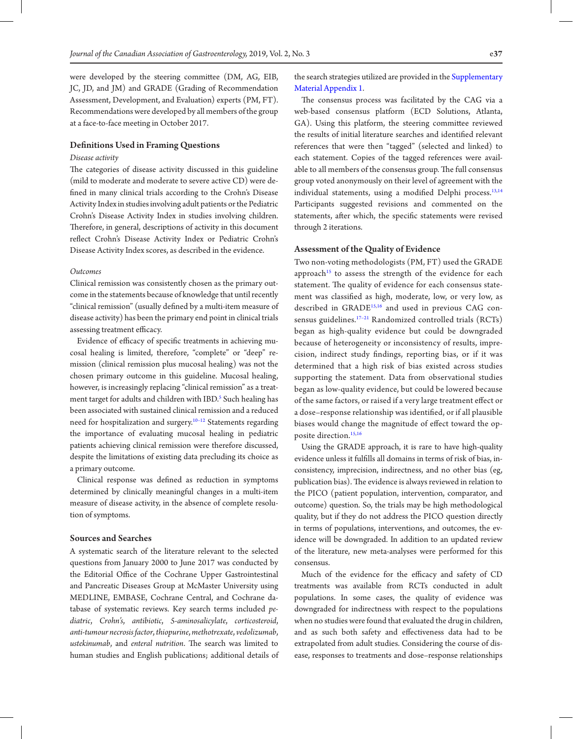were developed by the steering committee (DM, AG, EIB, JC, JD, and JM) and GRADE (Grading of Recommendation Assessment, Development, and Evaluation) experts (PM, FT). Recommendations were developed by all members of the group at a face-to-face meeting in October 2017.

### Definitions Used in Framing Questions

*Disease activity*

The categories of disease activity discussed in this guideline (mild to moderate and moderate to severe active CD) were defined in many clinical trials according to the Crohn's Disease Activity Index in studies involving adult patients or the Pediatric Crohn's Disease Activity Index in studies involving children. Therefore, in general, descriptions of activity in this document reflect Crohn's Disease Activity Index or Pediatric Crohn's Disease Activity Index scores, as described in the evidence.

*Outcomes*

Clinical remission was consistently chosen as the primary outcome in the statements because of knowledge that until recently "clinical remission" (usually defined by a multi-item measure of disease activity) has been the primary end point in clinical trials assessing treatment efficacy.

Evidence of efficacy of specific treatments in achieving mucosal healing is limited, therefore, "complete" or "deep" remission (clinical remission plus mucosal healing) was not the chosen primary outcome in this guideline. Mucosal healing, however, is increasingly replacing "clinical remission" as a treatment target for adults and children with IBD.[5] Such healing has been associated with sustained clinical remission and a reduced need for hospitalization and surgery.[10–12] Statements regarding the importance of evaluating mucosal healing in pediatric patients achieving clinical remission were therefore discussed, despite the limitations of existing data precluding its choice as a primary outcome.

Clinical response was defined as reduction in symptoms determined by clinically meaningful changes in a multi-item measure of disease activity, in the absence of complete resolution of symptoms.

### Sources and Searches

A systematic search of the literature relevant to the selected questions from January 2000 to June 2017 was conducted by the Editorial Office of the Cochrane Upper Gastrointestinal and Pancreatic Diseases Group at McMaster University using MEDLINE, EMBASE, Cochrane Central, and Cochrane database of systematic reviews. Key search terms included *pediatric*, *Crohn's*, *antibiotic*, *5-aminosalicylate*, *corticosteroid*, *anti-tumour necrosis factor*, *thiopurine*, *methotrexate*, *vedolizumab*, *ustekinumab*, and *enteral nutrition*. The search was limited to human studies and English publications; additional details of the search strategies utilized are provided in the Supplementary Material Appendix 1.

The consensus process was facilitated by the CAG via a web-based consensus platform (ECD Solutions, Atlanta, GA). Using this platform, the steering committee reviewed the results of initial literature searches and identified relevant references that were then "tagged" (selected and linked) to each statement. Copies of the tagged references were available to all members of the consensus group. The full consensus group voted anonymously on their level of agreement with the individual statements, using a modified Delphi process.[13,14] Participants suggested revisions and commented on the statements, after which, the specific statements were revised through 2 iterations.

### Assessment of the Quality of Evidence

Two non-voting methodologists (PM, FT) used the GRADE approach[15] to assess the strength of the evidence for each statement. The quality of evidence for each consensus statement was classified as high, moderate, low, or very low, as described in GRADE[15,16] and used in previous CAG consensus guidelines.[17–21] Randomized controlled trials (RCTs) began as high-quality evidence but could be downgraded because of heterogeneity or inconsistency of results, imprecision, indirect study findings, reporting bias, or if it was determined that a high risk of bias existed across studies supporting the statement. Data from observational studies began as low-quality evidence, but could be lowered because of the same factors, or raised if a very large treatment effect or a dose–response relationship was identified, or if all plausible biases would change the magnitude of effect toward the opposite direction.[15,16]

Using the GRADE approach, it is rare to have high-quality evidence unless it fulfills all domains in terms of risk of bias, inconsistency, imprecision, indirectness, and no other bias (eg, publication bias). The evidence is always reviewed in relation to the PICO (patient population, intervention, comparator, and outcome) question. So, the trials may be high methodological quality, but if they do not address the PICO question directly in terms of populations, interventions, and outcomes, the evidence will be downgraded. In addition to an updated review of the literature, new meta-analyses were performed for this consensus.

Much of the evidence for the efficacy and safety of CD treatments was available from RCTs conducted in adult populations. In some cases, the quality of evidence was downgraded for indirectness with respect to the populations when no studies were found that evaluated the drug in children, and as such both safety and effectiveness data had to be extrapolated from adult studies. Considering the course of disease, responses to treatments and dose–response relationships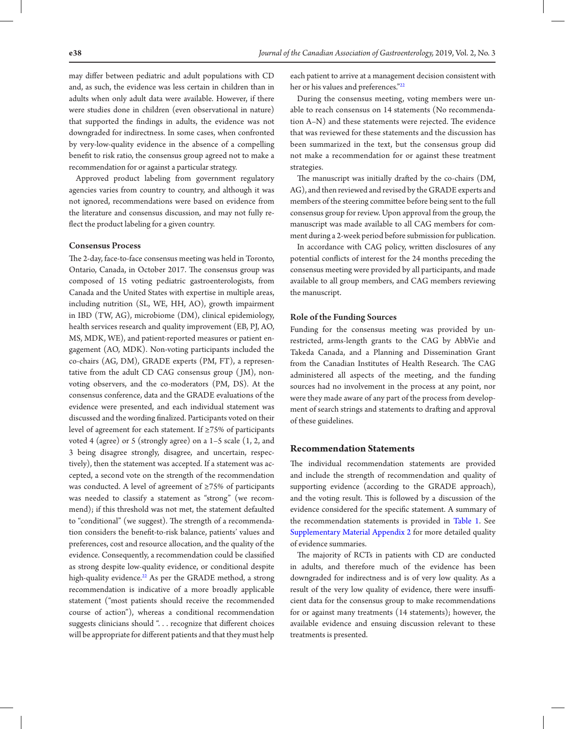may differ between pediatric and adult populations with CD and, as such, the evidence was less certain in children than in adults when only adult data were available. However, if there were studies done in children (even observational in nature) that supported the findings in adults, the evidence was not downgraded for indirectness. In some cases, when confronted by very-low-quality evidence in the absence of a compelling benefit to risk ratio, the consensus group agreed not to make a recommendation for or against a particular strategy.

Approved product labeling from government regulatory agencies varies from country to country, and although it was not ignored, recommendations were based on evidence from the literature and consensus discussion, and may not fully reflect the product labeling for a given country.

### Consensus Process

The 2-day, face-to-face consensus meeting was held in Toronto, Ontario, Canada, in October 2017. The consensus group was composed of 15 voting pediatric gastroenterologists, from Canada and the United States with expertise in multiple areas, including nutrition (SL, WE, HH, AO), growth impairment in IBD (TW, AG), microbiome (DM), clinical epidemiology, health services research and quality improvement (EB, PJ, AO, MS, MDK, WE), and patient-reported measures or patient engagement (AO, MDK). Non-voting participants included the co-chairs (AG, DM), GRADE experts (PM, FT), a representative from the adult CD CAG consensus group (JM), non-voting observers, and the co-moderators (PM, DS). At the consensus conference, data and the GRADE evaluations of the evidence were presented, and each individual statement was discussed and the wording finalized. Participants voted on their level of agreement for each statement. If ≥75% of participants voted 4 (agree) or 5 (strongly agree) on a 1–5 scale (1, 2, and 3 being disagree strongly, disagree, and uncertain, respectively), then the statement was accepted. If a statement was accepted, a second vote on the strength of the recommendation was conducted. A level of agreement of ≥75% of participants was needed to classify a statement as "strong" (we recommend); if this threshold was not met, the statement defaulted to "conditional" (we suggest). The strength of a recommendation considers the benefit-to-risk balance, patients' values and preferences, cost and resource allocation, and the quality of the evidence. Consequently, a recommendation could be classified as strong despite low-quality evidence, or conditional despite high-quality evidence.[22] As per the GRADE method, a strong recommendation is indicative of a more broadly applicable statement ("most patients should receive the recommended course of action"), whereas a conditional recommendation suggests clinicians should ". . . recognize that different choices will be appropriate for different patients and that they must help each patient to arrive at a management decision consistent with her or his values and preferences."[22]

During the consensus meeting, voting members were unable to reach consensus on 14 statements (No recommendation A–N) and these statements were rejected. The evidence that was reviewed for these statements and the discussion has been summarized in the text, but the consensus group did not make a recommendation for or against these treatment strategies.

The manuscript was initially drafted by the co-chairs (DM, AG), and then reviewed and revised by the GRADE experts and members of the steering committee before being sent to the full consensus group for review. Upon approval from the group, the manuscript was made available to all CAG members for comment during a 2-week period before submission for publication.

In accordance with CAG policy, written disclosures of any potential conflicts of interest for the 24 months preceding the consensus meeting were provided by all participants, and made available to all group members, and CAG members reviewing the manuscript.

### Role of the Funding Sources

Funding for the consensus meeting was provided by unrestricted, arms-length grants to the CAG by AbbVie and Takeda Canada, and a Planning and Dissemination Grant from the Canadian Institutes of Health Research. The CAG administered all aspects of the meeting, and the funding sources had no involvement in the process at any point, nor were they made aware of any part of the process from development of search strings and statements to drafting and approval of these guidelines.

## Recommendation Statements

The individual recommendation statements are provided and include the strength of recommendation and quality of supporting evidence (according to the GRADE approach), and the voting result. This is followed by a discussion of the evidence considered for the specific statement. A summary of the recommendation statements is provided in Table 1. See Supplementary Material Appendix 2 for more detailed quality of evidence summaries.

The majority of RCTs in patients with CD are conducted in adults, and therefore much of the evidence has been downgraded for indirectness and is of very low quality. As a result of the very low quality of evidence, there were insufficient data for the consensus group to make recommendations for or against many treatments (14 statements); however, the available evidence and ensuing discussion relevant to these treatments is presented.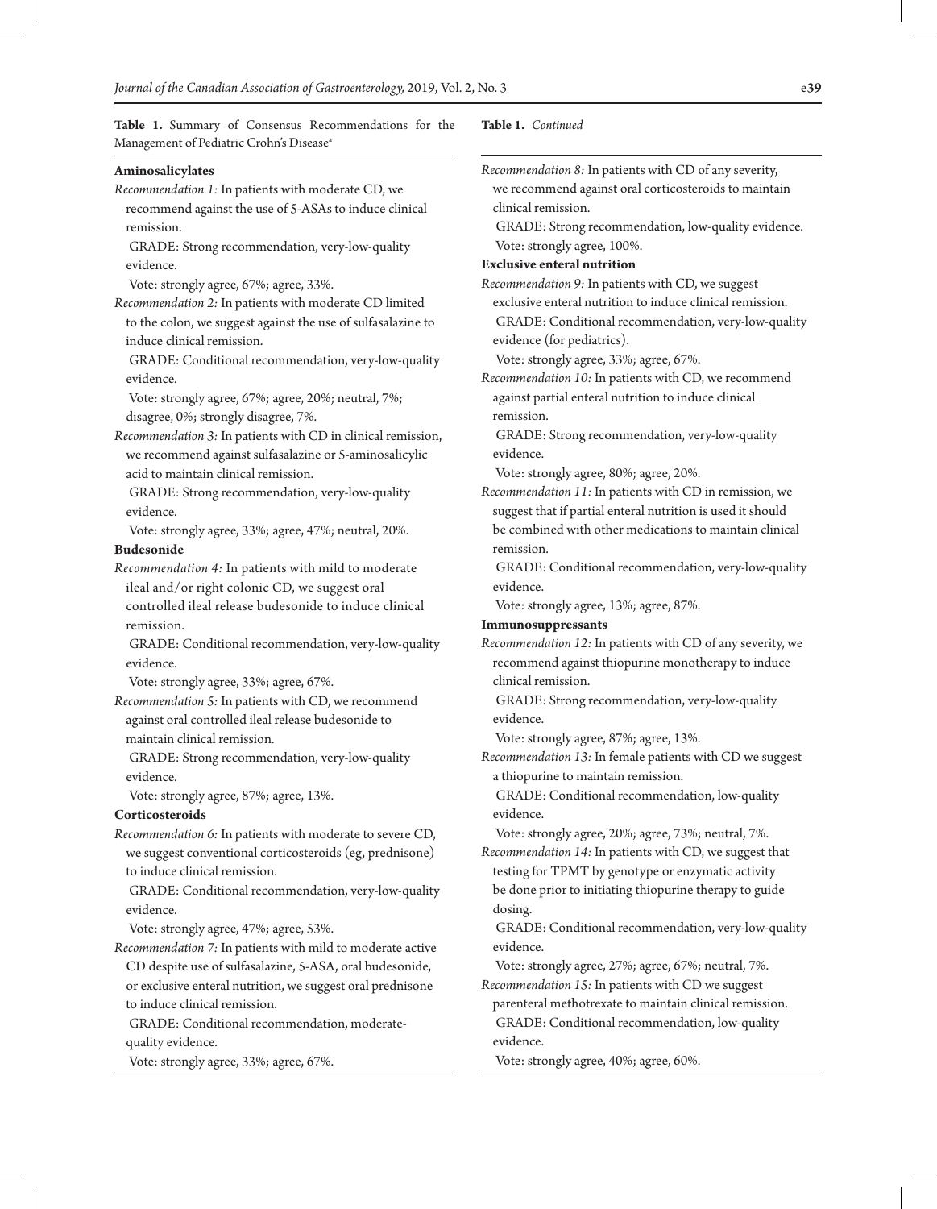**Table 1.** Summary of Consensus Recommendations for the Management of Pediatric Crohn's Disease[a]

**Aminosalicylates**

*Recommendation 1:* In patients with moderate CD, we recommend against the use of 5-ASAs to induce clinical remission.
GRADE: Strong recommendation, very-low-quality evidence.
Vote: strongly agree, 67%; agree, 33%.

*Recommendation 2:* In patients with moderate CD limited to the colon, we suggest against the use of sulfasalazine to induce clinical remission.
GRADE: Conditional recommendation, very-low-quality evidence.
Vote: strongly agree, 67%; agree, 20%; neutral, 7%; disagree, 0%; strongly disagree, 7%.

*Recommendation 3:* In patients with CD in clinical remission, we recommend against sulfasalazine or 5-aminosalicylic acid to maintain clinical remission.
GRADE: Strong recommendation, very-low-quality evidence.
Vote: strongly agree, 33%; agree, 47%; neutral, 20%.

**Budesonide**

*Recommendation 4:* In patients with mild to moderate ileal and/or right colonic CD, we suggest oral controlled ileal release budesonide to induce clinical remission.
GRADE: Conditional recommendation, very-low-quality evidence.
Vote: strongly agree, 33%; agree, 67%.

*Recommendation 5:* In patients with CD, we recommend against oral controlled ileal release budesonide to maintain clinical remission.
GRADE: Strong recommendation, very-low-quality evidence.
Vote: strongly agree, 87%; agree, 13%.

**Corticosteroids**

*Recommendation 6:* In patients with moderate to severe CD, we suggest conventional corticosteroids (eg, prednisone) to induce clinical remission.
GRADE: Conditional recommendation, very-low-quality evidence.
Vote: strongly agree, 47%; agree, 53%.

*Recommendation 7:* In patients with mild to moderate active CD despite use of sulfasalazine, 5-ASA, oral budesonide, or exclusive enteral nutrition, we suggest oral prednisone to induce clinical remission.
GRADE: Conditional recommendation, moderate-quality evidence.
Vote: strongly agree, 33%; agree, 67%.

**Table 1.** *Continued*

*Recommendation 8:* In patients with CD of any severity, we recommend against oral corticosteroids to maintain clinical remission.
GRADE: Strong recommendation, low-quality evidence.
Vote: strongly agree, 100%.

**Exclusive enteral nutrition**

*Recommendation 9:* In patients with CD, we suggest exclusive enteral nutrition to induce clinical remission.
GRADE: Conditional recommendation, very-low-quality evidence (for pediatrics).
Vote: strongly agree, 33%; agree, 67%.

*Recommendation 10:* In patients with CD, we recommend against partial enteral nutrition to induce clinical remission.
GRADE: Strong recommendation, very-low-quality evidence.
Vote: strongly agree, 80%; agree, 20%.

*Recommendation 11:* In patients with CD in remission, we suggest that if partial enteral nutrition is used it should be combined with other medications to maintain clinical remission.
GRADE: Conditional recommendation, very-low-quality evidence.
Vote: strongly agree, 13%; agree, 87%.

**Immunosuppressants**

*Recommendation 12:* In patients with CD of any severity, we recommend against thiopurine monotherapy to induce clinical remission.
GRADE: Strong recommendation, very-low-quality evidence.
Vote: strongly agree, 87%; agree, 13%.

*Recommendation 13:* In female patients with CD we suggest a thiopurine to maintain remission.
GRADE: Conditional recommendation, low-quality evidence.
Vote: strongly agree, 20%; agree, 73%; neutral, 7%.

*Recommendation 14:* In patients with CD, we suggest that testing for TPMT by genotype or enzymatic activity be done prior to initiating thiopurine therapy to guide dosing.
GRADE: Conditional recommendation, very-low-quality evidence.
Vote: strongly agree, 27%; agree, 67%; neutral, 7%.

*Recommendation 15:* In patients with CD we suggest parenteral methotrexate to maintain clinical remission.
GRADE: Conditional recommendation, low-quality evidence.
Vote: strongly agree, 40%; agree, 60%.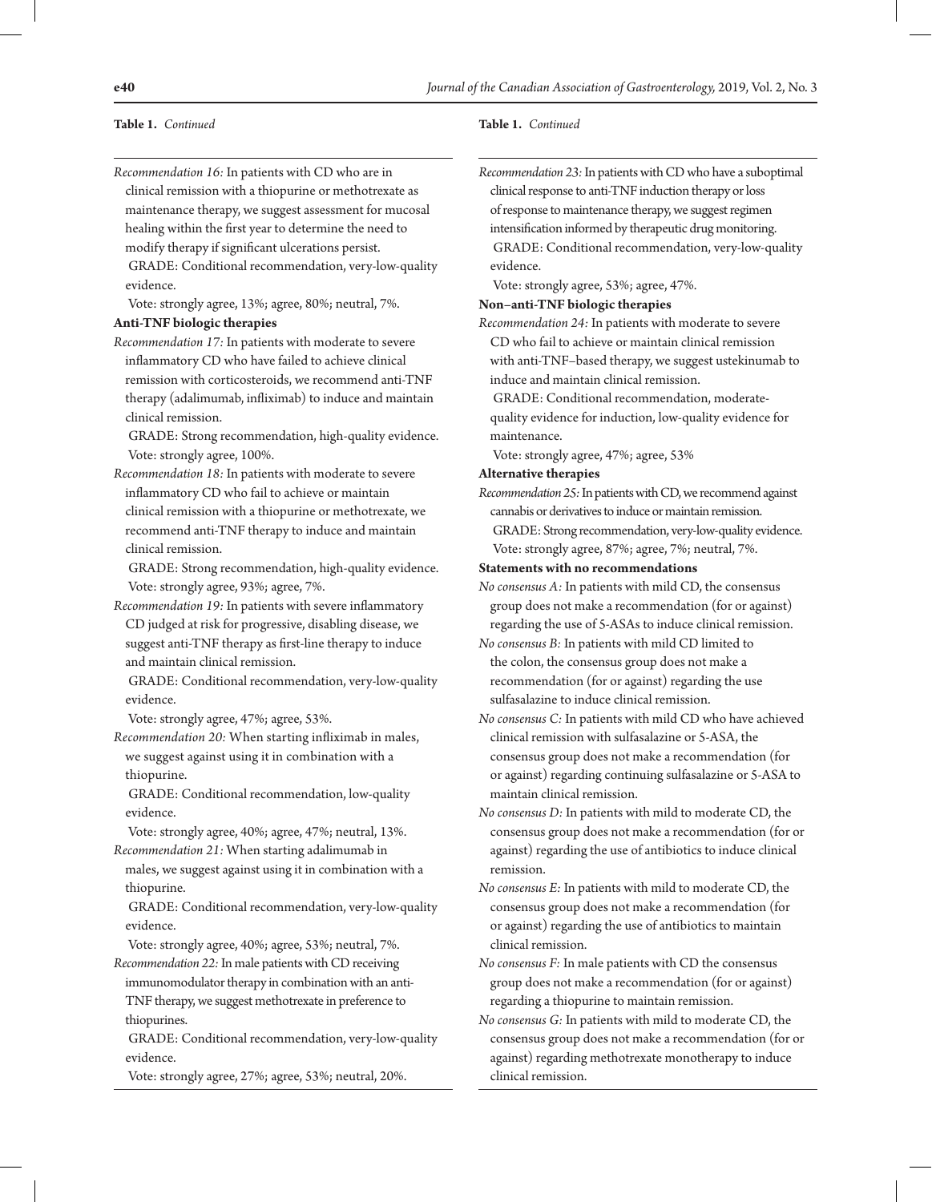**Table 1.** *Continued*

*Recommendation 16:* In patients with CD who are in clinical remission with a thiopurine or methotrexate as maintenance therapy, we suggest assessment for mucosal healing within the first year to determine the need to modify therapy if significant ulcerations persist.
GRADE: Conditional recommendation, very-low-quality evidence.
Vote: strongly agree, 13%; agree, 80%; neutral, 7%.

**Anti-TNF biologic therapies**

*Recommendation 17:* In patients with moderate to severe inflammatory CD who have failed to achieve clinical remission with corticosteroids, we recommend anti-TNF therapy (adalimumab, infliximab) to induce and maintain clinical remission.
GRADE: Strong recommendation, high-quality evidence.
Vote: strongly agree, 100%.

*Recommendation 18:* In patients with moderate to severe inflammatory CD who fail to achieve or maintain clinical remission with a thiopurine or methotrexate, we recommend anti-TNF therapy to induce and maintain clinical remission.
GRADE: Strong recommendation, high-quality evidence.
Vote: strongly agree, 93%; agree, 7%.

*Recommendation 19:* In patients with severe inflammatory CD judged at risk for progressive, disabling disease, we suggest anti-TNF therapy as first-line therapy to induce and maintain clinical remission.
GRADE: Conditional recommendation, very-low-quality evidence.
Vote: strongly agree, 47%; agree, 53%.

*Recommendation 20:* When starting infliximab in males, we suggest against using it in combination with a thiopurine.
GRADE: Conditional recommendation, low-quality evidence.
Vote: strongly agree, 40%; agree, 47%; neutral, 13%.

*Recommendation 21:* When starting adalimumab in males, we suggest against using it in combination with a thiopurine.
GRADE: Conditional recommendation, very-low-quality evidence.
Vote: strongly agree, 40%; agree, 53%; neutral, 7%.

*Recommendation 22:* In male patients with CD receiving immunomodulator therapy in combination with an anti-TNF therapy, we suggest methotrexate in preference to thiopurines.
GRADE: Conditional recommendation, very-low-quality evidence.
Vote: strongly agree, 27%; agree, 53%; neutral, 20%.

*Recommendation 23:* In patients with CD who have a suboptimal clinical response to anti-TNF induction therapy or loss of response to maintenance therapy, we suggest regimen intensification informed by therapeutic drug monitoring.
GRADE: Conditional recommendation, very-low-quality evidence.
Vote: strongly agree, 53%; agree, 47%.

**Non–anti-TNF biologic therapies**

*Recommendation 24:* In patients with moderate to severe CD who fail to achieve or maintain clinical remission with anti-TNF–based therapy, we suggest ustekinumab to induce and maintain clinical remission.
GRADE: Conditional recommendation, moderate-quality evidence for induction, low-quality evidence for maintenance.
Vote: strongly agree, 47%; agree, 53%

**Alternative therapies**

*Recommendation 25:* In patients with CD, we recommend against cannabis or derivatives to induce or maintain remission.
GRADE: Strong recommendation, very-low-quality evidence.
Vote: strongly agree, 87%; agree, 7%; neutral, 7%.

**Statements with no recommendations**

*No consensus A:* In patients with mild CD, the consensus group does not make a recommendation (for or against) regarding the use of 5-ASAs to induce clinical remission.

*No consensus B:* In patients with mild CD limited to the colon, the consensus group does not make a recommendation (for or against) regarding the use sulfasalazine to induce clinical remission.

*No consensus C:* In patients with mild CD who have achieved clinical remission with sulfasalazine or 5-ASA, the consensus group does not make a recommendation (for or against) regarding continuing sulfasalazine or 5-ASA to maintain clinical remission.

*No consensus D:* In patients with mild to moderate CD, the consensus group does not make a recommendation (for or against) regarding the use of antibiotics to induce clinical remission.

*No consensus E:* In patients with mild to moderate CD, the consensus group does not make a recommendation (for or against) regarding the use of antibiotics to maintain clinical remission.

*No consensus F:* In male patients with CD the consensus group does not make a recommendation (for or against) regarding a thiopurine to maintain remission.

*No consensus G:* In patients with mild to moderate CD, the consensus group does not make a recommendation (for or against) regarding methotrexate monotherapy to induce clinical remission.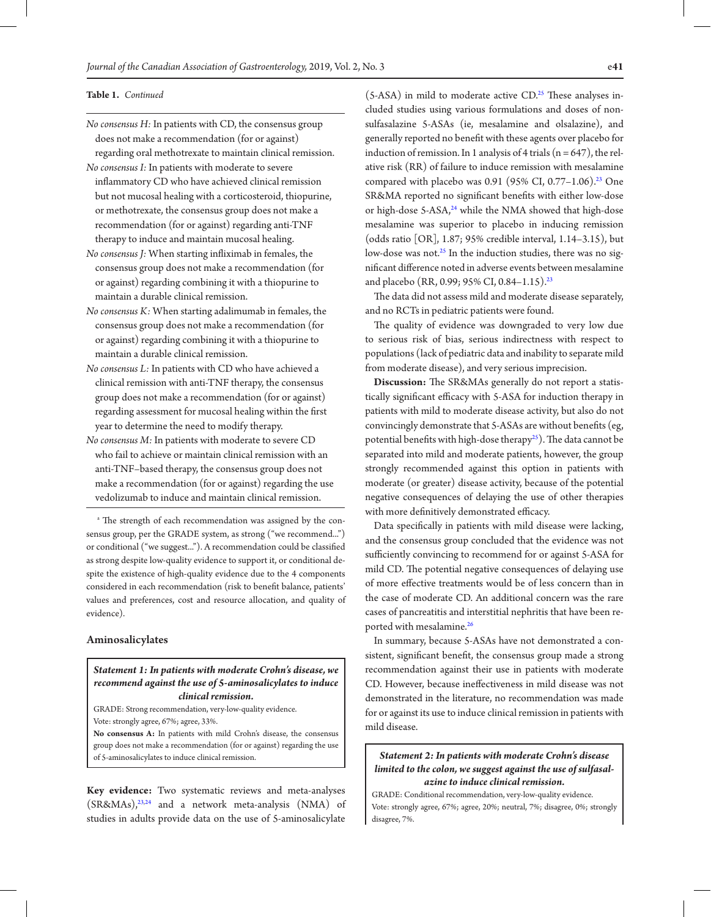**Table 1.** *Continued*

*No consensus H:* In patients with CD, the consensus group does not make a recommendation (for or against) regarding oral methotrexate to maintain clinical remission.

*No consensus I:* In patients with moderate to severe inflammatory CD who have achieved clinical remission but not mucosal healing with a corticosteroid, thiopurine, or methotrexate, the consensus group does not make a recommendation (for or against) regarding anti-TNF therapy to induce and maintain mucosal healing.

*No consensus J:* When starting infliximab in females, the consensus group does not make a recommendation (for or against) regarding combining it with a thiopurine to maintain a durable clinical remission.

*No consensus K:* When starting adalimumab in females, the consensus group does not make a recommendation (for or against) regarding combining it with a thiopurine to maintain a durable clinical remission.

*No consensus L:* In patients with CD who have achieved a clinical remission with anti-TNF therapy, the consensus group does not make a recommendation (for or against) regarding assessment for mucosal healing within the first year to determine the need to modify therapy.

*No consensus M:* In patients with moderate to severe CD who fail to achieve or maintain clinical remission with an anti-TNF–based therapy, the consensus group does not make a recommendation (for or against) regarding the use vedolizumab to induce and maintain clinical remission.

[a] The strength of each recommendation was assigned by the consensus group, per the GRADE system, as strong ("we recommend...") or conditional ("we suggest..."). A recommendation could be classified as strong despite low-quality evidence to support it, or conditional despite the existence of high-quality evidence due to the 4 components considered in each recommendation (risk to benefit balance, patients' values and preferences, cost and resource allocation, and quality of evidence).

## Aminosalicylates

> ***Statement 1: In patients with moderate Crohn's disease, we recommend against the use of 5-aminosalicylates to induce clinical remission.***
>
> GRADE: Strong recommendation, very-low-quality evidence.
> Vote: strongly agree, 67%; agree, 33%.
>
> **No consensus A:** In patients with mild Crohn's disease, the consensus group does not make a recommendation (for or against) regarding the use of 5-aminosalicylates to induce clinical remission.

**Key evidence:** Two systematic reviews and meta-analyses (SR&MAs),[23,24] and a network meta-analysis (NMA) of studies in adults provide data on the use of 5-aminosalicylate (5-ASA) in mild to moderate active CD.[25] These analyses included studies using various formulations and doses of non-sulfasalazine 5-ASAs (ie, mesalamine and olsalazine), and generally reported no benefit with these agents over placebo for induction of remission. In 1 analysis of 4 trials (n = 647), the relative risk (RR) of failure to induce remission with mesalamine compared with placebo was 0.91 (95% CI, 0.77–1.06).[23] One SR&MA reported no significant benefits with either low-dose or high-dose 5-ASA,[24] while the NMA showed that high-dose mesalamine was superior to placebo in inducing remission (odds ratio [OR], 1.87; 95% credible interval, 1.14–3.15), but low-dose was not.[25] In the induction studies, there was no significant difference noted in adverse events between mesalamine and placebo (RR, 0.99; 95% CI, 0.84–1.15).[23]

The data did not assess mild and moderate disease separately, and no RCTs in pediatric patients were found.

The quality of evidence was downgraded to very low due to serious risk of bias, serious indirectness with respect to populations (lack of pediatric data and inability to separate mild from moderate disease), and very serious imprecision.

**Discussion:** The SR&MAs generally do not report a statistically significant efficacy with 5-ASA for induction therapy in patients with mild to moderate disease activity, but also do not convincingly demonstrate that 5-ASAs are without benefits (eg, potential benefits with high-dose therapy[25]). The data cannot be separated into mild and moderate patients, however, the group strongly recommended against this option in patients with moderate (or greater) disease activity, because of the potential negative consequences of delaying the use of other therapies with more definitively demonstrated efficacy.

Data specifically in patients with mild disease were lacking, and the consensus group concluded that the evidence was not sufficiently convincing to recommend for or against 5-ASA for mild CD. The potential negative consequences of delaying use of more effective treatments would be of less concern than in the case of moderate CD. An additional concern was the rare cases of pancreatitis and interstitial nephritis that have been reported with mesalamine.[26]

In summary, because 5-ASAs have not demonstrated a consistent, significant benefit, the consensus group made a strong recommendation against their use in patients with moderate CD. However, because ineffectiveness in mild disease was not demonstrated in the literature, no recommendation was made for or against its use to induce clinical remission in patients with mild disease.

> ***Statement 2: In patients with moderate Crohn's disease limited to the colon, we suggest against the use of sulfasalazine to induce clinical remission.***
>
> GRADE: Conditional recommendation, very-low-quality evidence.
> Vote: strongly agree, 67%; agree, 20%; neutral, 7%; disagree, 0%; strongly disagree, 7%.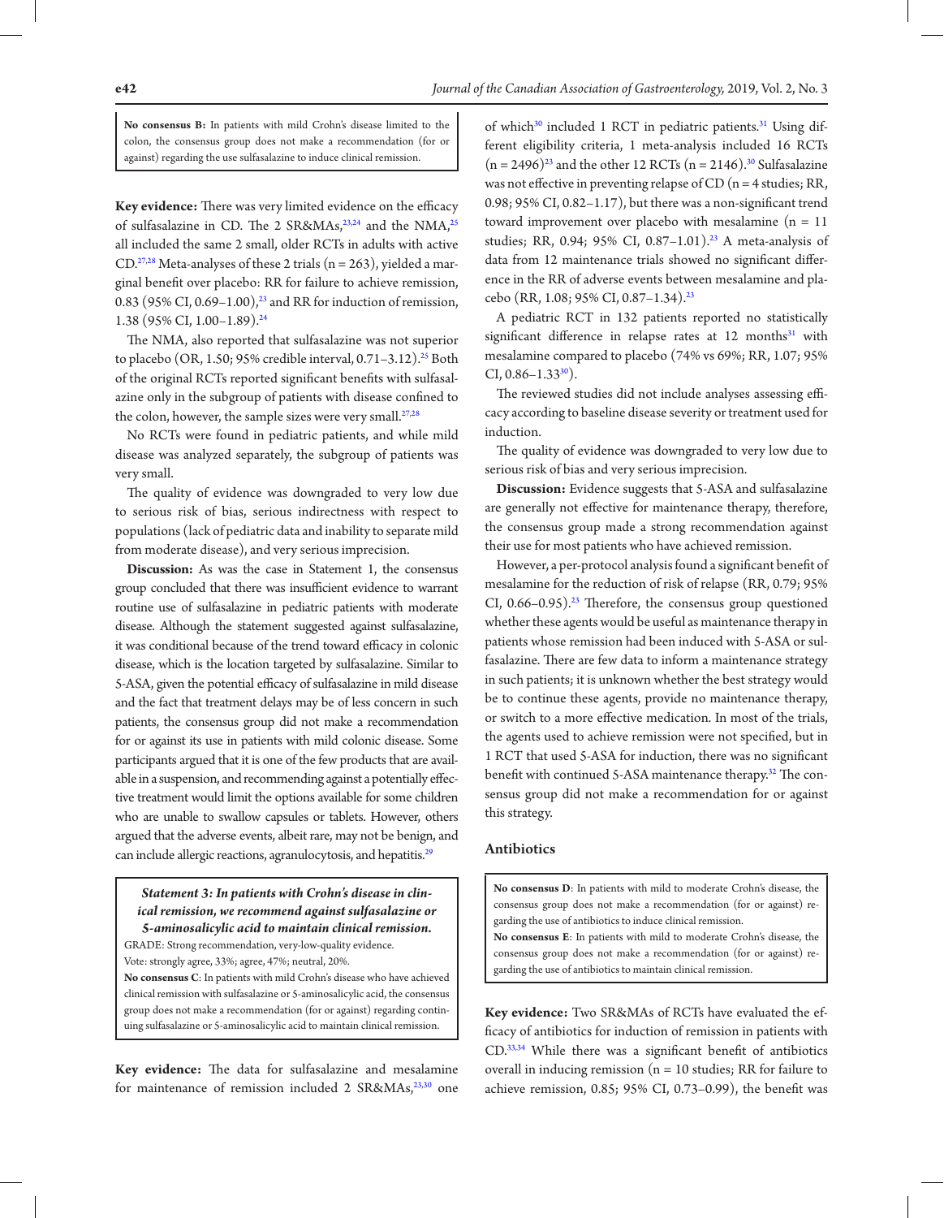**No consensus B:** In patients with mild Crohn's disease limited to the colon, the consensus group does not make a recommendation (for or against) regarding the use sulfasalazine to induce clinical remission.

**Key evidence:** There was very limited evidence on the efficacy of sulfasalazine in CD. The 2 SR&MAs,[23,24] and the NMA,[25] all included the same 2 small, older RCTs in adults with active CD.[27,28] Meta-analyses of these 2 trials (n = 263), yielded a marginal benefit over placebo: RR for failure to achieve remission, 0.83 (95% CI, 0.69–1.00),[23] and RR for induction of remission, 1.38 (95% CI, 1.00–1.89).[24]

The NMA, also reported that sulfasalazine was not superior to placebo (OR, 1.50; 95% credible interval, 0.71–3.12).[25] Both of the original RCTs reported significant benefits with sulfasalazine only in the subgroup of patients with disease confined to the colon, however, the sample sizes were very small.[27,28]

No RCTs were found in pediatric patients, and while mild disease was analyzed separately, the subgroup of patients was very small.

The quality of evidence was downgraded to very low due to serious risk of bias, serious indirectness with respect to populations (lack of pediatric data and inability to separate mild from moderate disease), and very serious imprecision.

**Discussion:** As was the case in Statement 1, the consensus group concluded that there was insufficient evidence to warrant routine use of sulfasalazine in pediatric patients with moderate disease. Although the statement suggested against sulfasalazine, it was conditional because of the trend toward efficacy in colonic disease, which is the location targeted by sulfasalazine. Similar to 5-ASA, given the potential efficacy of sulfasalazine in mild disease and the fact that treatment delays may be of less concern in such patients, the consensus group did not make a recommendation for or against its use in patients with mild colonic disease. Some participants argued that it is one of the few products that are available in a suspension, and recommending against a potentially effective treatment would limit the options available for some children who are unable to swallow capsules or tablets. However, others argued that the adverse events, albeit rare, may not be benign, and can include allergic reactions, agranulocytosis, and hepatitis.[29]

***Statement 3: In patients with Crohn's disease in clinical remission, we recommend against sulfasalazine or 5-aminosalicylic acid to maintain clinical remission.***

GRADE: Strong recommendation, very-low-quality evidence.

Vote: strongly agree, 33%; agree, 47%; neutral, 20%.

**No consensus C**: In patients with mild Crohn's disease who have achieved clinical remission with sulfasalazine or 5-aminosalicylic acid, the consensus group does not make a recommendation (for or against) regarding continuing sulfasalazine or 5-aminosalicylic acid to maintain clinical remission.

**Key evidence:** The data for sulfasalazine and mesalamine for maintenance of remission included 2 SR&MAs,[23,30] one of which[30] included 1 RCT in pediatric patients.[31] Using different eligibility criteria, 1 meta-analysis included 16 RCTs (n = 2496)[23] and the other 12 RCTs (n = 2146).[30] Sulfasalazine was not effective in preventing relapse of CD (n = 4 studies; RR, 0.98; 95% CI, 0.82–1.17), but there was a non-significant trend toward improvement over placebo with mesalamine (n = 11 studies; RR, 0.94; 95% CI, 0.87–1.01).[23] A meta-analysis of data from 12 maintenance trials showed no significant difference in the RR of adverse events between mesalamine and placebo (RR, 1.08; 95% CI, 0.87–1.34).[23]

A pediatric RCT in 132 patients reported no statistically significant difference in relapse rates at 12 months[31] with mesalamine compared to placebo (74% vs 69%; RR, 1.07; 95% CI, 0.86–1.33[30]).

The reviewed studies did not include analyses assessing efficacy according to baseline disease severity or treatment used for induction.

The quality of evidence was downgraded to very low due to serious risk of bias and very serious imprecision.

**Discussion:** Evidence suggests that 5-ASA and sulfasalazine are generally not effective for maintenance therapy, therefore, the consensus group made a strong recommendation against their use for most patients who have achieved remission.

However, a per-protocol analysis found a significant benefit of mesalamine for the reduction of risk of relapse (RR, 0.79; 95% CI, 0.66–0.95).[23] Therefore, the consensus group questioned whether these agents would be useful as maintenance therapy in patients whose remission had been induced with 5-ASA or sulfasalazine. There are few data to inform a maintenance strategy in such patients; it is unknown whether the best strategy would be to continue these agents, provide no maintenance therapy, or switch to a more effective medication. In most of the trials, the agents used to achieve remission were not specified, but in 1 RCT that used 5-ASA for induction, there was no significant benefit with continued 5-ASA maintenance therapy.[32] The consensus group did not make a recommendation for or against this strategy.

## Antibiotics

**No consensus D**: In patients with mild to moderate Crohn's disease, the consensus group does not make a recommendation (for or against) regarding the use of antibiotics to induce clinical remission.

**No consensus E**: In patients with mild to moderate Crohn's disease, the consensus group does not make a recommendation (for or against) regarding the use of antibiotics to maintain clinical remission.

**Key evidence:** Two SR&MAs of RCTs have evaluated the efficacy of antibiotics for induction of remission in patients with CD.[33,34] While there was a significant benefit of antibiotics overall in inducing remission (n = 10 studies; RR for failure to achieve remission, 0.85; 95% CI, 0.73–0.99), the benefit was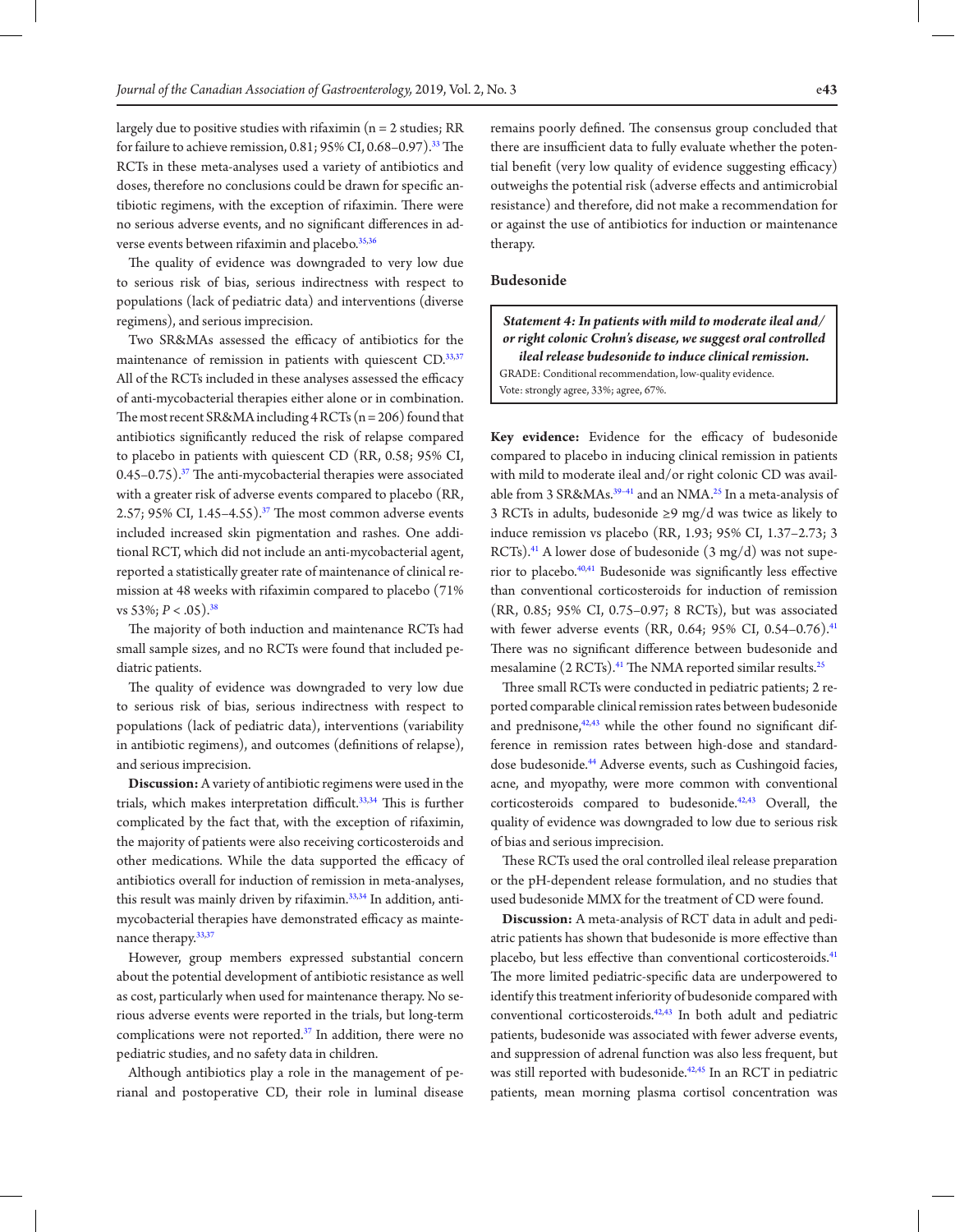largely due to positive studies with rifaximin (n = 2 studies; RR for failure to achieve remission, 0.81; 95% CI, 0.68–0.97).[33] The RCTs in these meta-analyses used a variety of antibiotics and doses, therefore no conclusions could be drawn for specific antibiotic regimens, with the exception of rifaximin. There were no serious adverse events, and no significant differences in adverse events between rifaximin and placebo.[35,36]

The quality of evidence was downgraded to very low due to serious risk of bias, serious indirectness with respect to populations (lack of pediatric data) and interventions (diverse regimens), and serious imprecision.

Two SR&MAs assessed the efficacy of antibiotics for the maintenance of remission in patients with quiescent CD.[33,37] All of the RCTs included in these analyses assessed the efficacy of anti-mycobacterial therapies either alone or in combination. The most recent SR&MA including 4 RCTs (n = 206) found that antibiotics significantly reduced the risk of relapse compared to placebo in patients with quiescent CD (RR, 0.58; 95% CI, 0.45–0.75).[37] The anti-mycobacterial therapies were associated with a greater risk of adverse events compared to placebo (RR, 2.57; 95% CI, 1.45–4.55).[37] The most common adverse events included increased skin pigmentation and rashes. One additional RCT, which did not include an anti-mycobacterial agent, reported a statistically greater rate of maintenance of clinical remission at 48 weeks with rifaximin compared to placebo (71% vs 53%; $P < .05$).[38]

The majority of both induction and maintenance RCTs had small sample sizes, and no RCTs were found that included pediatric patients.

The quality of evidence was downgraded to very low due to serious risk of bias, serious indirectness with respect to populations (lack of pediatric data), interventions (variability in antibiotic regimens), and outcomes (definitions of relapse), and serious imprecision.

**Discussion:** A variety of antibiotic regimens were used in the trials, which makes interpretation difficult.[33,34] This is further complicated by the fact that, with the exception of rifaximin, the majority of patients were also receiving corticosteroids and other medications. While the data supported the efficacy of antibiotics overall for induction of remission in meta-analyses, this result was mainly driven by rifaximin.[33,34] In addition, anti-mycobacterial therapies have demonstrated efficacy as maintenance therapy.[33,37]

However, group members expressed substantial concern about the potential development of antibiotic resistance as well as cost, particularly when used for maintenance therapy. No serious adverse events were reported in the trials, but long-term complications were not reported.[37] In addition, there were no pediatric studies, and no safety data in children.

Although antibiotics play a role in the management of perianal and postoperative CD, their role in luminal disease remains poorly defined. The consensus group concluded that there are insufficient data to fully evaluate whether the potential benefit (very low quality of evidence suggesting efficacy) outweighs the potential risk (adverse effects and antimicrobial resistance) and therefore, did not make a recommendation for or against the use of antibiotics for induction or maintenance therapy.

## Budesonide

> ***Statement 4: In patients with mild to moderate ileal and/or right colonic Crohn's disease, we suggest oral controlled ileal release budesonide to induce clinical remission.***
> GRADE: Conditional recommendation, low-quality evidence.
> Vote: strongly agree, 33%; agree, 67%.

**Key evidence:** Evidence for the efficacy of budesonide compared to placebo in inducing clinical remission in patients with mild to moderate ileal and/or right colonic CD was available from 3 SR&MAs.[39–41] and an NMA.[25] In a meta-analysis of 3 RCTs in adults, budesonide ≥9 mg/d was twice as likely to induce remission vs placebo (RR, 1.93; 95% CI, 1.37–2.73; 3 RCTs).[41] A lower dose of budesonide (3 mg/d) was not superior to placebo.[40,41] Budesonide was significantly less effective than conventional corticosteroids for induction of remission (RR, 0.85; 95% CI, 0.75–0.97; 8 RCTs), but was associated with fewer adverse events (RR, 0.64; 95% CI, 0.54–0.76).[41] There was no significant difference between budesonide and mesalamine (2 RCTs).[41] The NMA reported similar results.[25]

Three small RCTs were conducted in pediatric patients; 2 reported comparable clinical remission rates between budesonide and prednisone,[42,43] while the other found no significant difference in remission rates between high-dose and standard-dose budesonide.[44] Adverse events, such as Cushingoid facies, acne, and myopathy, were more common with conventional corticosteroids compared to budesonide.[42,43] Overall, the quality of evidence was downgraded to low due to serious risk of bias and serious imprecision.

These RCTs used the oral controlled ileal release preparation or the pH-dependent release formulation, and no studies that used budesonide MMX for the treatment of CD were found.

**Discussion:** A meta-analysis of RCT data in adult and pediatric patients has shown that budesonide is more effective than placebo, but less effective than conventional corticosteroids.[41] The more limited pediatric-specific data are underpowered to identify this treatment inferiority of budesonide compared with conventional corticosteroids.[42,43] In both adult and pediatric patients, budesonide was associated with fewer adverse events, and suppression of adrenal function was also less frequent, but was still reported with budesonide.[42,45] In an RCT in pediatric patients, mean morning plasma cortisol concentration was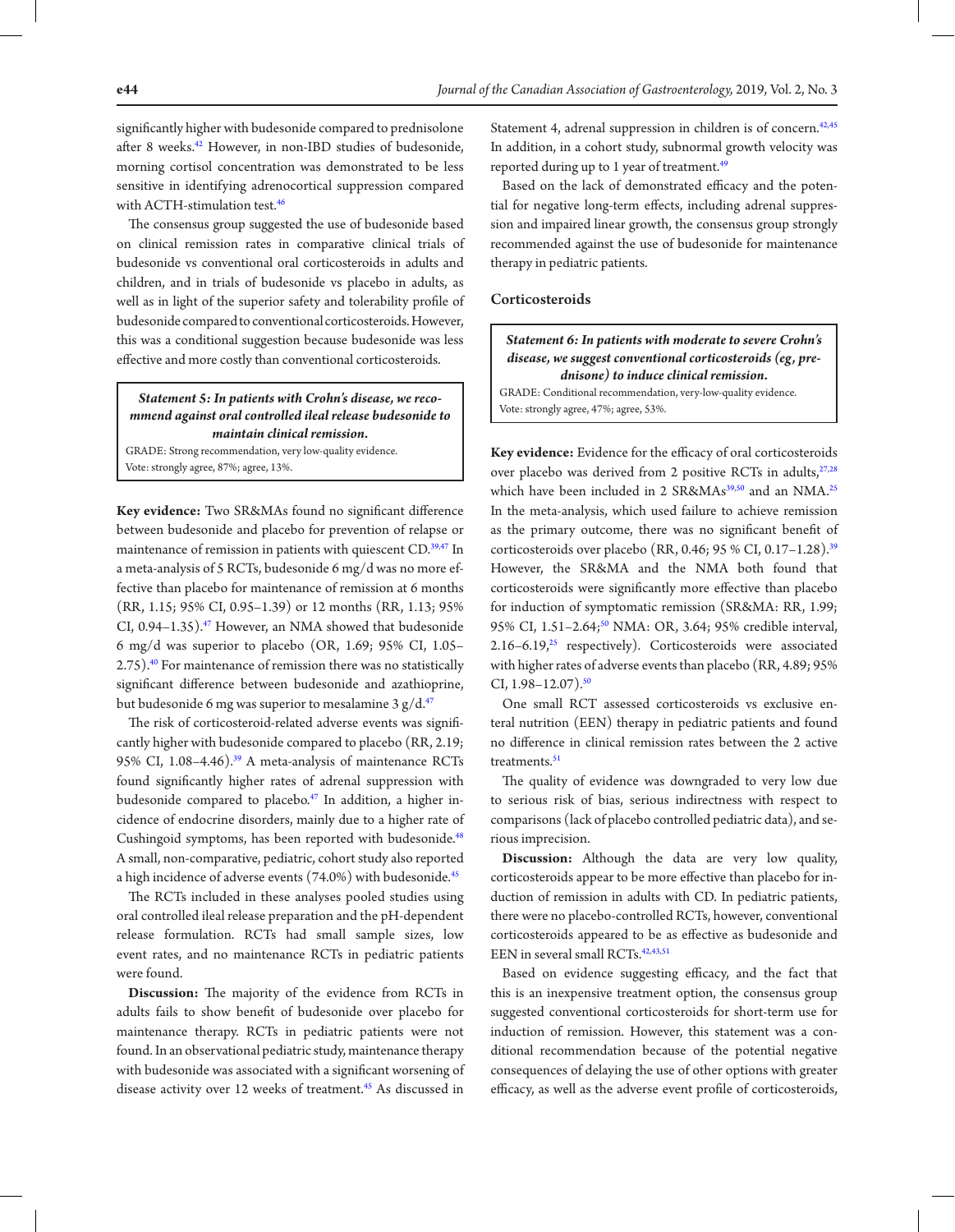significantly higher with budesonide compared to prednisolone after 8 weeks.[42] However, in non-IBD studies of budesonide, morning cortisol concentration was demonstrated to be less sensitive in identifying adrenocortical suppression compared with ACTH-stimulation test.[46]

The consensus group suggested the use of budesonide based on clinical remission rates in comparative clinical trials of budesonide vs conventional oral corticosteroids in adults and children, and in trials of budesonide vs placebo in adults, as well as in light of the superior safety and tolerability profile of budesonide compared to conventional corticosteroids. However, this was a conditional suggestion because budesonide was less effective and more costly than conventional corticosteroids.

> ***Statement 5: In patients with Crohn's disease, we recommend against oral controlled ileal release budesonide to maintain clinical remission.***
> GRADE: Strong recommendation, very low-quality evidence.
> Vote: strongly agree, 87%; agree, 13%.

**Key evidence:** Two SR&MAs found no significant difference between budesonide and placebo for prevention of relapse or maintenance of remission in patients with quiescent CD.[39,47] In a meta-analysis of 5 RCTs, budesonide 6 mg/d was no more effective than placebo for maintenance of remission at 6 months (RR, 1.15; 95% CI, 0.95–1.39) or 12 months (RR, 1.13; 95% CI, 0.94–1.35).[47] However, an NMA showed that budesonide 6 mg/d was superior to placebo (OR, 1.69; 95% CI, 1.05–2.75).[40] For maintenance of remission there was no statistically significant difference between budesonide and azathioprine, but budesonide 6 mg was superior to mesalamine 3 g/d.[47]

The risk of corticosteroid-related adverse events was significantly higher with budesonide compared to placebo (RR, 2.19; 95% CI, 1.08–4.46).[39] A meta-analysis of maintenance RCTs found significantly higher rates of adrenal suppression with budesonide compared to placebo.[47] In addition, a higher incidence of endocrine disorders, mainly due to a higher rate of Cushingoid symptoms, has been reported with budesonide.[48] A small, non-comparative, pediatric, cohort study also reported a high incidence of adverse events (74.0%) with budesonide.[45]

The RCTs included in these analyses pooled studies using oral controlled ileal release preparation and the pH-dependent release formulation. RCTs had small sample sizes, low event rates, and no maintenance RCTs in pediatric patients were found.

**Discussion:** The majority of the evidence from RCTs in adults fails to show benefit of budesonide over placebo for maintenance therapy. RCTs in pediatric patients were not found. In an observational pediatric study, maintenance therapy with budesonide was associated with a significant worsening of disease activity over 12 weeks of treatment.[45] As discussed in Statement 4, adrenal suppression in children is of concern.[42,45] In addition, in a cohort study, subnormal growth velocity was reported during up to 1 year of treatment.[49]

Based on the lack of demonstrated efficacy and the potential for negative long-term effects, including adrenal suppression and impaired linear growth, the consensus group strongly recommended against the use of budesonide for maintenance therapy in pediatric patients.

### Corticosteroids

> ***Statement 6: In patients with moderate to severe Crohn's disease, we suggest conventional corticosteroids (eg, prednisone) to induce clinical remission.***
> GRADE: Conditional recommendation, very-low-quality evidence.
> Vote: strongly agree, 47%; agree, 53%.

**Key evidence:** Evidence for the efficacy of oral corticosteroids over placebo was derived from 2 positive RCTs in adults,[27,28] which have been included in 2 SR&MAs[39,50] and an NMA.[25] In the meta-analysis, which used failure to achieve remission as the primary outcome, there was no significant benefit of corticosteroids over placebo (RR, 0.46; 95 % CI, 0.17–1.28).[39] However, the SR&MA and the NMA both found that corticosteroids were significantly more effective than placebo for induction of symptomatic remission (SR&MA: RR, 1.99; 95% CI, 1.51–2.64;[50] NMA: OR, 3.64; 95% credible interval, 2.16–6.19,[25] respectively). Corticosteroids were associated with higher rates of adverse events than placebo (RR, 4.89; 95% CI, 1.98–12.07).[50]

One small RCT assessed corticosteroids vs exclusive enteral nutrition (EEN) therapy in pediatric patients and found no difference in clinical remission rates between the 2 active treatments.[51]

The quality of evidence was downgraded to very low due to serious risk of bias, serious indirectness with respect to comparisons (lack of placebo controlled pediatric data), and serious imprecision.

**Discussion:** Although the data are very low quality, corticosteroids appear to be more effective than placebo for induction of remission in adults with CD. In pediatric patients, there were no placebo-controlled RCTs, however, conventional corticosteroids appeared to be as effective as budesonide and EEN in several small RCTs.[42,43,51]

Based on evidence suggesting efficacy, and the fact that this is an inexpensive treatment option, the consensus group suggested conventional corticosteroids for short-term use for induction of remission. However, this statement was a conditional recommendation because of the potential negative consequences of delaying the use of other options with greater efficacy, as well as the adverse event profile of corticosteroids,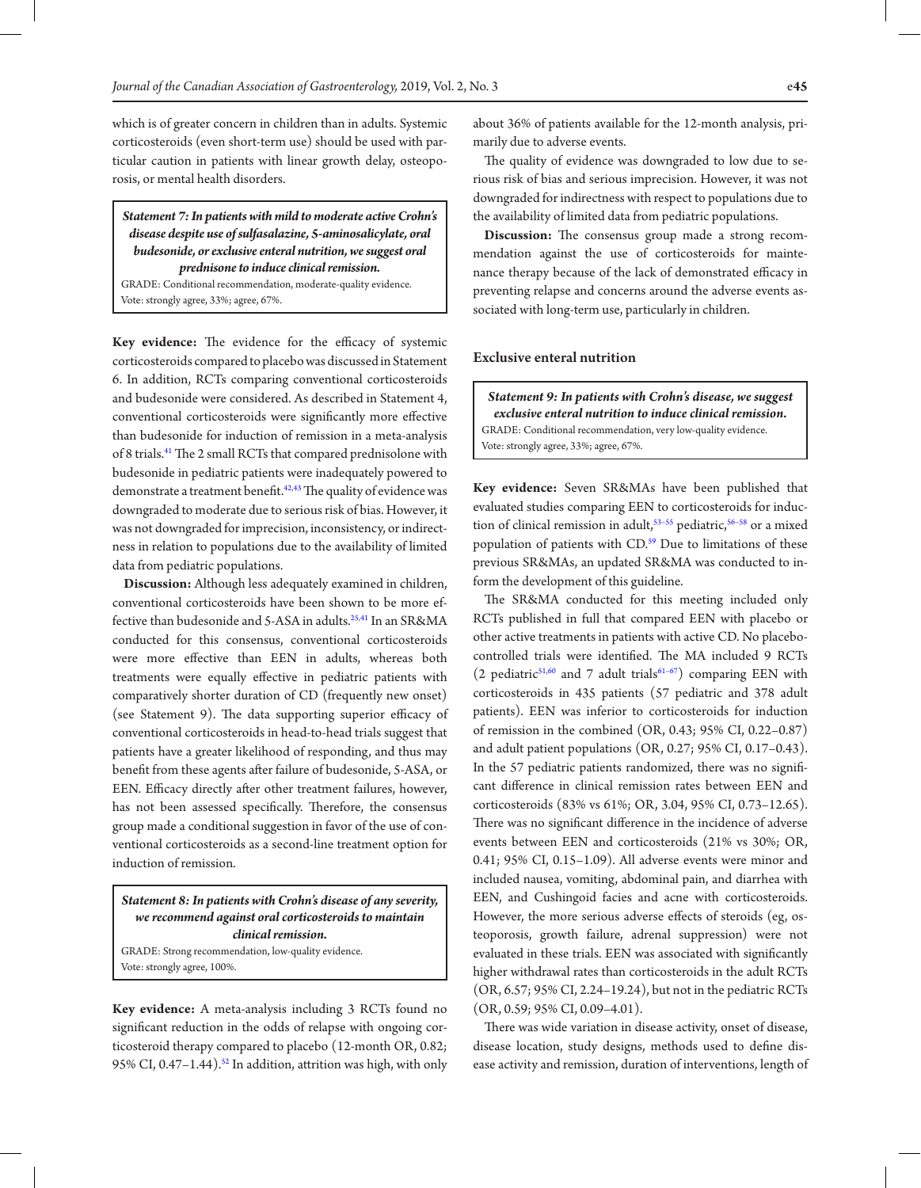which is of greater concern in children than in adults. Systemic corticosteroids (even short-term use) should be used with particular caution in patients with linear growth delay, osteoporosis, or mental health disorders.

> ***Statement 7: In patients with mild to moderate active Crohn's disease despite use of sulfasalazine, 5-aminosalicylate, oral budesonide, or exclusive enteral nutrition, we suggest oral prednisone to induce clinical remission.***
>
> GRADE: Conditional recommendation, moderate-quality evidence.
> Vote: strongly agree, 33%; agree, 67%.

**Key evidence:** The evidence for the efficacy of systemic corticosteroids compared to placebo was discussed in Statement 6. In addition, RCTs comparing conventional corticosteroids and budesonide were considered. As described in Statement 4, conventional corticosteroids were significantly more effective than budesonide for induction of remission in a meta-analysis of 8 trials.[41] The 2 small RCTs that compared prednisolone with budesonide in pediatric patients were inadequately powered to demonstrate a treatment benefit.[42,43] The quality of evidence was downgraded to moderate due to serious risk of bias. However, it was not downgraded for imprecision, inconsistency, or indirectness in relation to populations due to the availability of limited data from pediatric populations.

**Discussion:** Although less adequately examined in children, conventional corticosteroids have been shown to be more effective than budesonide and 5-ASA in adults.[25,41] In an SR&MA conducted for this consensus, conventional corticosteroids were more effective than EEN in adults, whereas both treatments were equally effective in pediatric patients with comparatively shorter duration of CD (frequently new onset) (see Statement 9). The data supporting superior efficacy of conventional corticosteroids in head-to-head trials suggest that patients have a greater likelihood of responding, and thus may benefit from these agents after failure of budesonide, 5-ASA, or EEN. Efficacy directly after other treatment failures, however, has not been assessed specifically. Therefore, the consensus group made a conditional suggestion in favor of the use of conventional corticosteroids as a second-line treatment option for induction of remission.

> ***Statement 8: In patients with Crohn's disease of any severity, we recommend against oral corticosteroids to maintain clinical remission.***
>
> GRADE: Strong recommendation, low-quality evidence.
> Vote: strongly agree, 100%.

**Key evidence:** A meta-analysis including 3 RCTs found no significant reduction in the odds of relapse with ongoing corticosteroid therapy compared to placebo (12-month OR, 0.82; 95% CI, 0.47–1.44).[52] In addition, attrition was high, with only about 36% of patients available for the 12-month analysis, primarily due to adverse events.

The quality of evidence was downgraded to low due to serious risk of bias and serious imprecision. However, it was not downgraded for indirectness with respect to populations due to the availability of limited data from pediatric populations.

**Discussion:** The consensus group made a strong recommendation against the use of corticosteroids for maintenance therapy because of the lack of demonstrated efficacy in preventing relapse and concerns around the adverse events associated with long-term use, particularly in children.

### Exclusive enteral nutrition

> ***Statement 9: In patients with Crohn's disease, we suggest exclusive enteral nutrition to induce clinical remission.***
>
> GRADE: Conditional recommendation, very low-quality evidence.
> Vote: strongly agree, 33%; agree, 67%.

**Key evidence:** Seven SR&MAs have been published that evaluated studies comparing EEN to corticosteroids for induction of clinical remission in adult,[53–55] pediatric,[56–58] or a mixed population of patients with CD.[59] Due to limitations of these previous SR&MAs, an updated SR&MA was conducted to inform the development of this guideline.

The SR&MA conducted for this meeting included only RCTs published in full that compared EEN with placebo or other active treatments in patients with active CD. No placebo-controlled trials were identified. The MA included 9 RCTs (2 pediatric[51,60] and 7 adult trials[61–67]) comparing EEN with corticosteroids in 435 patients (57 pediatric and 378 adult patients). EEN was inferior to corticosteroids for induction of remission in the combined (OR, 0.43; 95% CI, 0.22–0.87) and adult patient populations (OR, 0.27; 95% CI, 0.17–0.43). In the 57 pediatric patients randomized, there was no significant difference in clinical remission rates between EEN and corticosteroids (83% vs 61%; OR, 3.04, 95% CI, 0.73–12.65). There was no significant difference in the incidence of adverse events between EEN and corticosteroids (21% vs 30%; OR, 0.41; 95% CI, 0.15–1.09). All adverse events were minor and included nausea, vomiting, abdominal pain, and diarrhea with EEN, and Cushingoid facies and acne with corticosteroids. However, the more serious adverse effects of steroids (eg, osteoporosis, growth failure, adrenal suppression) were not evaluated in these trials. EEN was associated with significantly higher withdrawal rates than corticosteroids in the adult RCTs (OR, 6.57; 95% CI, 2.24–19.24), but not in the pediatric RCTs (OR, 0.59; 95% CI, 0.09–4.01).

There was wide variation in disease activity, onset of disease, disease location, study designs, methods used to define disease activity and remission, duration of interventions, length of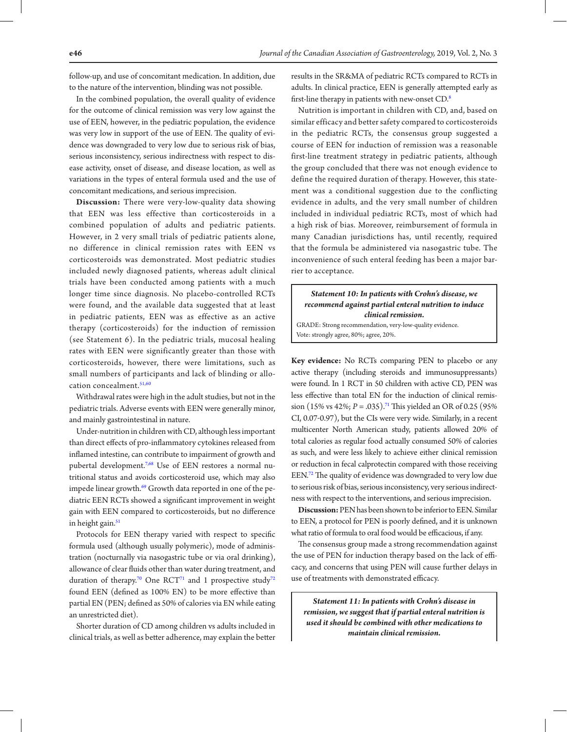follow-up, and use of concomitant medication. In addition, due to the nature of the intervention, blinding was not possible.

In the combined population, the overall quality of evidence for the outcome of clinical remission was very low against the use of EEN, however, in the pediatric population, the evidence was very low in support of the use of EEN. The quality of evidence was downgraded to very low due to serious risk of bias, serious inconsistency, serious indirectness with respect to disease activity, onset of disease, and disease location, as well as variations in the types of enteral formula used and the use of concomitant medications, and serious imprecision.

**Discussion:** There were very-low-quality data showing that EEN was less effective than corticosteroids in a combined population of adults and pediatric patients. However, in 2 very small trials of pediatric patients alone, no difference in clinical remission rates with EEN vs corticosteroids was demonstrated. Most pediatric studies included newly diagnosed patients, whereas adult clinical trials have been conducted among patients with a much longer time since diagnosis. No placebo-controlled RCTs were found, and the available data suggested that at least in pediatric patients, EEN was as effective as an active therapy (corticosteroids) for the induction of remission (see Statement 6). In the pediatric trials, mucosal healing rates with EEN were significantly greater than those with corticosteroids, however, there were limitations, such as small numbers of participants and lack of blinding or allocation concealment.[51,60]

Withdrawal rates were high in the adult studies, but not in the pediatric trials. Adverse events with EEN were generally minor, and mainly gastrointestinal in nature.

Under-nutrition in children with CD, although less important than direct effects of pro-inflammatory cytokines released from inflamed intestine, can contribute to impairment of growth and pubertal development.[7,68] Use of EEN restores a normal nutritional status and avoids corticosteroid use, which may also impede linear growth.[69] Growth data reported in one of the pediatric EEN RCTs showed a significant improvement in weight gain with EEN compared to corticosteroids, but no difference in height gain.[51]

Protocols for EEN therapy varied with respect to specific formula used (although usually polymeric), mode of administration (nocturnally via nasogastric tube or via oral drinking), allowance of clear fluids other than water during treatment, and duration of therapy.[70] One RCT[71] and 1 prospective study[72] found EEN (defined as 100% EN) to be more effective than partial EN (PEN; defined as 50% of calories via EN while eating an unrestricted diet).

Shorter duration of CD among children vs adults included in clinical trials, as well as better adherence, may explain the better results in the SR&MA of pediatric RCTs compared to RCTs in adults. In clinical practice, EEN is generally attempted early as first-line therapy in patients with new-onset CD.[8]

Nutrition is important in children with CD, and, based on similar efficacy and better safety compared to corticosteroids in the pediatric RCTs, the consensus group suggested a course of EEN for induction of remission was a reasonable first-line treatment strategy in pediatric patients, although the group concluded that there was not enough evidence to define the required duration of therapy. However, this statement was a conditional suggestion due to the conflicting evidence in adults, and the very small number of children included in individual pediatric RCTs, most of which had a high risk of bias. Moreover, reimbursement of formula in many Canadian jurisdictions has, until recently, required that the formula be administered via nasogastric tube. The inconvenience of such enteral feeding has been a major barrier to acceptance.

***Statement 10: In patients with Crohn's disease, we recommend against partial enteral nutrition to induce clinical remission.***

GRADE: Strong recommendation, very-low-quality evidence.
Vote: strongly agree, 80%; agree, 20%.

**Key evidence:** No RCTs comparing PEN to placebo or any active therapy (including steroids and immunosuppressants) were found. In 1 RCT in 50 children with active CD, PEN was less effective than total EN for the induction of clinical remission (15% vs 42%; $P = .035$).[71] This yielded an OR of 0.25 (95% CI, 0.07-0.97), but the CIs were very wide. Similarly, in a recent multicenter North American study, patients allowed 20% of total calories as regular food actually consumed 50% of calories as such, and were less likely to achieve either clinical remission or reduction in fecal calprotectin compared with those receiving EEN.[72] The quality of evidence was downgraded to very low due to serious risk of bias, serious inconsistency, very serious indirectness with respect to the interventions, and serious imprecision.

**Discussion:** PEN has been shown to be inferior to EEN. Similar to EEN, a protocol for PEN is poorly defined, and it is unknown what ratio of formula to oral food would be efficacious, if any.

The consensus group made a strong recommendation against the use of PEN for induction therapy based on the lack of efficacy, and concerns that using PEN will cause further delays in use of treatments with demonstrated efficacy.

***Statement 11: In patients with Crohn's disease in remission, we suggest that if partial enteral nutrition is used it should be combined with other medications to maintain clinical remission.***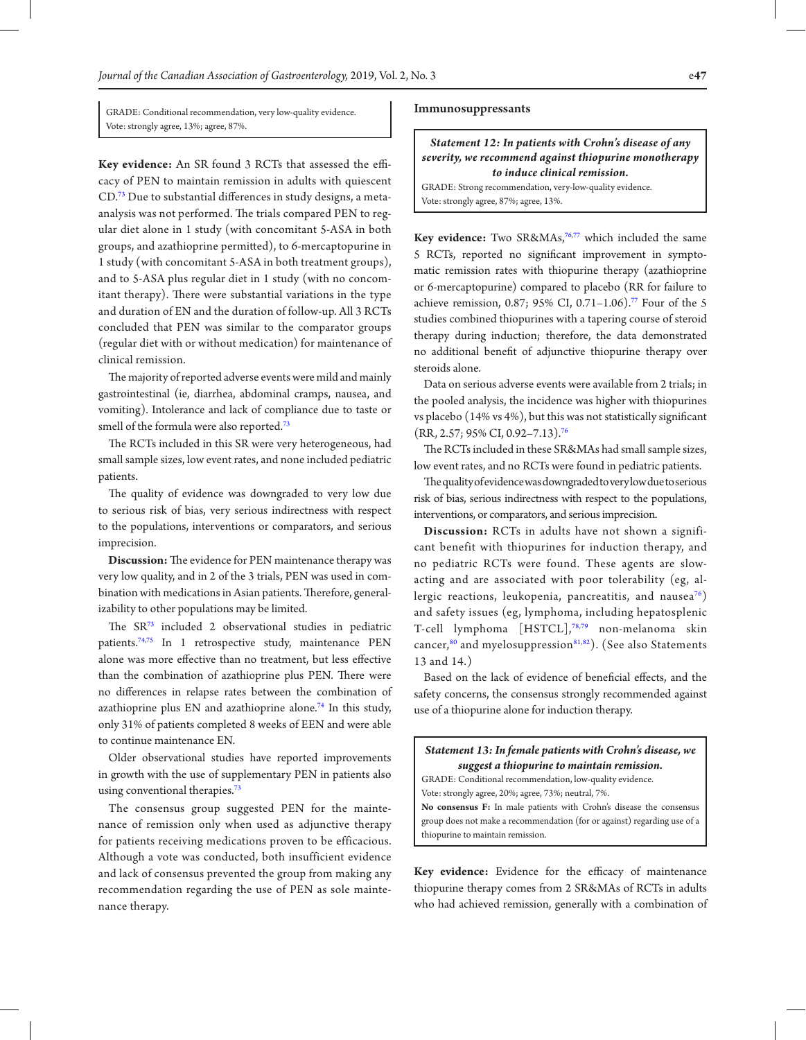GRADE: Conditional recommendation, very low-quality evidence.
Vote: strongly agree, 13%; agree, 87%.

**Key evidence:** An SR found 3 RCTs that assessed the efficacy of PEN to maintain remission in adults with quiescent CD.[73] Due to substantial differences in study designs, a meta-analysis was not performed. The trials compared PEN to regular diet alone in 1 study (with concomitant 5-ASA in both groups, and azathioprine permitted), to 6-mercaptopurine in 1 study (with concomitant 5-ASA in both treatment groups), and to 5-ASA plus regular diet in 1 study (with no concomitant therapy). There were substantial variations in the type and duration of EN and the duration of follow-up. All 3 RCTs concluded that PEN was similar to the comparator groups (regular diet with or without medication) for maintenance of clinical remission.

The majority of reported adverse events were mild and mainly gastrointestinal (ie, diarrhea, abdominal cramps, nausea, and vomiting). Intolerance and lack of compliance due to taste or smell of the formula were also reported.[73]

The RCTs included in this SR were very heterogeneous, had small sample sizes, low event rates, and none included pediatric patients.

The quality of evidence was downgraded to very low due to serious risk of bias, very serious indirectness with respect to the populations, interventions or comparators, and serious imprecision.

**Discussion:** The evidence for PEN maintenance therapy was very low quality, and in 2 of the 3 trials, PEN was used in combination with medications in Asian patients. Therefore, generalizability to other populations may be limited.

The SR[73] included 2 observational studies in pediatric patients.[74,75] In 1 retrospective study, maintenance PEN alone was more effective than no treatment, but less effective than the combination of azathioprine plus PEN. There were no differences in relapse rates between the combination of azathioprine plus EN and azathioprine alone.[74] In this study, only 31% of patients completed 8 weeks of EEN and were able to continue maintenance EN.

Older observational studies have reported improvements in growth with the use of supplementary PEN in patients also using conventional therapies.[73]

The consensus group suggested PEN for the maintenance of remission only when used as adjunctive therapy for patients receiving medications proven to be efficacious. Although a vote was conducted, both insufficient evidence and lack of consensus prevented the group from making any recommendation regarding the use of PEN as sole maintenance therapy.

### Immunosuppressants

***Statement 12: In patients with Crohn's disease of any severity, we recommend against thiopurine monotherapy to induce clinical remission.***

GRADE: Strong recommendation, very-low-quality evidence.
Vote: strongly agree, 87%; agree, 13%.

**Key evidence:** Two SR&MAs,[76,77] which included the same 5 RCTs, reported no significant improvement in symptomatic remission rates with thiopurine therapy (azathioprine or 6-mercaptopurine) compared to placebo (RR for failure to achieve remission, 0.87; 95% CI, 0.71–1.06).[77] Four of the 5 studies combined thiopurines with a tapering course of steroid therapy during induction; therefore, the data demonstrated no additional benefit of adjunctive thiopurine therapy over steroids alone.

Data on serious adverse events were available from 2 trials; in the pooled analysis, the incidence was higher with thiopurines vs placebo (14% vs 4%), but this was not statistically significant (RR, 2.57; 95% CI, 0.92–7.13).[76]

The RCTs included in these SR&MAs had small sample sizes, low event rates, and no RCTs were found in pediatric patients.

The quality of evidence was downgraded to very low due to serious risk of bias, serious indirectness with respect to the populations, interventions, or comparators, and serious imprecision.

**Discussion:** RCTs in adults have not shown a significant benefit with thiopurines for induction therapy, and no pediatric RCTs were found. These agents are slow-acting and are associated with poor tolerability (eg, allergic reactions, leukopenia, pancreatitis, and nausea[76]) and safety issues (eg, lymphoma, including hepatosplenic T-cell lymphoma [HSTCL],[78,79] non-melanoma skin cancer,[80] and myelosuppression[81,82]). (See also Statements 13 and 14.)

Based on the lack of evidence of beneficial effects, and the safety concerns, the consensus strongly recommended against use of a thiopurine alone for induction therapy.

***Statement 13: In female patients with Crohn's disease, we suggest a thiopurine to maintain remission.***

GRADE: Conditional recommendation, low-quality evidence.
Vote: strongly agree, 20%; agree, 73%; neutral, 7%.

**No consensus F:** In male patients with Crohn's disease the consensus group does not make a recommendation (for or against) regarding use of a thiopurine to maintain remission.

**Key evidence:** Evidence for the efficacy of maintenance thiopurine therapy comes from 2 SR&MAs of RCTs in adults who had achieved remission, generally with a combination of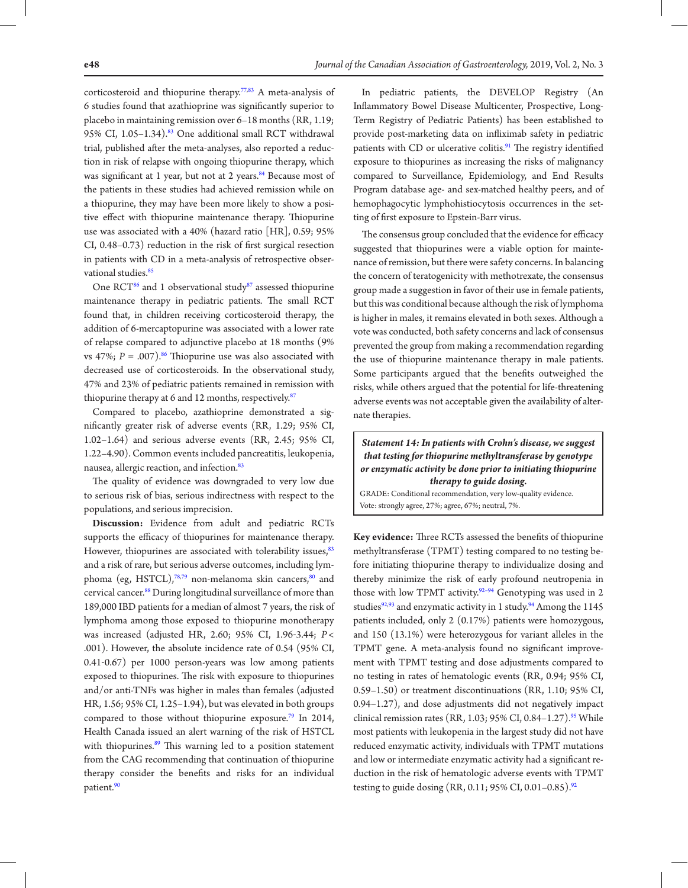corticosteroid and thiopurine therapy.[77,83] A meta-analysis of 6 studies found that azathioprine was significantly superior to placebo in maintaining remission over 6–18 months (RR, 1.19; 95% CI, 1.05–1.34).[83] One additional small RCT withdrawal trial, published after the meta-analyses, also reported a reduction in risk of relapse with ongoing thiopurine therapy, which was significant at 1 year, but not at 2 years.[84] Because most of the patients in these studies had achieved remission while on a thiopurine, they may have been more likely to show a positive effect with thiopurine maintenance therapy. Thiopurine use was associated with a 40% (hazard ratio [HR], 0.59; 95% CI, 0.48–0.73) reduction in the risk of first surgical resection in patients with CD in a meta-analysis of retrospective observational studies.[85]

One RCT[86] and 1 observational study[87] assessed thiopurine maintenance therapy in pediatric patients. The small RCT found that, in children receiving corticosteroid therapy, the addition of 6-mercaptopurine was associated with a lower rate of relapse compared to adjunctive placebo at 18 months (9% vs 47%; $P = .007$).[86] Thiopurine use was also associated with decreased use of corticosteroids. In the observational study, 47% and 23% of pediatric patients remained in remission with thiopurine therapy at 6 and 12 months, respectively.[87]

Compared to placebo, azathioprine demonstrated a significantly greater risk of adverse events (RR, 1.29; 95% CI, 1.02–1.64) and serious adverse events (RR, 2.45; 95% CI, 1.22–4.90). Common events included pancreatitis, leukopenia, nausea, allergic reaction, and infection.[83]

The quality of evidence was downgraded to very low due to serious risk of bias, serious indirectness with respect to the populations, and serious imprecision.

**Discussion:** Evidence from adult and pediatric RCTs supports the efficacy of thiopurines for maintenance therapy. However, thiopurines are associated with tolerability issues,[83] and a risk of rare, but serious adverse outcomes, including lymphoma (eg, HSTCL),[78,79] non-melanoma skin cancers,[80] and cervical cancer.[88] During longitudinal surveillance of more than 189,000 IBD patients for a median of almost 7 years, the risk of lymphoma among those exposed to thiopurine monotherapy was increased (adjusted HR, 2.60; 95% CI, 1.96-3.44; $P < .001$). However, the absolute incidence rate of 0.54 (95% CI, 0.41-0.67) per 1000 person-years was low among patients exposed to thiopurines. The risk with exposure to thiopurines and/or anti-TNFs was higher in males than females (adjusted HR, 1.56; 95% CI, 1.25–1.94), but was elevated in both groups compared to those without thiopurine exposure.[79] In 2014, Health Canada issued an alert warning of the risk of HSTCL with thiopurines.[89] This warning led to a position statement from the CAG recommending that continuation of thiopurine therapy consider the benefits and risks for an individual patient.[90]

In pediatric patients, the DEVELOP Registry (An Inflammatory Bowel Disease Multicenter, Prospective, Long-Term Registry of Pediatric Patients) has been established to provide post-marketing data on infliximab safety in pediatric patients with CD or ulcerative colitis.[91] The registry identified exposure to thiopurines as increasing the risks of malignancy compared to Surveillance, Epidemiology, and End Results Program database age- and sex-matched healthy peers, and of hemophagocytic lymphohistiocytosis occurrences in the setting of first exposure to Epstein-Barr virus.

The consensus group concluded that the evidence for efficacy suggested that thiopurines were a viable option for maintenance of remission, but there were safety concerns. In balancing the concern of teratogenicity with methotrexate, the consensus group made a suggestion in favor of their use in female patients, but this was conditional because although the risk of lymphoma is higher in males, it remains elevated in both sexes. Although a vote was conducted, both safety concerns and lack of consensus prevented the group from making a recommendation regarding the use of thiopurine maintenance therapy in male patients. Some participants argued that the benefits outweighed the risks, while others argued that the potential for life-threatening adverse events was not acceptable given the availability of alternate therapies.

> ***Statement 14: In patients with Crohn's disease, we suggest that testing for thiopurine methyltransferase by genotype or enzymatic activity be done prior to initiating thiopurine therapy to guide dosing.***
>
> GRADE: Conditional recommendation, very low-quality evidence.
> Vote: strongly agree, 27%; agree, 67%; neutral, 7%.

**Key evidence:** Three RCTs assessed the benefits of thiopurine methyltransferase (TPMT) testing compared to no testing before initiating thiopurine therapy to individualize dosing and thereby minimize the risk of early profound neutropenia in those with low TPMT activity.[92–94] Genotyping was used in 2 studies[92,93] and enzymatic activity in 1 study.[94] Among the 1145 patients included, only 2 (0.17%) patients were homozygous, and 150 (13.1%) were heterozygous for variant alleles in the TPMT gene. A meta-analysis found no significant improvement with TPMT testing and dose adjustments compared to no testing in rates of hematologic events (RR, 0.94; 95% CI, 0.59–1.50) or treatment discontinuations (RR, 1.10; 95% CI, 0.94–1.27), and dose adjustments did not negatively impact clinical remission rates (RR, 1.03; 95% CI, 0.84–1.27).[95] While most patients with leukopenia in the largest study did not have reduced enzymatic activity, individuals with TPMT mutations and low or intermediate enzymatic activity had a significant reduction in the risk of hematologic adverse events with TPMT testing to guide dosing (RR, 0.11; 95% CI, 0.01–0.85).[92]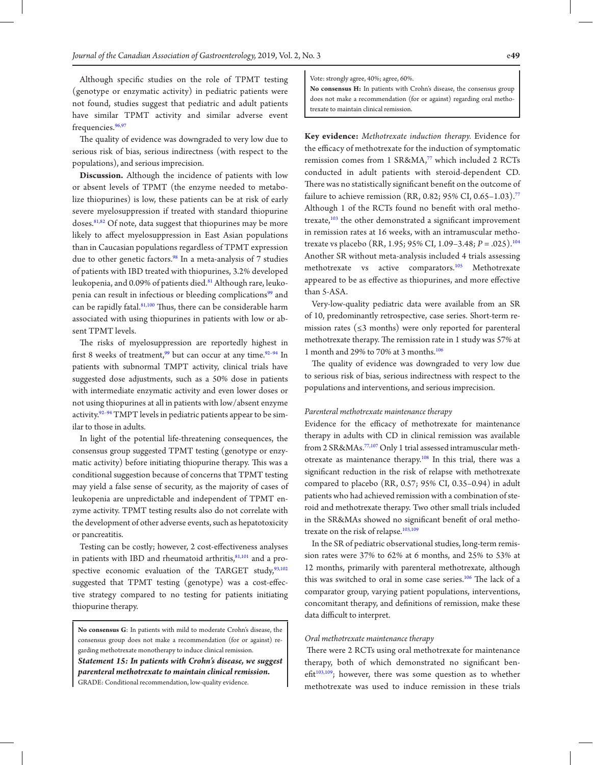Although specific studies on the role of TPMT testing (genotype or enzymatic activity) in pediatric patients were not found, studies suggest that pediatric and adult patients have similar TPMT activity and similar adverse event frequencies.[96,97]

The quality of evidence was downgraded to very low due to serious risk of bias, serious indirectness (with respect to the populations), and serious imprecision.

**Discussion.** Although the incidence of patients with low or absent levels of TPMT (the enzyme needed to metabolize thiopurines) is low, these patients can be at risk of early severe myelosuppression if treated with standard thiopurine doses.[81,82] Of note, data suggest that thiopurines may be more likely to affect myelosuppression in East Asian populations than in Caucasian populations regardless of TPMT expression due to other genetic factors.[98] In a meta-analysis of 7 studies of patients with IBD treated with thiopurines, 3.2% developed leukopenia, and 0.09% of patients died.[81] Although rare, leukopenia can result in infectious or bleeding complications[99] and can be rapidly fatal.[81,100] Thus, there can be considerable harm associated with using thiopurines in patients with low or absent TPMT levels.

The risks of myelosuppression are reportedly highest in first 8 weeks of treatment,[99] but can occur at any time.[92–94] In patients with subnormal TMPT activity, clinical trials have suggested dose adjustments, such as a 50% dose in patients with intermediate enzymatic activity and even lower doses or not using thiopurines at all in patients with low/absent enzyme activity.[92–94] TMPT levels in pediatric patients appear to be similar to those in adults.

In light of the potential life-threatening consequences, the consensus group suggested TPMT testing (genotype or enzymatic activity) before initiating thiopurine therapy. This was a conditional suggestion because of concerns that TPMT testing may yield a false sense of security, as the majority of cases of leukopenia are unpredictable and independent of TPMT enzyme activity. TPMT testing results also do not correlate with the development of other adverse events, such as hepatotoxicity or pancreatitis.

Testing can be costly; however, 2 cost-effectiveness analyses in patients with IBD and rheumatoid arthritis,[81,101] and a prospective economic evaluation of the TARGET study,[93,102] suggested that TPMT testing (genotype) was a cost-effective strategy compared to no testing for patients initiating thiopurine therapy.

> **No consensus G**: In patients with mild to moderate Crohn's disease, the consensus group does not make a recommendation (for or against) regarding methotrexate monotherapy to induce clinical remission.
>
> ***Statement 15: In patients with Crohn's disease, we suggest parenteral methotrexate to maintain clinical remission.***
> GRADE: Conditional recommendation, low-quality evidence.
> Vote: strongly agree, 40%; agree, 60%.
>
> **No consensus H:** In patients with Crohn's disease, the consensus group does not make a recommendation (for or against) regarding oral methotrexate to maintain clinical remission.

**Key evidence:** *Methotrexate induction therapy.* Evidence for the efficacy of methotrexate for the induction of symptomatic remission comes from 1 SR&MA,[77] which included 2 RCTs conducted in adult patients with steroid-dependent CD. There was no statistically significant benefit on the outcome of failure to achieve remission (RR, 0.82; 95% CI, 0.65–1.03).[77] Although 1 of the RCTs found no benefit with oral methotrexate,[103] the other demonstrated a significant improvement in remission rates at 16 weeks, with an intramuscular methotrexate vs placebo (RR, 1.95; 95% CI, 1.09–3.48; $P = .025$).[104] Another SR without meta-analysis included 4 trials assessing methotrexate vs active comparators.[105] Methotrexate appeared to be as effective as thiopurines, and more effective than 5-ASA.

Very-low-quality pediatric data were available from an SR of 10, predominantly retrospective, case series. Short-term remission rates (≤3 months) were only reported for parenteral methotrexate therapy. The remission rate in 1 study was 57% at 1 month and 29% to 70% at 3 months.[106]

The quality of evidence was downgraded to very low due to serious risk of bias, serious indirectness with respect to the populations and interventions, and serious imprecision.

*Parenteral methotrexate maintenance therapy*

Evidence for the efficacy of methotrexate for maintenance therapy in adults with CD in clinical remission was available from 2 SR&MAs.[77,107] Only 1 trial assessed intramuscular methotrexate as maintenance therapy.[108] In this trial, there was a significant reduction in the risk of relapse with methotrexate compared to placebo (RR, 0.57; 95% CI, 0.35–0.94) in adult patients who had achieved remission with a combination of steroid and methotrexate therapy. Two other small trials included in the SR&MAs showed no significant benefit of oral methotrexate on the risk of relapse.[103,109]

In the SR of pediatric observational studies, long-term remission rates were 37% to 62% at 6 months, and 25% to 53% at 12 months, primarily with parenteral methotrexate, although this was switched to oral in some case series.[106] The lack of a comparator group, varying patient populations, interventions, concomitant therapy, and definitions of remission, make these data difficult to interpret.

*Oral methotrexate maintenance therapy*

There were 2 RCTs using oral methotrexate for maintenance therapy, both of which demonstrated no significant benefit[103,109]; however, there was some question as to whether methotrexate was used to induce remission in these trials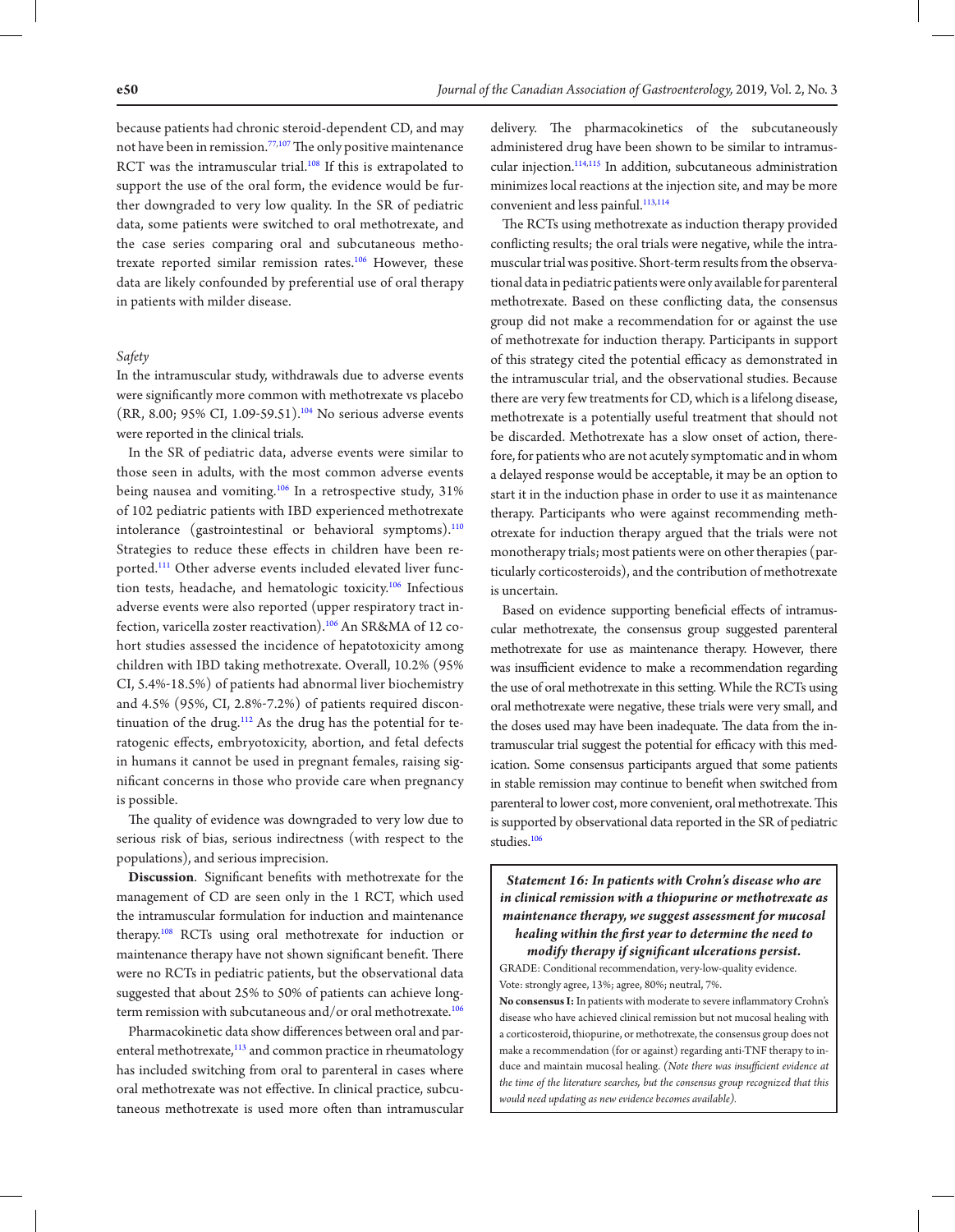because patients had chronic steroid-dependent CD, and may not have been in remission.[77,107] The only positive maintenance RCT was the intramuscular trial.[108] If this is extrapolated to support the use of the oral form, the evidence would be further downgraded to very low quality. In the SR of pediatric data, some patients were switched to oral methotrexate, and the case series comparing oral and subcutaneous methotrexate reported similar remission rates.[106] However, these data are likely confounded by preferential use of oral therapy in patients with milder disease.

*Safety*

In the intramuscular study, withdrawals due to adverse events were significantly more common with methotrexate vs placebo (RR, 8.00; 95% CI, 1.09-59.51).[104] No serious adverse events were reported in the clinical trials.

In the SR of pediatric data, adverse events were similar to those seen in adults, with the most common adverse events being nausea and vomiting.[106] In a retrospective study, 31% of 102 pediatric patients with IBD experienced methotrexate intolerance (gastrointestinal or behavioral symptoms).[110] Strategies to reduce these effects in children have been reported.[111] Other adverse events included elevated liver function tests, headache, and hematologic toxicity.[106] Infectious adverse events were also reported (upper respiratory tract infection, varicella zoster reactivation).[106] An SR&MA of 12 cohort studies assessed the incidence of hepatotoxicity among children with IBD taking methotrexate. Overall, 10.2% (95% CI, 5.4%-18.5%) of patients had abnormal liver biochemistry and 4.5% (95%, CI, 2.8%-7.2%) of patients required discontinuation of the drug.[112] As the drug has the potential for teratogenic effects, embryotoxicity, abortion, and fetal defects in humans it cannot be used in pregnant females, raising significant concerns in those who provide care when pregnancy is possible.

The quality of evidence was downgraded to very low due to serious risk of bias, serious indirectness (with respect to the populations), and serious imprecision.

**Discussion**. Significant benefits with methotrexate for the management of CD are seen only in the 1 RCT, which used the intramuscular formulation for induction and maintenance therapy.[108] RCTs using oral methotrexate for induction or maintenance therapy have not shown significant benefit. There were no RCTs in pediatric patients, but the observational data suggested that about 25% to 50% of patients can achieve long-term remission with subcutaneous and/or oral methotrexate.[106]

Pharmacokinetic data show differences between oral and parenteral methotrexate,[113] and common practice in rheumatology has included switching from oral to parenteral in cases where oral methotrexate was not effective. In clinical practice, subcutaneous methotrexate is used more often than intramuscular delivery. The pharmacokinetics of the subcutaneously administered drug have been shown to be similar to intramuscular injection.[114,115] In addition, subcutaneous administration minimizes local reactions at the injection site, and may be more convenient and less painful.[113,114]

The RCTs using methotrexate as induction therapy provided conflicting results; the oral trials were negative, while the intramuscular trial was positive. Short-term results from the observational data in pediatric patients were only available for parenteral methotrexate. Based on these conflicting data, the consensus group did not make a recommendation for or against the use of methotrexate for induction therapy. Participants in support of this strategy cited the potential efficacy as demonstrated in the intramuscular trial, and the observational studies. Because there are very few treatments for CD, which is a lifelong disease, methotrexate is a potentially useful treatment that should not be discarded. Methotrexate has a slow onset of action, therefore, for patients who are not acutely symptomatic and in whom a delayed response would be acceptable, it may be an option to start it in the induction phase in order to use it as maintenance therapy. Participants who were against recommending methotrexate for induction therapy argued that the trials were not monotherapy trials; most patients were on other therapies (particularly corticosteroids), and the contribution of methotrexate is uncertain.

Based on evidence supporting beneficial effects of intramuscular methotrexate, the consensus group suggested parenteral methotrexate for use as maintenance therapy. However, there was insufficient evidence to make a recommendation regarding the use of oral methotrexate in this setting. While the RCTs using oral methotrexate were negative, these trials were very small, and the doses used may have been inadequate. The data from the intramuscular trial suggest the potential for efficacy with this medication. Some consensus participants argued that some patients in stable remission may continue to benefit when switched from parenteral to lower cost, more convenient, oral methotrexate. This is supported by observational data reported in the SR of pediatric studies.[106]

> ***Statement 16: In patients with Crohn's disease who are in clinical remission with a thiopurine or methotrexate as maintenance therapy, we suggest assessment for mucosal healing within the first year to determine the need to modify therapy if significant ulcerations persist.***
>
> GRADE: Conditional recommendation, very-low-quality evidence.
> Vote: strongly agree, 13%; agree, 80%; neutral, 7%.
>
> **No consensus I:** In patients with moderate to severe inflammatory Crohn's disease who have achieved clinical remission but not mucosal healing with a corticosteroid, thiopurine, or methotrexate, the consensus group does not make a recommendation (for or against) regarding anti-TNF therapy to induce and maintain mucosal healing. *(Note there was insufficient evidence at the time of the literature searches, but the consensus group recognized that this would need updating as new evidence becomes available).*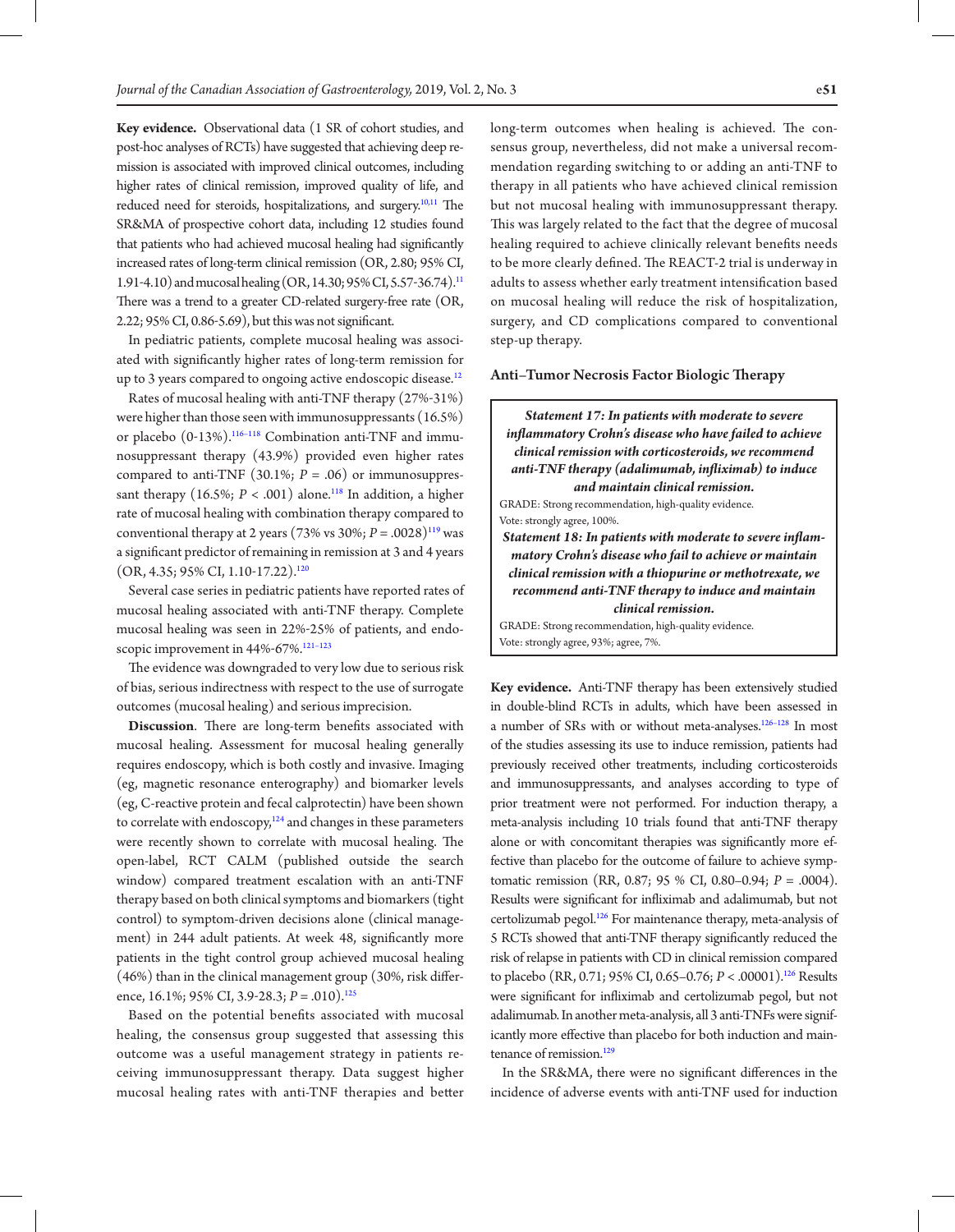**Key evidence.** Observational data (1 SR of cohort studies, and post-hoc analyses of RCTs) have suggested that achieving deep remission is associated with improved clinical outcomes, including higher rates of clinical remission, improved quality of life, and reduced need for steroids, hospitalizations, and surgery.[10,11] The SR&MA of prospective cohort data, including 12 studies found that patients who had achieved mucosal healing had significantly increased rates of long-term clinical remission (OR, 2.80; 95% CI, 1.91-4.10) and mucosal healing (OR, 14.30; 95% CI, 5.57-36.74).[11] There was a trend to a greater CD-related surgery-free rate (OR, 2.22; 95% CI, 0.86-5.69), but this was not significant.

In pediatric patients, complete mucosal healing was associated with significantly higher rates of long-term remission for up to 3 years compared to ongoing active endoscopic disease.[12]

Rates of mucosal healing with anti-TNF therapy (27%-31%) were higher than those seen with immunosuppressants (16.5%) or placebo (0-13%).[116–118] Combination anti-TNF and immunosuppressant therapy (43.9%) provided even higher rates compared to anti-TNF (30.1%; $P = .06$) or immunosuppressant therapy (16.5%; $P < .001$) alone.[118] In addition, a higher rate of mucosal healing with combination therapy compared to conventional therapy at 2 years (73% vs 30%; $P = .0028$)[119] was a significant predictor of remaining in remission at 3 and 4 years (OR, 4.35; 95% CI, 1.10-17.22).[120]

Several case series in pediatric patients have reported rates of mucosal healing associated with anti-TNF therapy. Complete mucosal healing was seen in 22%-25% of patients, and endoscopic improvement in 44%-67%.[121–123]

The evidence was downgraded to very low due to serious risk of bias, serious indirectness with respect to the use of surrogate outcomes (mucosal healing) and serious imprecision.

**Discussion**. There are long-term benefits associated with mucosal healing. Assessment for mucosal healing generally requires endoscopy, which is both costly and invasive. Imaging (eg, magnetic resonance enterography) and biomarker levels (eg, C-reactive protein and fecal calprotectin) have been shown to correlate with endoscopy,[124] and changes in these parameters were recently shown to correlate with mucosal healing. The open-label, RCT CALM (published outside the search window) compared treatment escalation with an anti-TNF therapy based on both clinical symptoms and biomarkers (tight control) to symptom-driven decisions alone (clinical management) in 244 adult patients. At week 48, significantly more patients in the tight control group achieved mucosal healing (46%) than in the clinical management group (30%, risk difference, 16.1%; 95% CI, 3.9-28.3; $P = .010$).[125]

Based on the potential benefits associated with mucosal healing, the consensus group suggested that assessing this outcome was a useful management strategy in patients receiving immunosuppressant therapy. Data suggest higher mucosal healing rates with anti-TNF therapies and better long-term outcomes when healing is achieved. The consensus group, nevertheless, did not make a universal recommendation regarding switching to or adding an anti-TNF to therapy in all patients who have achieved clinical remission but not mucosal healing with immunosuppressant therapy. This was largely related to the fact that the degree of mucosal healing required to achieve clinically relevant benefits needs to be more clearly defined. The REACT-2 trial is underway in adults to assess whether early treatment intensification based on mucosal healing will reduce the risk of hospitalization, surgery, and CD complications compared to conventional step-up therapy.

### Anti–Tumor Necrosis Factor Biologic Therapy

***Statement 17: In patients with moderate to severe inflammatory Crohn's disease who have failed to achieve clinical remission with corticosteroids, we recommend anti-TNF therapy (adalimumab, infliximab) to induce and maintain clinical remission.***

GRADE: Strong recommendation, high-quality evidence.
Vote: strongly agree, 100%.

***Statement 18: In patients with moderate to severe inflammatory Crohn's disease who fail to achieve or maintain clinical remission with a thiopurine or methotrexate, we recommend anti-TNF therapy to induce and maintain clinical remission.***

GRADE: Strong recommendation, high-quality evidence.
Vote: strongly agree, 93%; agree, 7%.

**Key evidence.** Anti-TNF therapy has been extensively studied in double-blind RCTs in adults, which have been assessed in a number of SRs with or without meta-analyses.[126–128] In most of the studies assessing its use to induce remission, patients had previously received other treatments, including corticosteroids and immunosuppressants, and analyses according to type of prior treatment were not performed. For induction therapy, a meta-analysis including 10 trials found that anti-TNF therapy alone or with concomitant therapies was significantly more effective than placebo for the outcome of failure to achieve symptomatic remission (RR, 0.87; 95 % CI, 0.80–0.94; $P = .0004$). Results were significant for infliximab and adalimumab, but not certolizumab pegol.[126] For maintenance therapy, meta-analysis of 5 RCTs showed that anti-TNF therapy significantly reduced the risk of relapse in patients with CD in clinical remission compared to placebo (RR, 0.71; 95% CI, 0.65–0.76; $P < .00001$).[126] Results were significant for infliximab and certolizumab pegol, but not adalimumab. In another meta-analysis, all 3 anti-TNFs were significantly more effective than placebo for both induction and maintenance of remission.[129]

In the SR&MA, there were no significant differences in the incidence of adverse events with anti-TNF used for induction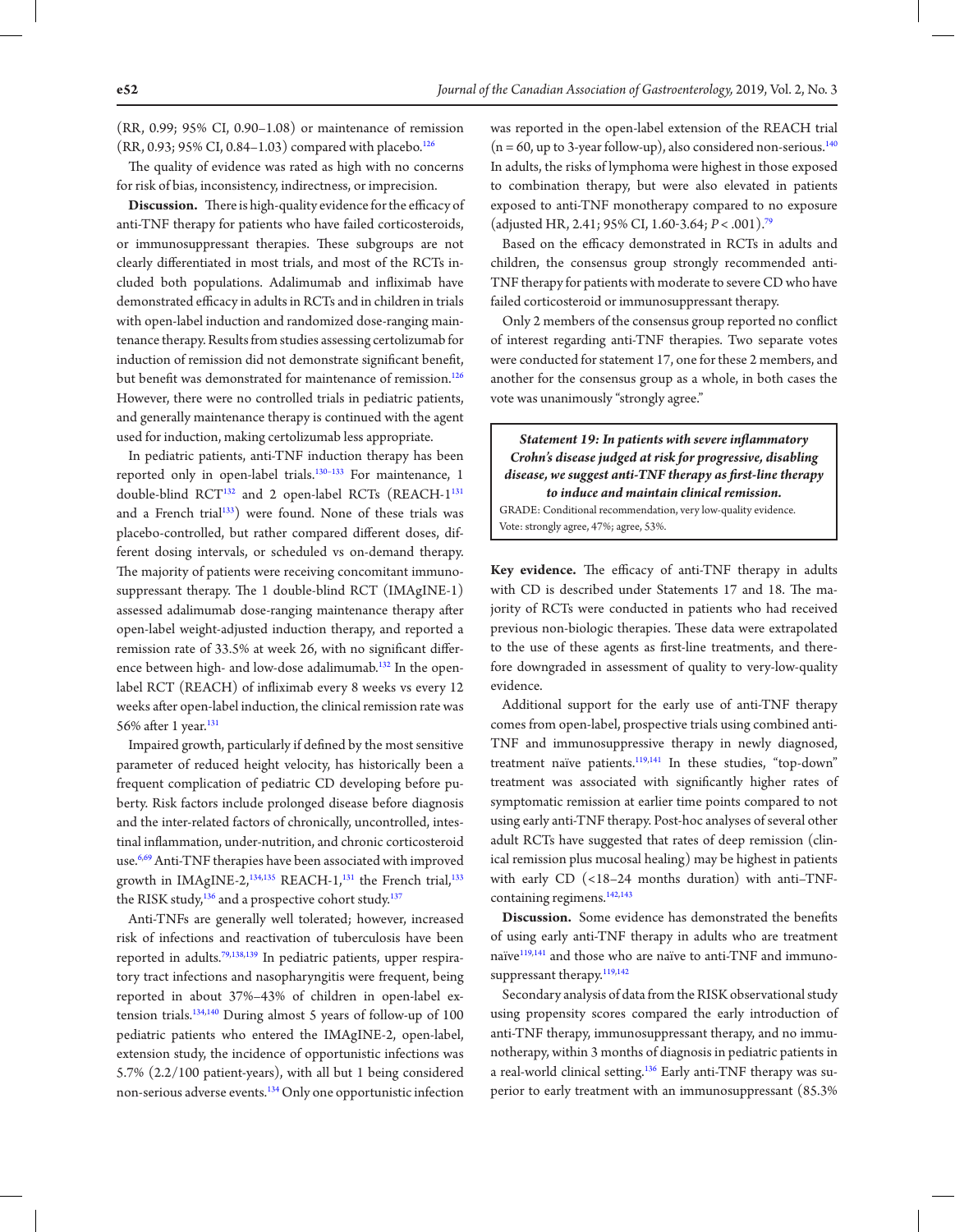(RR, 0.99; 95% CI, 0.90–1.08) or maintenance of remission (RR, 0.93; 95% CI, 0.84–1.03) compared with placebo.[126]

The quality of evidence was rated as high with no concerns for risk of bias, inconsistency, indirectness, or imprecision.

**Discussion.** There is high-quality evidence for the efficacy of anti-TNF therapy for patients who have failed corticosteroids, or immunosuppressant therapies. These subgroups are not clearly differentiated in most trials, and most of the RCTs included both populations. Adalimumab and infliximab have demonstrated efficacy in adults in RCTs and in children in trials with open-label induction and randomized dose-ranging maintenance therapy. Results from studies assessing certolizumab for induction of remission did not demonstrate significant benefit, but benefit was demonstrated for maintenance of remission.[126] However, there were no controlled trials in pediatric patients, and generally maintenance therapy is continued with the agent used for induction, making certolizumab less appropriate.

In pediatric patients, anti-TNF induction therapy has been reported only in open-label trials.[130–133] For maintenance, 1 double-blind RCT[132] and 2 open-label RCTs (REACH-1[131] and a French trial[133]) were found. None of these trials was placebo-controlled, but rather compared different doses, different dosing intervals, or scheduled vs on-demand therapy. The majority of patients were receiving concomitant immunosuppressant therapy. The 1 double-blind RCT (IMAgINE-1) assessed adalimumab dose-ranging maintenance therapy after open-label weight-adjusted induction therapy, and reported a remission rate of 33.5% at week 26, with no significant difference between high- and low-dose adalimumab.[132] In the open-label RCT (REACH) of infliximab every 8 weeks vs every 12 weeks after open-label induction, the clinical remission rate was 56% after 1 year.[131]

Impaired growth, particularly if defined by the most sensitive parameter of reduced height velocity, has historically been a frequent complication of pediatric CD developing before puberty. Risk factors include prolonged disease before diagnosis and the inter-related factors of chronically, uncontrolled, intestinal inflammation, under-nutrition, and chronic corticosteroid use.[6,69] Anti-TNF therapies have been associated with improved growth in IMAgINE-2,[134,135] REACH-1,[131] the French trial,[133] the RISK study,[136] and a prospective cohort study.[137]

Anti-TNFs are generally well tolerated; however, increased risk of infections and reactivation of tuberculosis have been reported in adults.[79,138,139] In pediatric patients, upper respiratory tract infections and nasopharyngitis were frequent, being reported in about 37%–43% of children in open-label extension trials.[134,140] During almost 5 years of follow-up of 100 pediatric patients who entered the IMAgINE-2, open-label, extension study, the incidence of opportunistic infections was 5.7% (2.2/100 patient-years), with all but 1 being considered non-serious adverse events.[134] Only one opportunistic infection was reported in the open-label extension of the REACH trial (n = 60, up to 3-year follow-up), also considered non-serious.[140] In adults, the risks of lymphoma were highest in those exposed to combination therapy, but were also elevated in patients exposed to anti-TNF monotherapy compared to no exposure (adjusted HR, 2.41; 95% CI, 1.60-3.64; $P < .001$).[79]

Based on the efficacy demonstrated in RCTs in adults and children, the consensus group strongly recommended anti-TNF therapy for patients with moderate to severe CD who have failed corticosteroid or immunosuppressant therapy.

Only 2 members of the consensus group reported no conflict of interest regarding anti-TNF therapies. Two separate votes were conducted for statement 17, one for these 2 members, and another for the consensus group as a whole, in both cases the vote was unanimously "strongly agree."

> ***Statement 19: In patients with severe inflammatory Crohn's disease judged at risk for progressive, disabling disease, we suggest anti-TNF therapy as first-line therapy to induce and maintain clinical remission.***
>
> GRADE: Conditional recommendation, very low-quality evidence.
> Vote: strongly agree, 47%; agree, 53%.

**Key evidence.** The efficacy of anti-TNF therapy in adults with CD is described under Statements 17 and 18. The majority of RCTs were conducted in patients who had received previous non-biologic therapies. These data were extrapolated to the use of these agents as first-line treatments, and therefore downgraded in assessment of quality to very-low-quality evidence.

Additional support for the early use of anti-TNF therapy comes from open-label, prospective trials using combined anti-TNF and immunosuppressive therapy in newly diagnosed, treatment naïve patients.[119,141] In these studies, "top-down" treatment was associated with significantly higher rates of symptomatic remission at earlier time points compared to not using early anti-TNF therapy. Post-hoc analyses of several other adult RCTs have suggested that rates of deep remission (clinical remission plus mucosal healing) may be highest in patients with early CD (<18–24 months duration) with anti–TNF-containing regimens.[142,143]

**Discussion.** Some evidence has demonstrated the benefits of using early anti-TNF therapy in adults who are treatment naïve[119,141] and those who are naïve to anti-TNF and immunosuppressant therapy.[119,142]

Secondary analysis of data from the RISK observational study using propensity scores compared the early introduction of anti-TNF therapy, immunosuppressant therapy, and no immunotherapy, within 3 months of diagnosis in pediatric patients in a real-world clinical setting.[136] Early anti-TNF therapy was superior to early treatment with an immunosuppressant (85.3%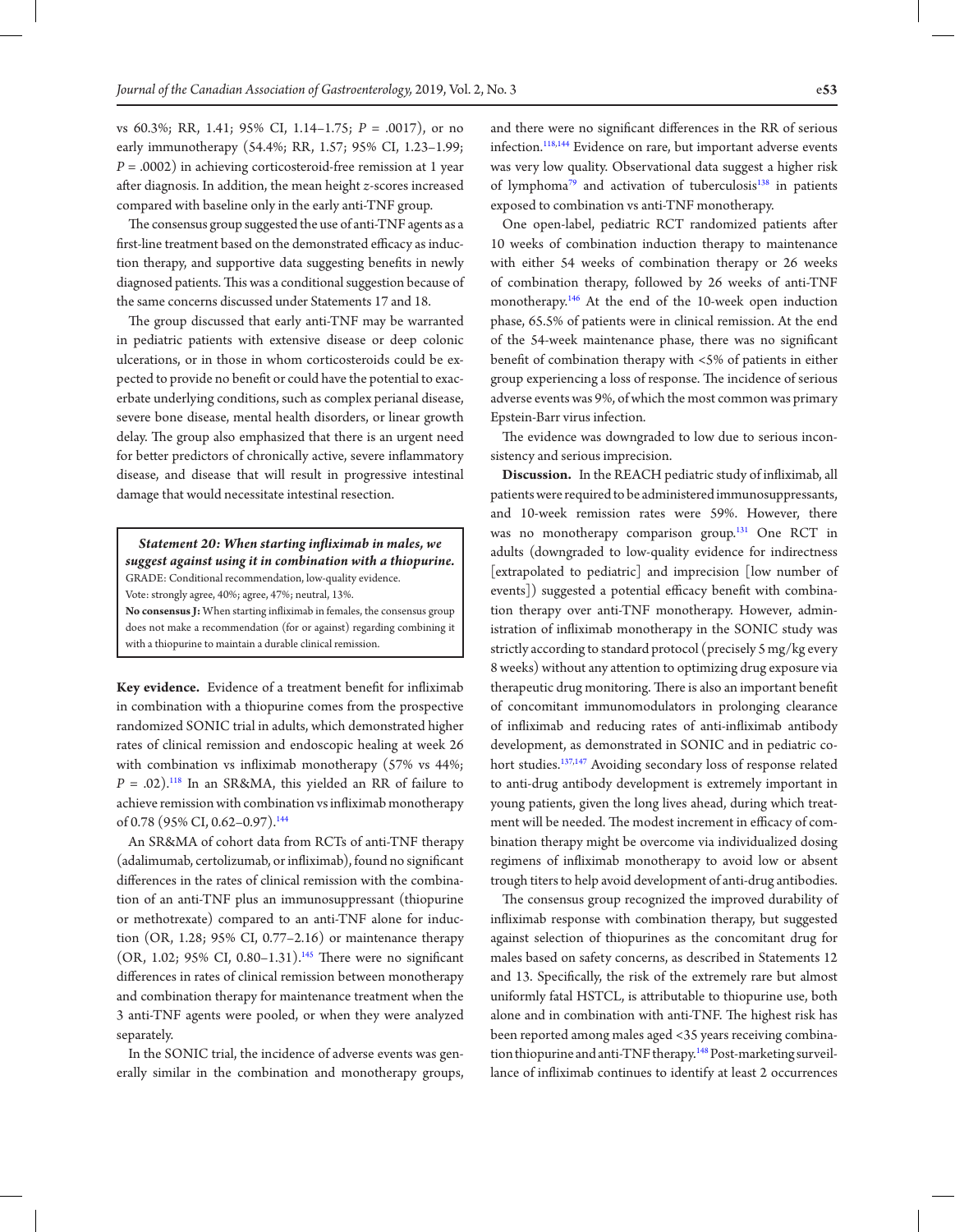vs 60.3%; RR, 1.41; 95% CI, 1.14–1.75; *P* = .0017), or no early immunotherapy (54.4%; RR, 1.57; 95% CI, 1.23–1.99; *P* = .0002) in achieving corticosteroid-free remission at 1 year after diagnosis. In addition, the mean height *z*-scores increased compared with baseline only in the early anti-TNF group.

The consensus group suggested the use of anti-TNF agents as a first-line treatment based on the demonstrated efficacy as induction therapy, and supportive data suggesting benefits in newly diagnosed patients. This was a conditional suggestion because of the same concerns discussed under Statements 17 and 18.

The group discussed that early anti-TNF may be warranted in pediatric patients with extensive disease or deep colonic ulcerations, or in those in whom corticosteroids could be expected to provide no benefit or could have the potential to exacerbate underlying conditions, such as complex perianal disease, severe bone disease, mental health disorders, or linear growth delay. The group also emphasized that there is an urgent need for better predictors of chronically active, severe inflammatory disease, and disease that will result in progressive intestinal damage that would necessitate intestinal resection.

> ***Statement 20: When starting infliximab in males, we suggest against using it in combination with a thiopurine.***
> GRADE: Conditional recommendation, low-quality evidence.
> Vote: strongly agree, 40%; agree, 47%; neutral, 13%.
> **No consensus J:** When starting infliximab in females, the consensus group does not make a recommendation (for or against) regarding combining it with a thiopurine to maintain a durable clinical remission.

**Key evidence.** Evidence of a treatment benefit for infliximab in combination with a thiopurine comes from the prospective randomized SONIC trial in adults, which demonstrated higher rates of clinical remission and endoscopic healing at week 26 with combination vs infliximab monotherapy (57% vs 44%; *P* = .02).[118] In an SR&MA, this yielded an RR of failure to achieve remission with combination vs infliximab monotherapy of 0.78 (95% CI, 0.62–0.97).[144]

An SR&MA of cohort data from RCTs of anti-TNF therapy (adalimumab, certolizumab, or infliximab), found no significant differences in the rates of clinical remission with the combination of an anti-TNF plus an immunosuppressant (thiopurine or methotrexate) compared to an anti-TNF alone for induction (OR, 1.28; 95% CI, 0.77–2.16) or maintenance therapy (OR, 1.02; 95% CI, 0.80–1.31).[145] There were no significant differences in rates of clinical remission between monotherapy and combination therapy for maintenance treatment when the 3 anti-TNF agents were pooled, or when they were analyzed separately.

In the SONIC trial, the incidence of adverse events was generally similar in the combination and monotherapy groups, and there were no significant differences in the RR of serious infection.[118,144] Evidence on rare, but important adverse events was very low quality. Observational data suggest a higher risk of lymphoma[79] and activation of tuberculosis[138] in patients exposed to combination vs anti-TNF monotherapy.

One open-label, pediatric RCT randomized patients after 10 weeks of combination induction therapy to maintenance with either 54 weeks of combination therapy or 26 weeks of combination therapy, followed by 26 weeks of anti-TNF monotherapy.[146] At the end of the 10-week open induction phase, 65.5% of patients were in clinical remission. At the end of the 54-week maintenance phase, there was no significant benefit of combination therapy with <5% of patients in either group experiencing a loss of response. The incidence of serious adverse events was 9%, of which the most common was primary Epstein-Barr virus infection.

The evidence was downgraded to low due to serious inconsistency and serious imprecision.

**Discussion.** In the REACH pediatric study of infliximab, all patients were required to be administered immunosuppressants, and 10-week remission rates were 59%. However, there was no monotherapy comparison group.[131] One RCT in adults (downgraded to low-quality evidence for indirectness [extrapolated to pediatric] and imprecision [low number of events]) suggested a potential efficacy benefit with combination therapy over anti-TNF monotherapy. However, administration of infliximab monotherapy in the SONIC study was strictly according to standard protocol (precisely 5 mg/kg every 8 weeks) without any attention to optimizing drug exposure via therapeutic drug monitoring. There is also an important benefit of concomitant immunomodulators in prolonging clearance of infliximab and reducing rates of anti-infliximab antibody development, as demonstrated in SONIC and in pediatric cohort studies.[137,147] Avoiding secondary loss of response related to anti-drug antibody development is extremely important in young patients, given the long lives ahead, during which treatment will be needed. The modest increment in efficacy of combination therapy might be overcome via individualized dosing regimens of infliximab monotherapy to avoid low or absent trough titers to help avoid development of anti-drug antibodies.

The consensus group recognized the improved durability of infliximab response with combination therapy, but suggested against selection of thiopurines as the concomitant drug for males based on safety concerns, as described in Statements 12 and 13. Specifically, the risk of the extremely rare but almost uniformly fatal HSTCL, is attributable to thiopurine use, both alone and in combination with anti-TNF. The highest risk has been reported among males aged <35 years receiving combination thiopurine and anti-TNF therapy.[148] Post-marketing surveillance of infliximab continues to identify at least 2 occurrences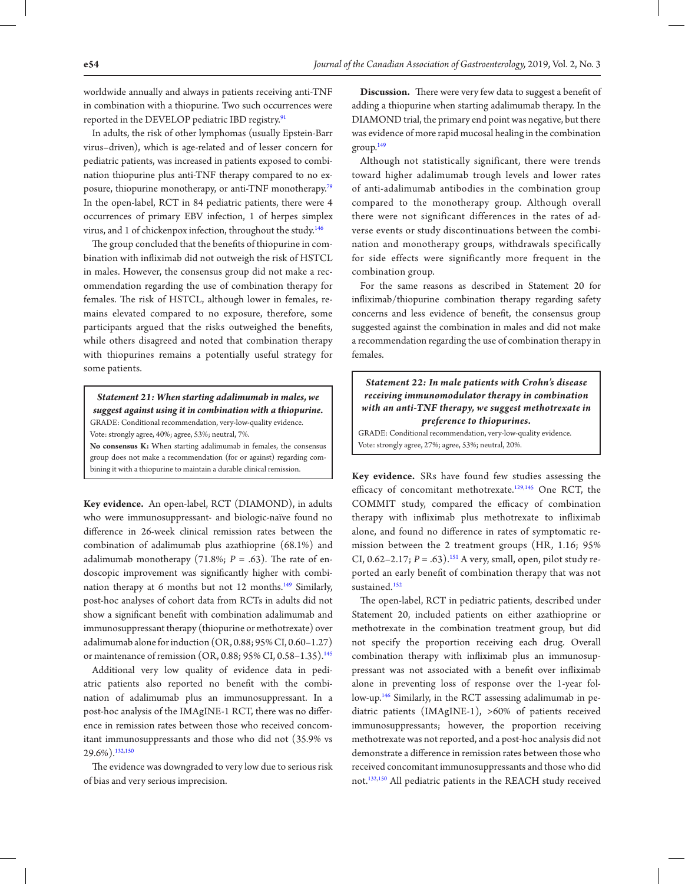worldwide annually and always in patients receiving anti-TNF in combination with a thiopurine. Two such occurrences were reported in the DEVELOP pediatric IBD registry.[91]

In adults, the risk of other lymphomas (usually Epstein-Barr virus–driven), which is age-related and of lesser concern for pediatric patients, was increased in patients exposed to combination thiopurine plus anti-TNF therapy compared to no exposure, thiopurine monotherapy, or anti-TNF monotherapy.[79] In the open-label, RCT in 84 pediatric patients, there were 4 occurrences of primary EBV infection, 1 of herpes simplex virus, and 1 of chickenpox infection, throughout the study.[146]

The group concluded that the benefits of thiopurine in combination with infliximab did not outweigh the risk of HSTCL in males. However, the consensus group did not make a recommendation regarding the use of combination therapy for females. The risk of HSTCL, although lower in females, remains elevated compared to no exposure, therefore, some participants argued that the risks outweighed the benefits, while others disagreed and noted that combination therapy with thiopurines remains a potentially useful strategy for some patients.

> ***Statement 21: When starting adalimumab in males, we suggest against using it in combination with a thiopurine.***
> GRADE: Conditional recommendation, very-low-quality evidence.
> Vote: strongly agree, 40%; agree, 53%; neutral, 7%.
> **No consensus K:** When starting adalimumab in females, the consensus group does not make a recommendation (for or against) regarding combining it with a thiopurine to maintain a durable clinical remission.

**Key evidence.** An open-label, RCT (DIAMOND), in adults who were immunosuppressant- and biologic-naïve found no difference in 26-week clinical remission rates between the combination of adalimumab plus azathioprine (68.1%) and adalimumab monotherapy (71.8%; $P$ = .63). The rate of endoscopic improvement was significantly higher with combination therapy at 6 months but not 12 months.[149] Similarly, post-hoc analyses of cohort data from RCTs in adults did not show a significant benefit with combination adalimumab and immunosuppressant therapy (thiopurine or methotrexate) over adalimumab alone for induction (OR, 0.88; 95% CI, 0.60–1.27) or maintenance of remission (OR, 0.88; 95% CI, 0.58–1.35).[145]

Additional very low quality of evidence data in pediatric patients also reported no benefit with the combination of adalimumab plus an immunosuppressant. In a post-hoc analysis of the IMAgINE-1 RCT, there was no difference in remission rates between those who received concomitant immunosuppressants and those who did not (35.9% vs 29.6%).[132,150]

The evidence was downgraded to very low due to serious risk of bias and very serious imprecision.

**Discussion.** There were very few data to suggest a benefit of adding a thiopurine when starting adalimumab therapy. In the DIAMOND trial, the primary end point was negative, but there was evidence of more rapid mucosal healing in the combination group.[149]

Although not statistically significant, there were trends toward higher adalimumab trough levels and lower rates of anti-adalimumab antibodies in the combination group compared to the monotherapy group. Although overall there were not significant differences in the rates of adverse events or study discontinuations between the combination and monotherapy groups, withdrawals specifically for side effects were significantly more frequent in the combination group.

For the same reasons as described in Statement 20 for infliximab/thiopurine combination therapy regarding safety concerns and less evidence of benefit, the consensus group suggested against the combination in males and did not make a recommendation regarding the use of combination therapy in females.

> ***Statement 22: In male patients with Crohn's disease receiving immunomodulator therapy in combination with an anti-TNF therapy, we suggest methotrexate in preference to thiopurines.***
> GRADE: Conditional recommendation, very-low-quality evidence.
> Vote: strongly agree, 27%; agree, 53%; neutral, 20%.

**Key evidence.** SRs have found few studies assessing the efficacy of concomitant methotrexate.[129,145] One RCT, the COMMIT study, compared the efficacy of combination therapy with infliximab plus methotrexate to infliximab alone, and found no difference in rates of symptomatic remission between the 2 treatment groups (HR, 1.16; 95% CI, 0.62–2.17; $P$ = .63).[151] A very, small, open, pilot study reported an early benefit of combination therapy that was not sustained.[152]

The open-label, RCT in pediatric patients, described under Statement 20, included patients on either azathioprine or methotrexate in the combination treatment group, but did not specify the proportion receiving each drug. Overall combination therapy with infliximab plus an immunosuppressant was not associated with a benefit over infliximab alone in preventing loss of response over the 1-year follow-up.[146] Similarly, in the RCT assessing adalimumab in pediatric patients (IMAgINE-1), >60% of patients received immunosuppressants; however, the proportion receiving methotrexate was not reported, and a post-hoc analysis did not demonstrate a difference in remission rates between those who received concomitant immunosuppressants and those who did not.[132,150] All pediatric patients in the REACH study received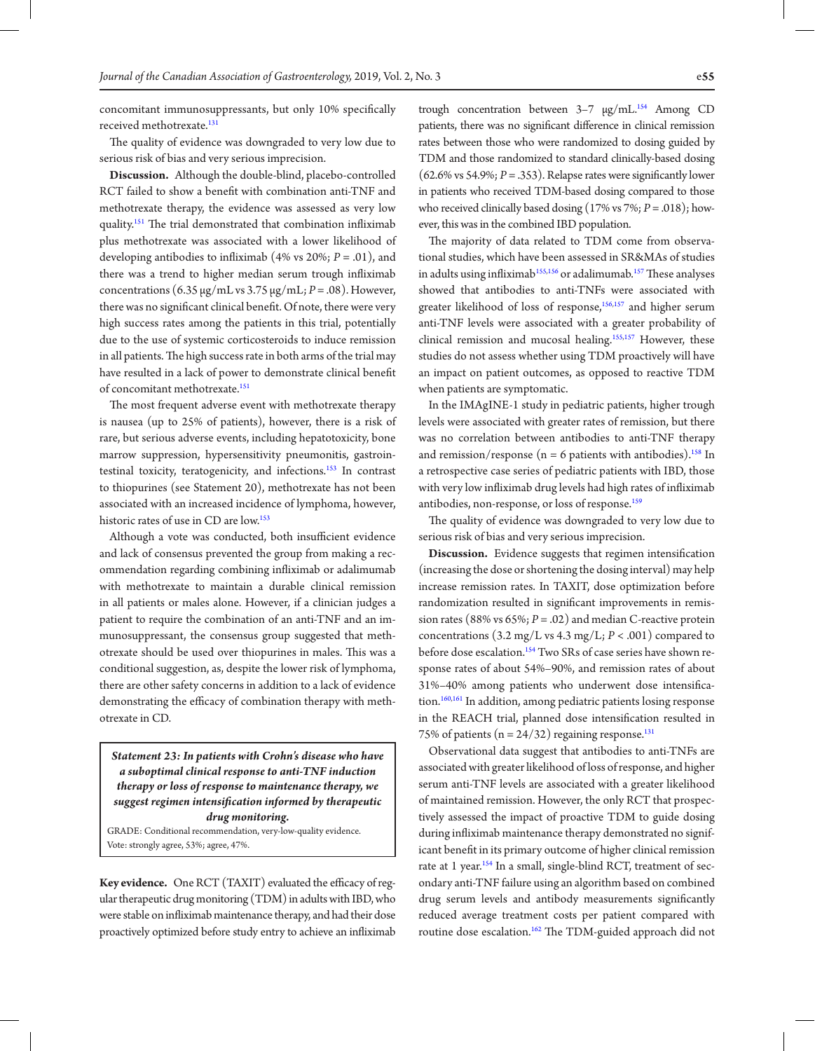concomitant immunosuppressants, but only 10% specifically received methotrexate.[131]

The quality of evidence was downgraded to very low due to serious risk of bias and very serious imprecision.

**Discussion.** Although the double-blind, placebo-controlled RCT failed to show a benefit with combination anti-TNF and methotrexate therapy, the evidence was assessed as very low quality.[151] The trial demonstrated that combination infliximab plus methotrexate was associated with a lower likelihood of developing antibodies to infliximab (4% vs 20%; $P = .01$), and there was a trend to higher median serum trough infliximab concentrations (6.35 μg/mL vs 3.75 μg/mL; $P = .08$). However, there was no significant clinical benefit. Of note, there were very high success rates among the patients in this trial, potentially due to the use of systemic corticosteroids to induce remission in all patients. The high success rate in both arms of the trial may have resulted in a lack of power to demonstrate clinical benefit of concomitant methotrexate.[151]

The most frequent adverse event with methotrexate therapy is nausea (up to 25% of patients), however, there is a risk of rare, but serious adverse events, including hepatotoxicity, bone marrow suppression, hypersensitivity pneumonitis, gastrointestinal toxicity, teratogenicity, and infections.[153] In contrast to thiopurines (see Statement 20), methotrexate has not been associated with an increased incidence of lymphoma, however, historic rates of use in CD are low.[153]

Although a vote was conducted, both insufficient evidence and lack of consensus prevented the group from making a recommendation regarding combining infliximab or adalimumab with methotrexate to maintain a durable clinical remission in all patients or males alone. However, if a clinician judges a patient to require the combination of an anti-TNF and an immunosuppressant, the consensus group suggested that methotrexate should be used over thiopurines in males. This was a conditional suggestion, as, despite the lower risk of lymphoma, there are other safety concerns in addition to a lack of evidence demonstrating the efficacy of combination therapy with methotrexate in CD.

> ***Statement 23: In patients with Crohn's disease who have a suboptimal clinical response to anti-TNF induction therapy or loss of response to maintenance therapy, we suggest regimen intensification informed by therapeutic drug monitoring.***
>
> GRADE: Conditional recommendation, very-low-quality evidence.
> Vote: strongly agree, 53%; agree, 47%.

**Key evidence.** One RCT (TAXIT) evaluated the efficacy of regular therapeutic drug monitoring (TDM) in adults with IBD, who were stable on infliximab maintenance therapy, and had their dose proactively optimized before study entry to achieve an infliximab trough concentration between 3–7 μg/mL.[154] Among CD patients, there was no significant difference in clinical remission rates between those who were randomized to dosing guided by TDM and those randomized to standard clinically-based dosing (62.6% vs 54.9%; $P = .353$). Relapse rates were significantly lower in patients who received TDM-based dosing compared to those who received clinically based dosing (17% vs 7%; $P = .018$); however, this was in the combined IBD population.

The majority of data related to TDM come from observational studies, which have been assessed in SR&MAs of studies in adults using infliximab[155,156] or adalimumab.[157] These analyses showed that antibodies to anti-TNFs were associated with greater likelihood of loss of response,[156,157] and higher serum anti-TNF levels were associated with a greater probability of clinical remission and mucosal healing.[155,157] However, these studies do not assess whether using TDM proactively will have an impact on patient outcomes, as opposed to reactive TDM when patients are symptomatic.

In the IMAgINE-1 study in pediatric patients, higher trough levels were associated with greater rates of remission, but there was no correlation between antibodies to anti-TNF therapy and remission/response (n = 6 patients with antibodies).[158] In a retrospective case series of pediatric patients with IBD, those with very low infliximab drug levels had high rates of infliximab antibodies, non-response, or loss of response.[159]

The quality of evidence was downgraded to very low due to serious risk of bias and very serious imprecision.

**Discussion.** Evidence suggests that regimen intensification (increasing the dose or shortening the dosing interval) may help increase remission rates. In TAXIT, dose optimization before randomization resulted in significant improvements in remission rates (88% vs 65%; $P = .02$) and median C-reactive protein concentrations (3.2 mg/L vs 4.3 mg/L; $P < .001$) compared to before dose escalation.[154] Two SRs of case series have shown response rates of about 54%–90%, and remission rates of about 31%–40% among patients who underwent dose intensification.[160,161] In addition, among pediatric patients losing response in the REACH trial, planned dose intensification resulted in 75% of patients (n = 24/32) regaining response.[131]

Observational data suggest that antibodies to anti-TNFs are associated with greater likelihood of loss of response, and higher serum anti-TNF levels are associated with a greater likelihood of maintained remission. However, the only RCT that prospectively assessed the impact of proactive TDM to guide dosing during infliximab maintenance therapy demonstrated no significant benefit in its primary outcome of higher clinical remission rate at 1 year.[154] In a small, single-blind RCT, treatment of secondary anti-TNF failure using an algorithm based on combined drug serum levels and antibody measurements significantly reduced average treatment costs per patient compared with routine dose escalation.[162] The TDM-guided approach did not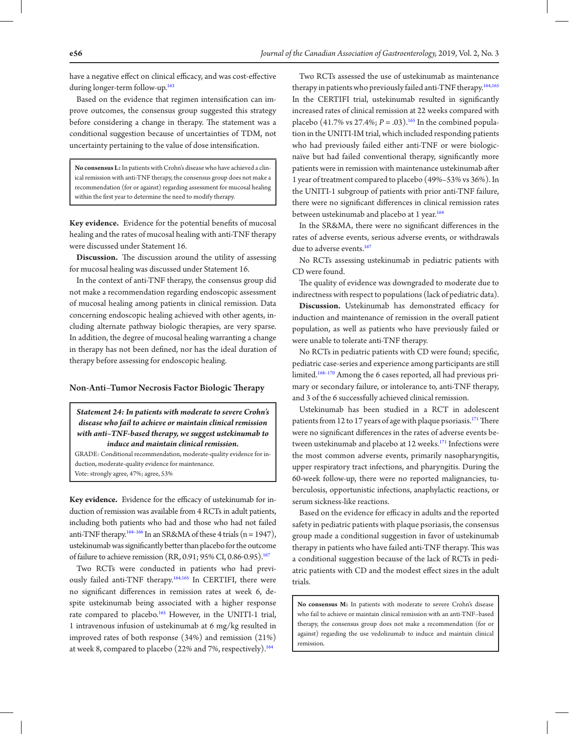have a negative effect on clinical efficacy, and was cost-effective during longer-term follow-up.[163]

Based on the evidence that regimen intensification can improve outcomes, the consensus group suggested this strategy before considering a change in therapy. The statement was a conditional suggestion because of uncertainties of TDM, not uncertainty pertaining to the value of dose intensification.

> **No consensus L:** In patients with Crohn's disease who have achieved a clinical remission with anti-TNF therapy, the consensus group does not make a recommendation (for or against) regarding assessment for mucosal healing within the first year to determine the need to modify therapy.

**Key evidence.** Evidence for the potential benefits of mucosal healing and the rates of mucosal healing with anti-TNF therapy were discussed under Statement 16.

**Discussion.** The discussion around the utility of assessing for mucosal healing was discussed under Statement 16.

In the context of anti-TNF therapy, the consensus group did not make a recommendation regarding endoscopic assessment of mucosal healing among patients in clinical remission. Data concerning endoscopic healing achieved with other agents, including alternate pathway biologic therapies, are very sparse. In addition, the degree of mucosal healing warranting a change in therapy has not been defined, nor has the ideal duration of therapy before assessing for endoscopic healing.

## Non-Anti–Tumor Necrosis Factor Biologic Therapy

> ***Statement 24: In patients with moderate to severe Crohn's disease who fail to achieve or maintain clinical remission with anti–TNF-based therapy, we suggest ustekinumab to induce and maintain clinical remission.***
>
> GRADE: Conditional recommendation, moderate-quality evidence for induction, moderate-quality evidence for maintenance.
>
> Vote: strongly agree, 47%; agree, 53%

**Key evidence.** Evidence for the efficacy of ustekinumab for induction of remission was available from 4 RCTs in adult patients, including both patients who had and those who had not failed anti-TNF therapy.[164–166] In an SR&MA of these 4 trials (n = 1947), ustekinumab was significantly better than placebo for the outcome of failure to achieve remission (RR, 0.91; 95% CI, 0.86-0.95).[167]

Two RCTs were conducted in patients who had previously failed anti-TNF therapy.[164,165] In CERTIFI, there were no significant differences in remission rates at week 6, despite ustekinumab being associated with a higher response rate compared to placebo.[165] However, in the UNITI-1 trial, 1 intravenous infusion of ustekinumab at 6 mg/kg resulted in improved rates of both response (34%) and remission (21%) at week 8, compared to placebo (22% and 7%, respectively).[164]

Two RCTs assessed the use of ustekinumab as maintenance therapy in patients who previously failed anti-TNF therapy.[164,165] In the CERTIFI trial, ustekinumab resulted in significantly increased rates of clinical remission at 22 weeks compared with placebo (41.7% vs 27.4%; $P = .03$).[165] In the combined population in the UNITI-IM trial, which included responding patients who had previously failed either anti-TNF or were biologic-naïve but had failed conventional therapy, significantly more patients were in remission with maintenance ustekinumab after 1 year of treatment compared to placebo (49%–53% vs 36%). In the UNITI-1 subgroup of patients with prior anti-TNF failure, there were no significant differences in clinical remission rates between ustekinumab and placebo at 1 year.[164]

In the SR&MA, there were no significant differences in the rates of adverse events, serious adverse events, or withdrawals due to adverse events.[167]

No RCTs assessing ustekinumab in pediatric patients with CD were found.

The quality of evidence was downgraded to moderate due to indirectness with respect to populations (lack of pediatric data).

**Discussion.** Ustekinumab has demonstrated efficacy for induction and maintenance of remission in the overall patient population, as well as patients who have previously failed or were unable to tolerate anti-TNF therapy.

No RCTs in pediatric patients with CD were found; specific, pediatric case-series and experience among participants are still limited.[168–170] Among the 6 cases reported, all had previous primary or secondary failure, or intolerance to, anti-TNF therapy, and 3 of the 6 successfully achieved clinical remission.

Ustekinumab has been studied in a RCT in adolescent patients from 12 to 17 years of age with plaque psoriasis.[171] There were no significant differences in the rates of adverse events between ustekinumab and placebo at 12 weeks.[171] Infections were the most common adverse events, primarily nasopharyngitis, upper respiratory tract infections, and pharyngitis. During the 60-week follow-up, there were no reported malignancies, tuberculosis, opportunistic infections, anaphylactic reactions, or serum sickness-like reactions.

Based on the evidence for efficacy in adults and the reported safety in pediatric patients with plaque psoriasis, the consensus group made a conditional suggestion in favor of ustekinumab therapy in patients who have failed anti-TNF therapy. This was a conditional suggestion because of the lack of RCTs in pediatric patients with CD and the modest effect sizes in the adult trials.

> **No consensus M:** In patients with moderate to severe Crohn's disease who fail to achieve or maintain clinical remission with an anti-TNF–based therapy, the consensus group does not make a recommendation (for or against) regarding the use vedolizumab to induce and maintain clinical remission.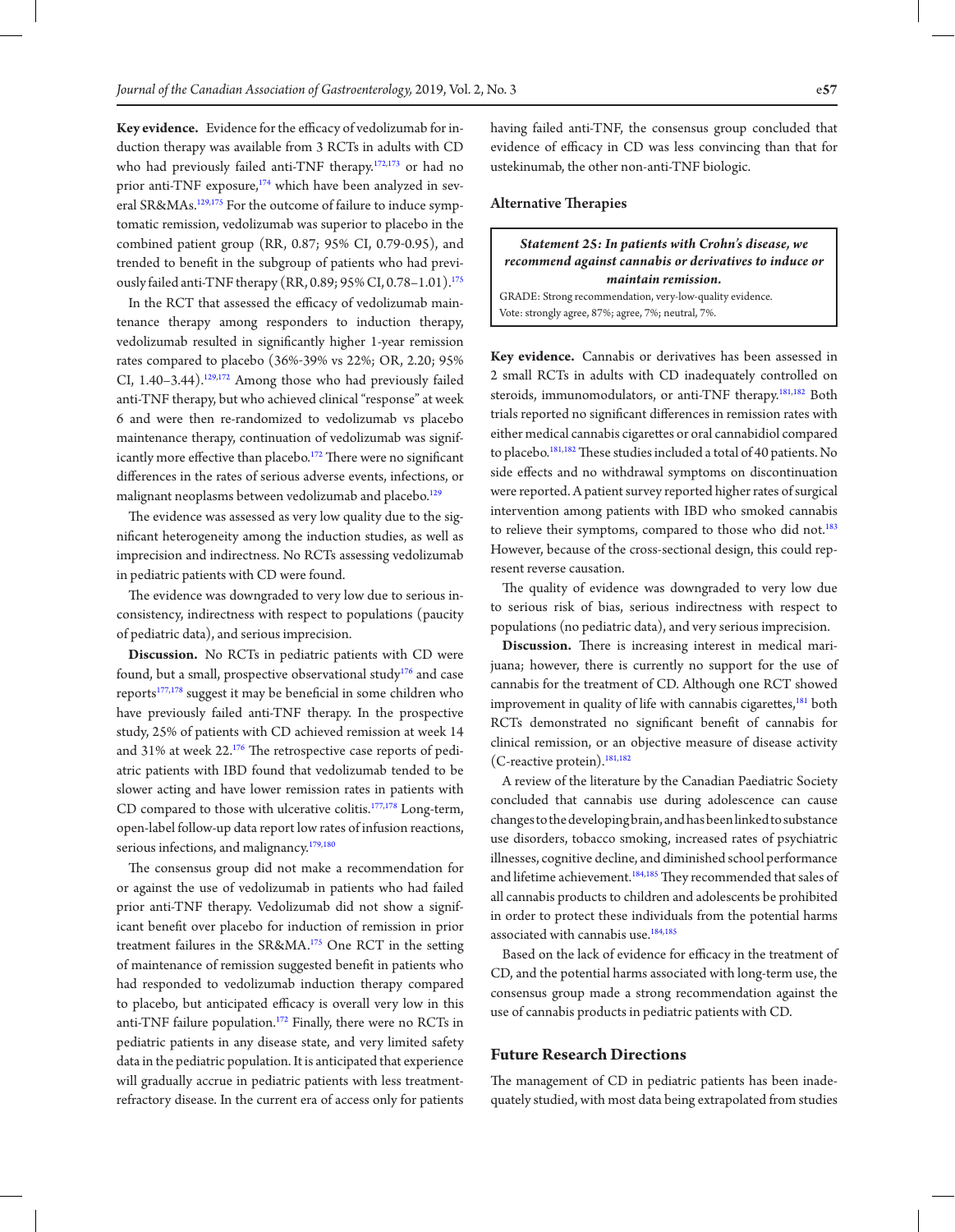**Key evidence.** Evidence for the efficacy of vedolizumab for induction therapy was available from 3 RCTs in adults with CD who had previously failed anti-TNF therapy.[172,173] or had no prior anti-TNF exposure,[174] which have been analyzed in several SR&MAs.[129,175] For the outcome of failure to induce symptomatic remission, vedolizumab was superior to placebo in the combined patient group (RR, 0.87; 95% CI, 0.79-0.95), and trended to benefit in the subgroup of patients who had previously failed anti-TNF therapy (RR, 0.89; 95% CI, 0.78–1.01).[175]

In the RCT that assessed the efficacy of vedolizumab maintenance therapy among responders to induction therapy, vedolizumab resulted in significantly higher 1-year remission rates compared to placebo (36%-39% vs 22%; OR, 2.20; 95% CI, 1.40–3.44).[129,172] Among those who had previously failed anti-TNF therapy, but who achieved clinical "response" at week 6 and were then re-randomized to vedolizumab vs placebo maintenance therapy, continuation of vedolizumab was significantly more effective than placebo.[172] There were no significant differences in the rates of serious adverse events, infections, or malignant neoplasms between vedolizumab and placebo.[129]

The evidence was assessed as very low quality due to the significant heterogeneity among the induction studies, as well as imprecision and indirectness. No RCTs assessing vedolizumab in pediatric patients with CD were found.

The evidence was downgraded to very low due to serious inconsistency, indirectness with respect to populations (paucity of pediatric data), and serious imprecision.

**Discussion.** No RCTs in pediatric patients with CD were found, but a small, prospective observational study[176] and case reports[177,178] suggest it may be beneficial in some children who have previously failed anti-TNF therapy. In the prospective study, 25% of patients with CD achieved remission at week 14 and 31% at week 22.[176] The retrospective case reports of pediatric patients with IBD found that vedolizumab tended to be slower acting and have lower remission rates in patients with CD compared to those with ulcerative colitis.[177,178] Long-term, open-label follow-up data report low rates of infusion reactions, serious infections, and malignancy.[179,180]

The consensus group did not make a recommendation for or against the use of vedolizumab in patients who had failed prior anti-TNF therapy. Vedolizumab did not show a significant benefit over placebo for induction of remission in prior treatment failures in the SR&MA.[175] One RCT in the setting of maintenance of remission suggested benefit in patients who had responded to vedolizumab induction therapy compared to placebo, but anticipated efficacy is overall very low in this anti-TNF failure population.[172] Finally, there were no RCTs in pediatric patients in any disease state, and very limited safety data in the pediatric population. It is anticipated that experience will gradually accrue in pediatric patients with less treatment-refractory disease. In the current era of access only for patients having failed anti-TNF, the consensus group concluded that evidence of efficacy in CD was less convincing than that for ustekinumab, the other non-anti-TNF biologic.

### Alternative Therapies

> ***Statement 25: In patients with Crohn's disease, we recommend against cannabis or derivatives to induce or maintain remission.***
>
> GRADE: Strong recommendation, very-low-quality evidence.
> Vote: strongly agree, 87%; agree, 7%; neutral, 7%.

**Key evidence.** Cannabis or derivatives has been assessed in 2 small RCTs in adults with CD inadequately controlled on steroids, immunomodulators, or anti-TNF therapy.[181,182] Both trials reported no significant differences in remission rates with either medical cannabis cigarettes or oral cannabidiol compared to placebo.[181,182] These studies included a total of 40 patients. No side effects and no withdrawal symptoms on discontinuation were reported. A patient survey reported higher rates of surgical intervention among patients with IBD who smoked cannabis to relieve their symptoms, compared to those who did not.[183] However, because of the cross-sectional design, this could represent reverse causation.

The quality of evidence was downgraded to very low due to serious risk of bias, serious indirectness with respect to populations (no pediatric data), and very serious imprecision.

**Discussion.** There is increasing interest in medical marijuana; however, there is currently no support for the use of cannabis for the treatment of CD. Although one RCT showed improvement in quality of life with cannabis cigarettes,[181] both RCTs demonstrated no significant benefit of cannabis for clinical remission, or an objective measure of disease activity (C-reactive protein).[181,182]

A review of the literature by the Canadian Paediatric Society concluded that cannabis use during adolescence can cause changes to the developing brain, and has been linked to substance use disorders, tobacco smoking, increased rates of psychiatric illnesses, cognitive decline, and diminished school performance and lifetime achievement.[184,185] They recommended that sales of all cannabis products to children and adolescents be prohibited in order to protect these individuals from the potential harms associated with cannabis use.[184,185]

Based on the lack of evidence for efficacy in the treatment of CD, and the potential harms associated with long-term use, the consensus group made a strong recommendation against the use of cannabis products in pediatric patients with CD.

## Future Research Directions

The management of CD in pediatric patients has been inadequately studied, with most data being extrapolated from studies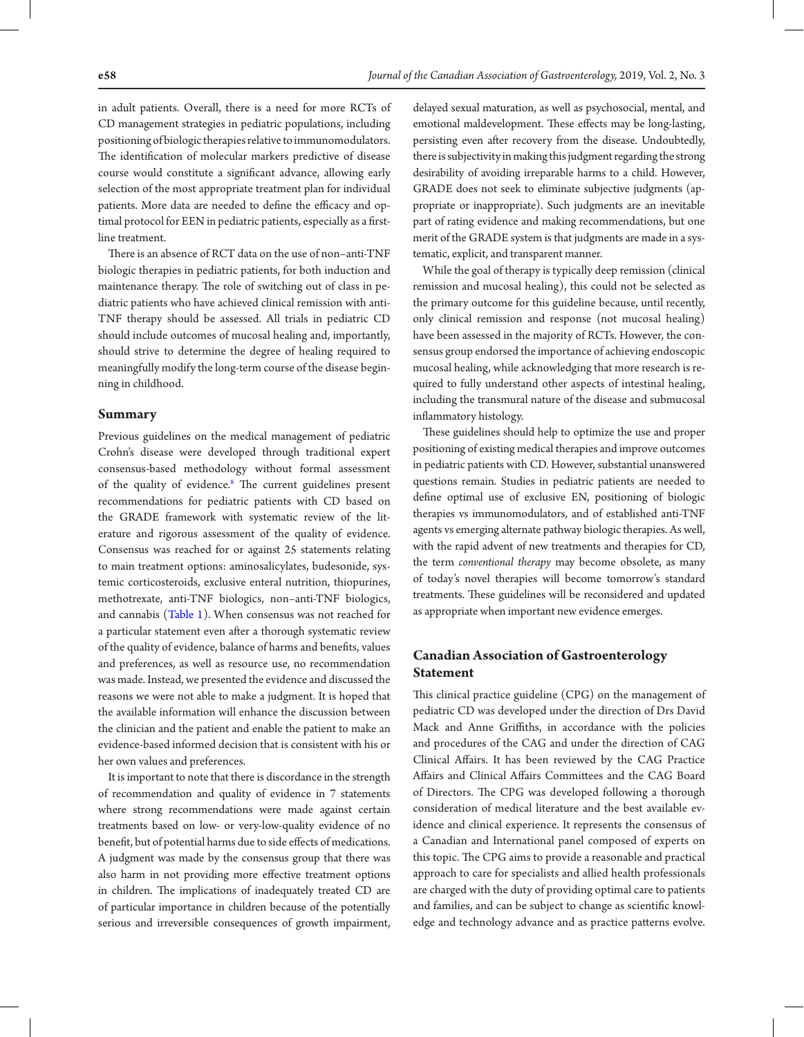in adult patients. Overall, there is a need for more RCTs of CD management strategies in pediatric populations, including positioning of biologic therapies relative to immunomodulators. The identification of molecular markers predictive of disease course would constitute a significant advance, allowing early selection of the most appropriate treatment plan for individual patients. More data are needed to define the efficacy and optimal protocol for EEN in pediatric patients, especially as a first-line treatment.

There is an absence of RCT data on the use of non–anti-TNF biologic therapies in pediatric patients, for both induction and maintenance therapy. The role of switching out of class in pediatric patients who have achieved clinical remission with anti-TNF therapy should be assessed. All trials in pediatric CD should include outcomes of mucosal healing and, importantly, should strive to determine the degree of healing required to meaningfully modify the long-term course of the disease beginning in childhood.

## Summary

Previous guidelines on the medical management of pediatric Crohn's disease were developed through traditional expert consensus-based methodology without formal assessment of the quality of evidence.[8] The current guidelines present recommendations for pediatric patients with CD based on the GRADE framework with systematic review of the literature and rigorous assessment of the quality of evidence. Consensus was reached for or against 25 statements relating to main treatment options: aminosalicylates, budesonide, systemic corticosteroids, exclusive enteral nutrition, thiopurines, methotrexate, anti-TNF biologics, non–anti-TNF biologics, and cannabis (Table 1). When consensus was not reached for a particular statement even after a thorough systematic review of the quality of evidence, balance of harms and benefits, values and preferences, as well as resource use, no recommendation was made. Instead, we presented the evidence and discussed the reasons we were not able to make a judgment. It is hoped that the available information will enhance the discussion between the clinician and the patient and enable the patient to make an evidence-based informed decision that is consistent with his or her own values and preferences.

It is important to note that there is discordance in the strength of recommendation and quality of evidence in 7 statements where strong recommendations were made against certain treatments based on low- or very-low-quality evidence of no benefit, but of potential harms due to side effects of medications. A judgment was made by the consensus group that there was also harm in not providing more effective treatment options in children. The implications of inadequately treated CD are of particular importance in children because of the potentially serious and irreversible consequences of growth impairment, delayed sexual maturation, as well as psychosocial, mental, and emotional maldevelopment. These effects may be long-lasting, persisting even after recovery from the disease. Undoubtedly, there is subjectivity in making this judgment regarding the strong desirability of avoiding irreparable harms to a child. However, GRADE does not seek to eliminate subjective judgments (appropriate or inappropriate). Such judgments are an inevitable part of rating evidence and making recommendations, but one merit of the GRADE system is that judgments are made in a systematic, explicit, and transparent manner.

While the goal of therapy is typically deep remission (clinical remission and mucosal healing), this could not be selected as the primary outcome for this guideline because, until recently, only clinical remission and response (not mucosal healing) have been assessed in the majority of RCTs. However, the consensus group endorsed the importance of achieving endoscopic mucosal healing, while acknowledging that more research is required to fully understand other aspects of intestinal healing, including the transmural nature of the disease and submucosal inflammatory histology.

These guidelines should help to optimize the use and proper positioning of existing medical therapies and improve outcomes in pediatric patients with CD. However, substantial unanswered questions remain. Studies in pediatric patients are needed to define optimal use of exclusive EN, positioning of biologic therapies vs immunomodulators, and of established anti-TNF agents vs emerging alternate pathway biologic therapies. As well, with the rapid advent of new treatments and therapies for CD, the term *conventional therapy* may become obsolete, as many of today's novel therapies will become tomorrow's standard treatments. These guidelines will be reconsidered and updated as appropriate when important new evidence emerges.

## Canadian Association of Gastroenterology Statement

This clinical practice guideline (CPG) on the management of pediatric CD was developed under the direction of Drs David Mack and Anne Griffiths, in accordance with the policies and procedures of the CAG and under the direction of CAG Clinical Affairs. It has been reviewed by the CAG Practice Affairs and Clinical Affairs Committees and the CAG Board of Directors. The CPG was developed following a thorough consideration of medical literature and the best available evidence and clinical experience. It represents the consensus of a Canadian and International panel composed of experts on this topic. The CPG aims to provide a reasonable and practical approach to care for specialists and allied health professionals are charged with the duty of providing optimal care to patients and families, and can be subject to change as scientific knowledge and technology advance and as practice patterns evolve.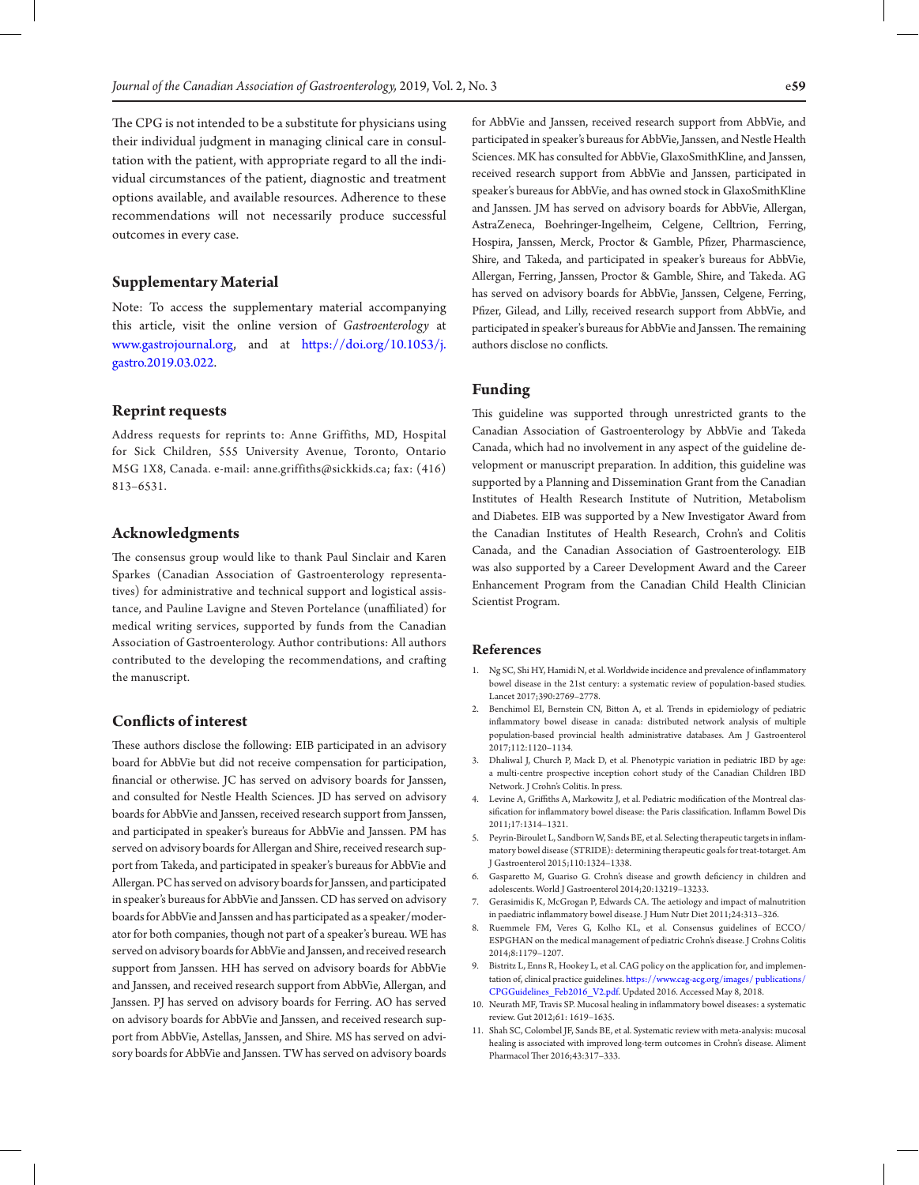The CPG is not intended to be a substitute for physicians using their individual judgment in managing clinical care in consultation with the patient, with appropriate regard to all the individual circumstances of the patient, diagnostic and treatment options available, and available resources. Adherence to these recommendations will not necessarily produce successful outcomes in every case.

## Supplementary Material

Note: To access the supplementary material accompanying this article, visit the online version of *Gastroenterology* at www.gastrojournal.org, and at https://doi.org/10.1053/j.gastro.2019.03.022.

## Reprint requests

Address requests for reprints to: Anne Griffiths, MD, Hospital for Sick Children, 555 University Avenue, Toronto, Ontario M5G 1X8, Canada. e-mail: anne.griffiths@sickkids.ca; fax: (416) 813–6531.

## Acknowledgments

The consensus group would like to thank Paul Sinclair and Karen Sparkes (Canadian Association of Gastroenterology representatives) for administrative and technical support and logistical assistance, and Pauline Lavigne and Steven Portelance (unaffiliated) for medical writing services, supported by funds from the Canadian Association of Gastroenterology. Author contributions: All authors contributed to the developing the recommendations, and crafting the manuscript.

## Conflicts of interest

These authors disclose the following: EIB participated in an advisory board for AbbVie but did not receive compensation for participation, financial or otherwise. JC has served on advisory boards for Janssen, and consulted for Nestle Health Sciences. JD has served on advisory boards for AbbVie and Janssen, received research support from Janssen, and participated in speaker's bureaus for AbbVie and Janssen. PM has served on advisory boards for Allergan and Shire, received research support from Takeda, and participated in speaker's bureaus for AbbVie and Allergan. PC has served on advisory boards for Janssen, and participated in speaker's bureaus for AbbVie and Janssen. CD has served on advisory boards for AbbVie and Janssen and has participated as a speaker/moderator for both companies, though not part of a speaker's bureau. WE has served on advisory boards for AbbVie and Janssen, and received research support from Janssen. HH has served on advisory boards for AbbVie and Janssen, and received research support from AbbVie, Allergan, and Janssen. PJ has served on advisory boards for Ferring. AO has served on advisory boards for AbbVie and Janssen, and received research support from AbbVie, Astellas, Janssen, and Shire. MS has served on advisory boards for AbbVie and Janssen. TW has served on advisory boards for AbbVie and Janssen, received research support from AbbVie, and participated in speaker's bureaus for AbbVie, Janssen, and Nestle Health Sciences. MK has consulted for AbbVie, GlaxoSmithKline, and Janssen, received research support from AbbVie and Janssen, participated in speaker's bureaus for AbbVie, and has owned stock in GlaxoSmithKline and Janssen. JM has served on advisory boards for AbbVie, Allergan, AstraZeneca, Boehringer-Ingelheim, Celgene, Celltrion, Ferring, Hospira, Janssen, Merck, Proctor & Gamble, Pfizer, Pharmascience, Shire, and Takeda, and participated in speaker's bureaus for AbbVie, Allergan, Ferring, Janssen, Proctor & Gamble, Shire, and Takeda. AG has served on advisory boards for AbbVie, Janssen, Celgene, Ferring, Pfizer, Gilead, and Lilly, received research support from AbbVie, and participated in speaker's bureaus for AbbVie and Janssen. The remaining authors disclose no conflicts.

## Funding

This guideline was supported through unrestricted grants to the Canadian Association of Gastroenterology by AbbVie and Takeda Canada, which had no involvement in any aspect of the guideline development or manuscript preparation. In addition, this guideline was supported by a Planning and Dissemination Grant from the Canadian Institutes of Health Research Institute of Nutrition, Metabolism and Diabetes. EIB was supported by a New Investigator Award from the Canadian Institutes of Health Research, Crohn's and Colitis Canada, and the Canadian Association of Gastroenterology. EIB was also supported by a Career Development Award and the Career Enhancement Program from the Canadian Child Health Clinician Scientist Program.

## References

1. Ng SC, Shi HY, Hamidi N, et al. Worldwide incidence and prevalence of inflammatory bowel disease in the 21st century: a systematic review of population-based studies. Lancet 2017;390:2769–2778.
2. Benchimol EI, Bernstein CN, Bitton A, et al. Trends in epidemiology of pediatric inflammatory bowel disease in canada: distributed network analysis of multiple population-based provincial health administrative databases. Am J Gastroenterol 2017;112:1120–1134.
3. Dhaliwal J, Church P, Mack D, et al. Phenotypic variation in pediatric IBD by age: a multi-centre prospective inception cohort study of the Canadian Children IBD Network. J Crohn's Colitis. In press.
4. Levine A, Griffiths A, Markowitz J, et al. Pediatric modification of the Montreal classification for inflammatory bowel disease: the Paris classification. Inflamm Bowel Dis 2011;17:1314–1321.
5. Peyrin-Biroulet L, Sandborn W, Sands BE, et al. Selecting therapeutic targets in inflammatory bowel disease (STRIDE): determining therapeutic goals for treat-totarget. Am J Gastroenterol 2015;110:1324–1338.
6. Gasparetto M, Guariso G. Crohn's disease and growth deficiency in children and adolescents. World J Gastroenterol 2014;20:13219–13233.
7. Gerasimidis K, McGrogan P, Edwards CA. The aetiology and impact of malnutrition in paediatric inflammatory bowel disease. J Hum Nutr Diet 2011;24:313–326.
8. Ruemmele FM, Veres G, Kolho KL, et al. Consensus guidelines of ECCO/ESPGHAN on the medical management of pediatric Crohn's disease. J Crohns Colitis 2014;8:1179–1207.
9. Bistritz L, Enns R, Hookey L, et al. CAG policy on the application for, and implementation of, clinical practice guidelines. https://www.cag-acg.org/images/publications/CPGGuidelines_Feb2016_V2.pdf. Updated 2016. Accessed May 8, 2018.
10. Neurath MF, Travis SP. Mucosal healing in inflammatory bowel diseases: a systematic review. Gut 2012;61: 1619–1635.
11. Shah SC, Colombel JF, Sands BE, et al. Systematic review with meta-analysis: mucosal healing is associated with improved long-term outcomes in Crohn's disease. Aliment Pharmacol Ther 2016;43:317–333.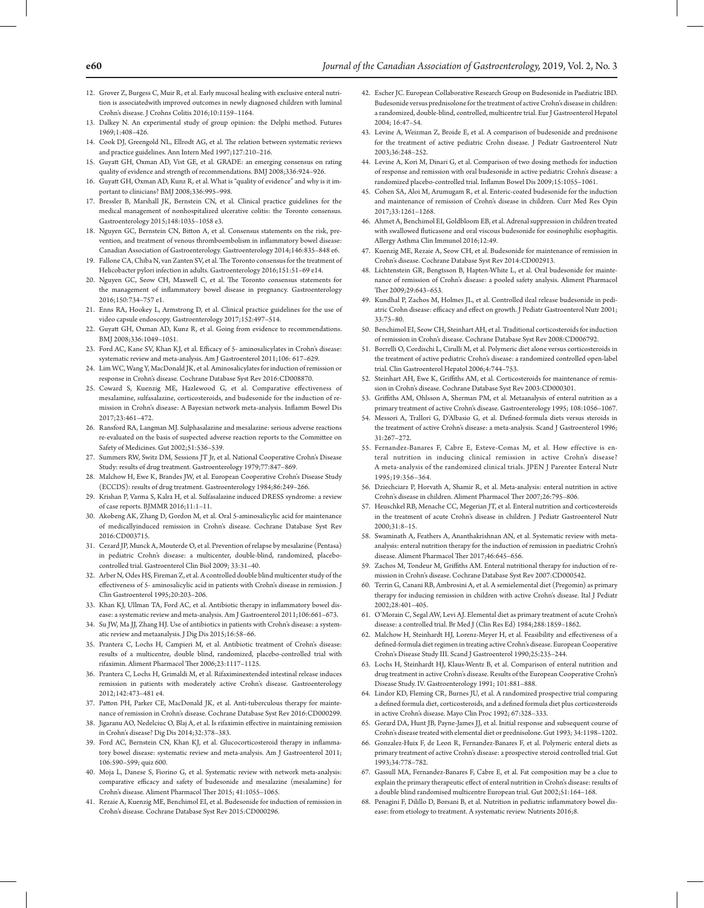12. Grover Z, Burgess C, Muir R, et al. Early mucosal healing with exclusive enteral nutrition is associatedwith improved outcomes in newly diagnosed children with luminal Crohn's disease. J Crohns Colitis 2016;10:1159–1164.
13. Dalkey N. An experimental study of group opinion: the Delphi method. Futures 1969;1:408–426.
14. Cook DJ, Greengold NL, Ellrodt AG, et al. The relation between systematic reviews and practice guidelines. Ann Intern Med 1997;127:210–216.
15. Guyatt GH, Oxman AD, Vist GE, et al. GRADE: an emerging consensus on rating quality of evidence and strength of recommendations. BMJ 2008;336:924–926.
16. Guyatt GH, Oxman AD, Kunz R, et al. What is "quality of evidence" and why is it important to clinicians? BMJ 2008;336:995–998.
17. Bressler B, Marshall JK, Bernstein CN, et al. Clinical practice guidelines for the medical management of nonhospitalized ulcerative colitis: the Toronto consensus. Gastroenterology 2015;148:1035–1058 e3.
18. Nguyen GC, Bernstein CN, Bitton A, et al. Consensus statements on the risk, prevention, and treatment of venous thromboembolism in inflammatory bowel disease: Canadian Association of Gastroenterology. Gastroenterology 2014;146:835–848 e6.
19. Fallone CA, Chiba N, van Zanten SV, et al. The Toronto consensus for the treatment of Helicobacter pylori infection in adults. Gastroenterology 2016;151:51–69 e14.
20. Nguyen GC, Seow CH, Maxwell C, et al. The Toronto consensus statements for the management of inflammatory bowel disease in pregnancy. Gastroenterology 2016;150:734–757 e1.
21. Enns RA, Hookey L, Armstrong D, et al. Clinical practice guidelines for the use of video capsule endoscopy. Gastroenterology 2017;152:497–514.
22. Guyatt GH, Oxman AD, Kunz R, et al. Going from evidence to recommendations. BMJ 2008;336:1049–1051.
23. Ford AC, Kane SV, Khan KJ, et al. Efficacy of 5- aminosalicylates in Crohn's disease: systematic review and meta-analysis. Am J Gastroenterol 2011;106: 617–629.
24. Lim WC, Wang Y, MacDonald JK, et al. Aminosalicylates for induction of remission or response in Crohn's disease. Cochrane Database Syst Rev 2016:CD008870.
25. Coward S, Kuenzig ME, Hazlewood G, et al. Comparative effectiveness of mesalamine, sulfasalazine, corticosteroids, and budesonide for the induction of remission in Crohn's disease: A Bayesian network meta-analysis. Inflamm Bowel Dis 2017;23:461–472.
26. Ransford RA, Langman MJ. Sulphasalazine and mesalazine: serious adverse reactions re-evaluated on the basis of suspected adverse reaction reports to the Committee on Safety of Medicines. Gut 2002;51:536–539.
27. Summers RW, Switz DM, Sessions JT Jr, et al. National Cooperative Crohn's Disease Study: results of drug treatment. Gastroenterology 1979;77:847–869.
28. Malchow H, Ewe K, Brandes JW, et al. European Cooperative Crohn's Disease Study (ECCDS): results of drug treatment. Gastroenterology 1984;86:249–266.
29. Krishan P, Varma S, Kalra H, et al. Sulfasalazine induced DRESS syndrome: a review of case reports. BJMMR 2016;11:1–11.
30. Akobeng AK, Zhang D, Gordon M, et al. Oral 5-aminosalicylic acid for maintenance of medicallyinduced remission in Crohn's disease. Cochrane Database Syst Rev 2016:CD003715.
31. Cezard JP, Munck A, Mouterde O, et al. Prevention of relapse by mesalazine (Pentasa) in pediatric Crohn's disease: a multicenter, double-blind, randomized, placebo-controlled trial. Gastroenterol Clin Biol 2009; 33:31–40.
32. Arber N, Odes HS, Fireman Z, et al. A controlled double blind multicenter study of the effectiveness of 5- aminosalicylic acid in patients with Crohn's disease in remission. J Clin Gastroenterol 1995;20:203–206.
33. Khan KJ, Ullman TA, Ford AC, et al. Antibiotic therapy in inflammatory bowel disease: a systematic review and meta-analysis. Am J Gastroenterol 2011;106:661–673.
34. Su JW, Ma JJ, Zhang HJ. Use of antibiotics in patients with Crohn's disease: a systematic review and metaanalysis. J Dig Dis 2015;16:58–66.
35. Prantera C, Lochs H, Campieri M, et al. Antibiotic treatment of Crohn's disease: results of a multicentre, double blind, randomized, placebo-controlled trial with rifaximin. Aliment Pharmacol Ther 2006;23:1117–1125.
36. Prantera C, Lochs H, Grimaldi M, et al. Rifaximinextended intestinal release induces remission in patients with moderately active Crohn's disease. Gastroenterology 2012;142:473–481 e4.
37. Patton PH, Parker CE, MacDonald JK, et al. Anti-tuberculous therapy for maintenance of remission in Crohn's disease. Cochrane Database Syst Rev 2016:CD000299.
38. Jigaranu AO, Nedelciuc O, Blaj A, et al. Is rifaximin effective in maintaining remission in Crohn's disease? Dig Dis 2014;32:378–383.
39. Ford AC, Bernstein CN, Khan KJ, et al. Glucocorticosteroid therapy in inflammatory bowel disease: systematic review and meta-analysis. Am J Gastroenterol 2011; 106:590–599; quiz 600.
40. Moja L, Danese S, Fiorino G, et al. Systematic review with network meta-analysis: comparative efficacy and safety of budesonide and mesalazine (mesalamine) for Crohn's disease. Aliment Pharmacol Ther 2015; 41:1055–1065.
41. Rezaie A, Kuenzig ME, Benchimol EI, et al. Budesonide for induction of remission in Crohn's disease. Cochrane Database Syst Rev 2015:CD000296.
42. Escher JC. European Collaborative Research Group on Budesonide in Paediatric IBD. Budesonide versus prednisolone for the treatment of active Crohn's disease in children: a randomized, double-blind, controlled, multicentre trial. Eur J Gastroenterol Hepatol 2004; 16:47–54.
43. Levine A, Weizman Z, Broide E, et al. A comparison of budesonide and prednisone for the treatment of active pediatric Crohn disease. J Pediatr Gastroenterol Nutr 2003;36:248–252.
44. Levine A, Kori M, Dinari G, et al. Comparison of two dosing methods for induction of response and remission with oral budesonide in active pediatric Crohn's disease: a randomized placebo-controlled trial. Inflamm Bowel Dis 2009;15:1055–1061.
45. Cohen SA, Aloi M, Arumugam R, et al. Enteric-coated budesonide for the induction and maintenance of remission of Crohn's disease in children. Curr Med Res Opin 2017;33:1261–1268.
46. Ahmet A, Benchimol EI, Goldbloom EB, et al. Adrenal suppression in children treated with swallowed fluticasone and oral viscous budesonide for eosinophilic esophagitis. Allergy Asthma Clin Immunol 2016;12:49.
47. Kuenzig ME, Rezaie A, Seow CH, et al. Budesonide for maintenance of remission in Crohn's disease. Cochrane Database Syst Rev 2014:CD002913.
48. Lichtenstein GR, Bengtsson B, Hapten-White L, et al. Oral budesonide for maintenance of remission of Crohn's disease: a pooled safety analysis. Aliment Pharmacol Ther 2009;29:643–653.
49. Kundhal P, Zachos M, Holmes JL, et al. Controlled ileal release budesonide in pediatric Crohn disease: efficacy and effect on growth. J Pediatr Gastroenterol Nutr 2001; 33:75–80.
50. Benchimol EI, Seow CH, Steinhart AH, et al. Traditional corticosteroids for induction of remission in Crohn's disease. Cochrane Database Syst Rev 2008:CD006792.
51. Borrelli O, Cordischi L, Cirulli M, et al. Polymeric diet alone versus corticosteroids in the treatment of active pediatric Crohn's disease: a randomized controlled open-label trial. Clin Gastroenterol Hepatol 2006;4:744–753.
52. Steinhart AH, Ewe K, Griffiths AM, et al. Corticosteroids for maintenance of remission in Crohn's disease. Cochrane Database Syst Rev 2003:CD000301.
53. Griffiths AM, Ohlsson A, Sherman PM, et al. Metaanalysis of enteral nutrition as a primary treatment of active Crohn's disease. Gastroenterology 1995; 108:1056–1067.
54. Messori A, Trallori G, D'Albasio G, et al. Defined-formula diets versus steroids in the treatment of active Crohn's disease: a meta-analysis. Scand J Gastroenterol 1996; 31:267–272.
55. Fernandez-Banares F, Cabre E, Esteve-Comas M, et al. How effective is enteral nutrition in inducing clinical remission in active Crohn's disease? A meta-analysis of the randomized clinical trials. JPEN J Parenter Enteral Nutr 1995;19:356–364.
56. Dziechciarz P, Horvath A, Shamir R, et al. Meta-analysis: enteral nutrition in active Crohn's disease in children. Aliment Pharmacol Ther 2007;26:795–806.
57. Heuschkel RB, Menache CC, Megerian JT, et al. Enteral nutrition and corticosteroids in the treatment of acute Crohn's disease in children. J Pediatr Gastroenterol Nutr 2000;31:8–15.
58. Swaminath A, Feathers A, Ananthakrishnan AN, et al. Systematic review with meta-analysis: enteral nutrition therapy for the induction of remission in paediatric Crohn's disease. Aliment Pharmacol Ther 2017;46:645–656.
59. Zachos M, Tondeur M, Griffiths AM. Enteral nutritional therapy for induction of remission in Crohn's disease. Cochrane Database Syst Rev 2007:CD000542.
60. Terrin G, Canani RB, Ambrosini A, et al. A semielemental diet (Pregomin) as primary therapy for inducing remission in children with active Crohn's disease. Ital J Pediatr 2002;28:401–405.
61. O'Morain C, Segal AW, Levi AJ. Elemental diet as primary treatment of acute Crohn's disease: a controlled trial. Br Med J (Clin Res Ed) 1984;288:1859–1862.
62. Malchow H, Steinhardt HJ, Lorenz-Meyer H, et al. Feasibility and effectiveness of a defined-formula diet regimen in treating active Crohn's disease. European Cooperative Crohn's Disease Study III. Scand J Gastroenterol 1990;25:235–244.
63. Lochs H, Steinhardt HJ, Klaus-Wentz B, et al. Comparison of enteral nutrition and drug treatment in active Crohn's disease. Results of the European Cooperative Crohn's Disease Study. IV. Gastroenterology 1991; 101:881–888.
64. Lindor KD, Fleming CR, Burnes JU, et al. A randomized prospective trial comparing a defined formula diet, corticosteroids, and a defined formula diet plus corticosteroids in active Crohn's disease. Mayo Clin Proc 1992; 67:328–333.
65. Gorard DA, Hunt JB, Payne-James JJ, et al. Initial response and subsequent course of Crohn's disease treated with elemental diet or prednisolone. Gut 1993; 34:1198–1202.
66. Gonzalez-Huix F, de Leon R, Fernandez-Banares F, et al. Polymeric enteral diets as primary treatment of active Crohn's disease: a prospective steroid controlled trial. Gut 1993;34:778–782.
67. Gassull MA, Fernandez-Banares F, Cabre E, et al. Fat composition may be a clue to explain the primary therapeutic effect of enteral nutrition in Crohn's disease: results of a double blind randomised multicentre European trial. Gut 2002;51:164–168.
68. Penagini F, Dilillo D, Borsani B, et al. Nutrition in pediatric inflammatory bowel disease: from etiology to treatment. A systematic review. Nutrients 2016;8.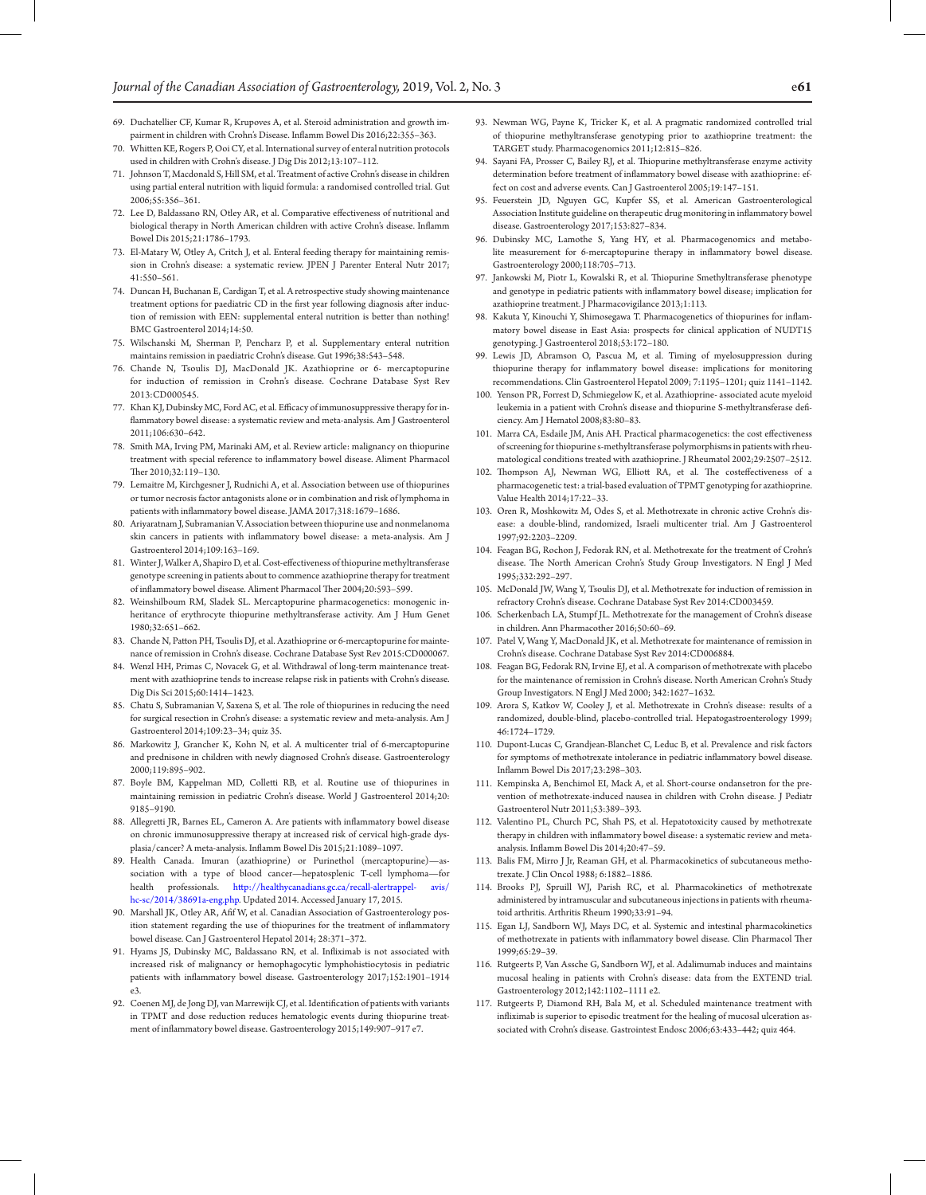69. Duchatellier CF, Kumar R, Krupoves A, et al. Steroid administration and growth impairment in children with Crohn's Disease. Inflamm Bowel Dis 2016;22:355–363.
70. Whitten KE, Rogers P, Ooi CY, et al. International survey of enteral nutrition protocols used in children with Crohn's disease. J Dig Dis 2012;13:107–112.
71. Johnson T, Macdonald S, Hill SM, et al. Treatment of active Crohn's disease in children using partial enteral nutrition with liquid formula: a randomised controlled trial. Gut 2006;55:356–361.
72. Lee D, Baldassano RN, Otley AR, et al. Comparative effectiveness of nutritional and biological therapy in North American children with active Crohn's disease. Inflamm Bowel Dis 2015;21:1786–1793.
73. El-Matary W, Otley A, Critch J, et al. Enteral feeding therapy for maintaining remission in Crohn's disease: a systematic review. JPEN J Parenter Enteral Nutr 2017; 41:550–561.
74. Duncan H, Buchanan E, Cardigan T, et al. A retrospective study showing maintenance treatment options for paediatric CD in the first year following diagnosis after induction of remission with EEN: supplemental enteral nutrition is better than nothing! BMC Gastroenterol 2014;14:50.
75. Wilschanski M, Sherman P, Pencharz P, et al. Supplementary enteral nutrition maintains remission in paediatric Crohn's disease. Gut 1996;38:543–548.
76. Chande N, Tsoulis DJ, MacDonald JK. Azathioprine or 6- mercaptopurine for induction of remission in Crohn's disease. Cochrane Database Syst Rev 2013:CD000545.
77. Khan KJ, Dubinsky MC, Ford AC, et al. Efficacy of immunosuppressive therapy for inflammatory bowel disease: a systematic review and meta-analysis. Am J Gastroenterol 2011;106:630–642.
78. Smith MA, Irving PM, Marinaki AM, et al. Review article: malignancy on thiopurine treatment with special reference to inflammatory bowel disease. Aliment Pharmacol Ther 2010;32:119–130.
79. Lemaitre M, Kirchgesner J, Rudnichi A, et al. Association between use of thiopurines or tumor necrosis factor antagonists alone or in combination and risk of lymphoma in patients with inflammatory bowel disease. JAMA 2017;318:1679–1686.
80. Ariyaratnam J, Subramanian V. Association between thiopurine use and nonmelanoma skin cancers in patients with inflammatory bowel disease: a meta-analysis. Am J Gastroenterol 2014;109:163–169.
81. Winter J, Walker A, Shapiro D, et al. Cost-effectiveness of thiopurine methyltransferase genotype screening in patients about to commence azathioprine therapy for treatment of inflammatory bowel disease. Aliment Pharmacol Ther 2004;20:593–599.
82. Weinshilboum RM, Sladek SL. Mercaptopurine pharmacogenetics: monogenic inheritance of erythrocyte thiopurine methyltransferase activity. Am J Hum Genet 1980;32:651–662.
83. Chande N, Patton PH, Tsoulis DJ, et al. Azathioprine or 6-mercaptopurine for maintenance of remission in Crohn's disease. Cochrane Database Syst Rev 2015:CD000067.
84. Wenzl HH, Primas C, Novacek G, et al. Withdrawal of long-term maintenance treatment with azathioprine tends to increase relapse risk in patients with Crohn's disease. Dig Dis Sci 2015;60:1414–1423.
85. Chatu S, Subramanian V, Saxena S, et al. The role of thiopurines in reducing the need for surgical resection in Crohn's disease: a systematic review and meta-analysis. Am J Gastroenterol 2014;109:23–34; quiz 35.
86. Markowitz J, Grancher K, Kohn N, et al. A multicenter trial of 6-mercaptopurine and prednisone in children with newly diagnosed Crohn's disease. Gastroenterology 2000;119:895–902.
87. Boyle BM, Kappelman MD, Colletti RB, et al. Routine use of thiopurines in maintaining remission in pediatric Crohn's disease. World J Gastroenterol 2014;20: 9185–9190.
88. Allegretti JR, Barnes EL, Cameron A. Are patients with inflammatory bowel disease on chronic immunosuppressive therapy at increased risk of cervical high-grade dysplasia/cancer? A meta-analysis. Inflamm Bowel Dis 2015;21:1089–1097.
89. Health Canada. Imuran (azathioprine) or Purinethol (mercaptopurine)—association with a type of blood cancer—hepatosplenic T-cell lymphoma—for health professionals. http://healthycanadians.gc.ca/recall-alertrappel-avis/hc-sc/2014/38691a-eng.php. Updated 2014. Accessed January 17, 2015.
90. Marshall JK, Otley AR, Afif W, et al. Canadian Association of Gastroenterology position statement regarding the use of thiopurines for the treatment of inflammatory bowel disease. Can J Gastroenterol Hepatol 2014; 28:371–372.
91. Hyams JS, Dubinsky MC, Baldassano RN, et al. Infliximab is not associated with increased risk of malignancy or hemophagocytic lymphohistiocytosis in pediatric patients with inflammatory bowel disease. Gastroenterology 2017;152:1901–1914 e3.
92. Coenen MJ, de Jong DJ, van Marrewijk CJ, et al. Identification of patients with variants in TPMT and dose reduction reduces hematologic events during thiopurine treatment of inflammatory bowel disease. Gastroenterology 2015;149:907–917 e7.
93. Newman WG, Payne K, Tricker K, et al. A pragmatic randomized controlled trial of thiopurine methyltransferase genotyping prior to azathioprine treatment: the TARGET study. Pharmacogenomics 2011;12:815–826.
94. Sayani FA, Prosser C, Bailey RJ, et al. Thiopurine methyltransferase enzyme activity determination before treatment of inflammatory bowel disease with azathioprine: effect on cost and adverse events. Can J Gastroenterol 2005;19:147–151.
95. Feuerstein JD, Nguyen GC, Kupfer SS, et al. American Gastroenterological Association Institute guideline on therapeutic drug monitoring in inflammatory bowel disease. Gastroenterology 2017;153:827–834.
96. Dubinsky MC, Lamothe S, Yang HY, et al. Pharmacogenomics and metabolite measurement for 6-mercaptopurine therapy in inflammatory bowel disease. Gastroenterology 2000;118:705–713.
97. Jankowski M, Piotr L, Kowalski R, et al. Thiopurine Smethyltransferase phenotype and genotype in pediatric patients with inflammatory bowel disease; implication for azathioprine treatment. J Pharmacovigilance 2013;1:113.
98. Kakuta Y, Kinouchi Y, Shimosegawa T. Pharmacogenetics of thiopurines for inflammatory bowel disease in East Asia: prospects for clinical application of NUDT15 genotyping. J Gastroenterol 2018;53:172–180.
99. Lewis JD, Abramson O, Pascua M, et al. Timing of myelosuppression during thiopurine therapy for inflammatory bowel disease: implications for monitoring recommendations. Clin Gastroenterol Hepatol 2009; 7:1195–1201; quiz 1141–1142.
100. Yenson PR, Forrest D, Schmiegelow K, et al. Azathioprine- associated acute myeloid leukemia in a patient with Crohn's disease and thiopurine S-methyltransferase deficiency. Am J Hematol 2008;83:80–83.
101. Marra CA, Esdaile JM, Anis AH. Practical pharmacogenetics: the cost effectiveness of screening for thiopurine s-methyltransferase polymorphisms in patients with rheumatological conditions treated with azathioprine. J Rheumatol 2002;29:2507–2512.
102. Thompson AJ, Newman WG, Elliott RA, et al. The costeffectiveness of a pharmacogenetic test: a trial-based evaluation of TPMT genotyping for azathioprine. Value Health 2014;17:22–33.
103. Oren R, Moshkowitz M, Odes S, et al. Methotrexate in chronic active Crohn's disease: a double-blind, randomized, Israeli multicenter trial. Am J Gastroenterol 1997;92:2203–2209.
104. Feagan BG, Rochon J, Fedorak RN, et al. Methotrexate for the treatment of Crohn's disease. The North American Crohn's Study Group Investigators. N Engl J Med 1995;332:292–297.
105. McDonald JW, Wang Y, Tsoulis DJ, et al. Methotrexate for induction of remission in refractory Crohn's disease. Cochrane Database Syst Rev 2014:CD003459.
106. Scherkenbach LA, Stumpf JL. Methotrexate for the management of Crohn's disease in children. Ann Pharmacother 2016;50:60–69.
107. Patel V, Wang Y, MacDonald JK, et al. Methotrexate for maintenance of remission in Crohn's disease. Cochrane Database Syst Rev 2014:CD006884.
108. Feagan BG, Fedorak RN, Irvine EJ, et al. A comparison of methotrexate with placebo for the maintenance of remission in Crohn's disease. North American Crohn's Study Group Investigators. N Engl J Med 2000; 342:1627–1632.
109. Arora S, Katkov W, Cooley J, et al. Methotrexate in Crohn's disease: results of a randomized, double-blind, placebo-controlled trial. Hepatogastroenterology 1999; 46:1724–1729.
110. Dupont-Lucas C, Grandjean-Blanchet C, Leduc B, et al. Prevalence and risk factors for symptoms of methotrexate intolerance in pediatric inflammatory bowel disease. Inflamm Bowel Dis 2017;23:298–303.
111. Kempinska A, Benchimol EI, Mack A, et al. Short-course ondansetron for the prevention of methotrexate-induced nausea in children with Crohn disease. J Pediatr Gastroenterol Nutr 2011;53:389–393.
112. Valentino PL, Church PC, Shah PS, et al. Hepatotoxicity caused by methotrexate therapy in children with inflammatory bowel disease: a systematic review and meta-analysis. Inflamm Bowel Dis 2014;20:47–59.
113. Balis FM, Mirro J Jr, Reaman GH, et al. Pharmacokinetics of subcutaneous methotrexate. J Clin Oncol 1988; 6:1882–1886.
114. Brooks PJ, Spruill WJ, Parish RC, et al. Pharmacokinetics of methotrexate administered by intramuscular and subcutaneous injections in patients with rheumatoid arthritis. Arthritis Rheum 1990;33:91–94.
115. Egan LJ, Sandborn WJ, Mays DC, et al. Systemic and intestinal pharmacokinetics of methotrexate in patients with inflammatory bowel disease. Clin Pharmacol Ther 1999;65:29–39.
116. Rutgeerts P, Van Assche G, Sandborn WJ, et al. Adalimumab induces and maintains mucosal healing in patients with Crohn's disease: data from the EXTEND trial. Gastroenterology 2012;142:1102–1111 e2.
117. Rutgeerts P, Diamond RH, Bala M, et al. Scheduled maintenance treatment with infliximab is superior to episodic treatment for the healing of mucosal ulceration associated with Crohn's disease. Gastrointest Endosc 2006;63:433–442; quiz 464.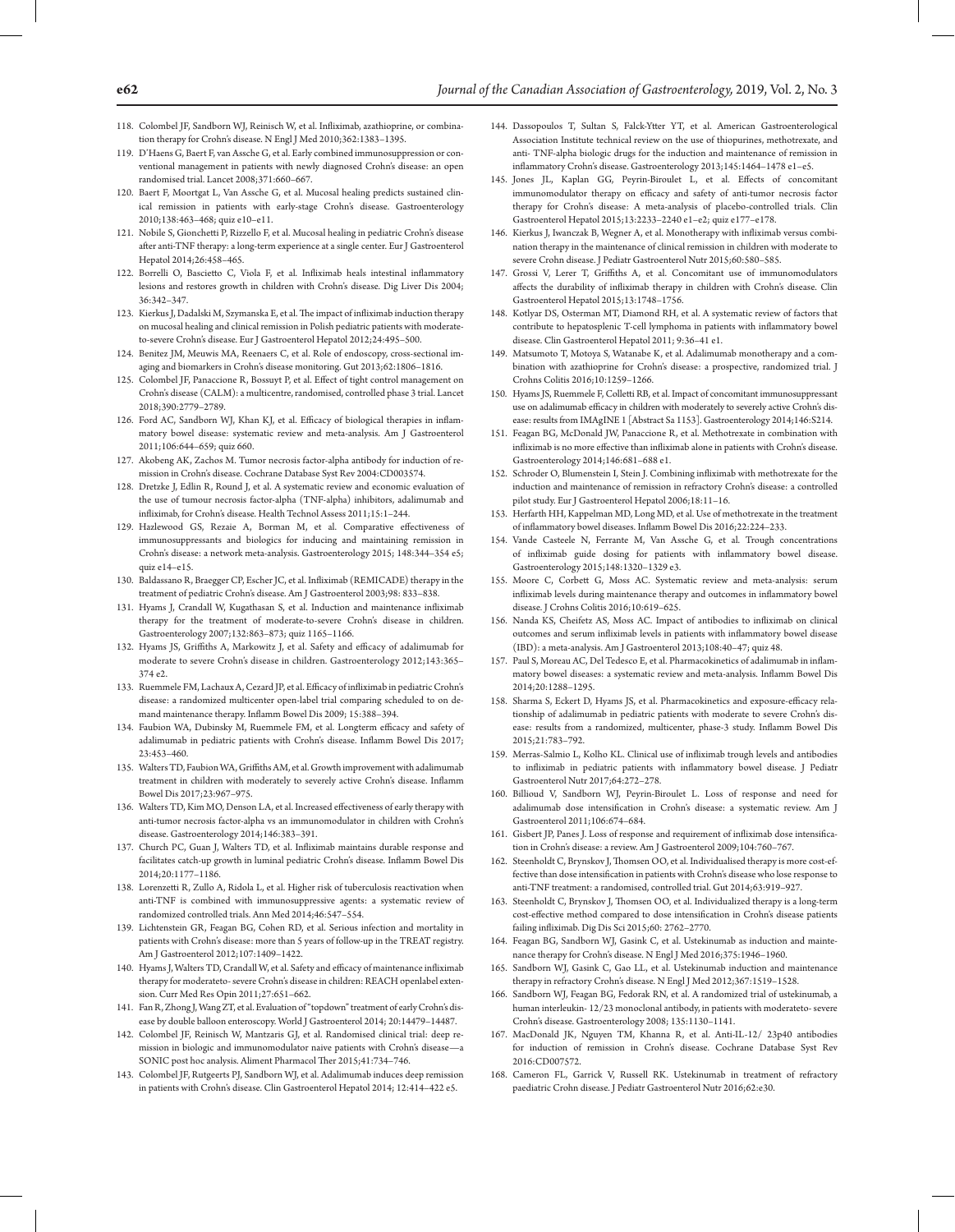118. Colombel JF, Sandborn WJ, Reinisch W, et al. Infliximab, azathioprine, or combination therapy for Crohn's disease. N Engl J Med 2010;362:1383–1395.
119. D'Haens G, Baert F, van Assche G, et al. Early combined immunosuppression or conventional management in patients with newly diagnosed Crohn's disease: an open randomised trial. Lancet 2008;371:660–667.
120. Baert F, Moortgat L, Van Assche G, et al. Mucosal healing predicts sustained clinical remission in patients with early-stage Crohn's disease. Gastroenterology 2010;138:463–468; quiz e10–e11.
121. Nobile S, Gionchetti P, Rizzello F, et al. Mucosal healing in pediatric Crohn's disease after anti-TNF therapy: a long-term experience at a single center. Eur J Gastroenterol Hepatol 2014;26:458–465.
122. Borrelli O, Bascietto C, Viola F, et al. Infliximab heals intestinal inflammatory lesions and restores growth in children with Crohn's disease. Dig Liver Dis 2004; 36:342–347.
123. Kierkus J, Dadalski M, Szymanska E, et al. The impact of infliximab induction therapy on mucosal healing and clinical remission in Polish pediatric patients with moderate-to-severe Crohn's disease. Eur J Gastroenterol Hepatol 2012;24:495–500.
124. Benitez JM, Meuwis MA, Reenaers C, et al. Role of endoscopy, cross-sectional imaging and biomarkers in Crohn's disease monitoring. Gut 2013;62:1806–1816.
125. Colombel JF, Panaccione R, Bossuyt P, et al. Effect of tight control management on Crohn's disease (CALM): a multicentre, randomised, controlled phase 3 trial. Lancet 2018;390:2779–2789.
126. Ford AC, Sandborn WJ, Khan KJ, et al. Efficacy of biological therapies in inflammatory bowel disease: systematic review and meta-analysis. Am J Gastroenterol 2011;106:644–659; quiz 660.
127. Akobeng AK, Zachos M. Tumor necrosis factor-alpha antibody for induction of remission in Crohn's disease. Cochrane Database Syst Rev 2004:CD003574.
128. Dretzke J, Edlin R, Round J, et al. A systematic review and economic evaluation of the use of tumour necrosis factor-alpha (TNF-alpha) inhibitors, adalimumab and infliximab, for Crohn's disease. Health Technol Assess 2011;15:1–244.
129. Hazlewood GS, Rezaie A, Borman M, et al. Comparative effectiveness of immunosuppressants and biologics for inducing and maintaining remission in Crohn's disease: a network meta-analysis. Gastroenterology 2015; 148:344–354 e5; quiz e14–e15.
130. Baldassano R, Braegger CP, Escher JC, et al. Infliximab (REMICADE) therapy in the treatment of pediatric Crohn's disease. Am J Gastroenterol 2003;98: 833–838.
131. Hyams J, Crandall W, Kugathasan S, et al. Induction and maintenance infliximab therapy for the treatment of moderate-to-severe Crohn's disease in children. Gastroenterology 2007;132:863–873; quiz 1165–1166.
132. Hyams JS, Griffiths A, Markowitz J, et al. Safety and efficacy of adalimumab for moderate to severe Crohn's disease in children. Gastroenterology 2012;143:365–374 e2.
133. Ruemmele FM, Lachaux A, Cezard JP, et al. Efficacy of infliximab in pediatric Crohn's disease: a randomized multicenter open-label trial comparing scheduled to on demand maintenance therapy. Inflamm Bowel Dis 2009; 15:388–394.
134. Faubion WA, Dubinsky M, Ruemmele FM, et al. Longterm efficacy and safety of adalimumab in pediatric patients with Crohn's disease. Inflamm Bowel Dis 2017; 23:453–460.
135. Walters TD, Faubion WA, Griffiths AM, et al. Growth improvement with adalimumab treatment in children with moderately to severely active Crohn's disease. Inflamm Bowel Dis 2017;23:967–975.
136. Walters TD, Kim MO, Denson LA, et al. Increased effectiveness of early therapy with anti-tumor necrosis factor-alpha vs an immunomodulator in children with Crohn's disease. Gastroenterology 2014;146:383–391.
137. Church PC, Guan J, Walters TD, et al. Infliximab maintains durable response and facilitates catch-up growth in luminal pediatric Crohn's disease. Inflamm Bowel Dis 2014;20:1177–1186.
138. Lorenzetti R, Zullo A, Ridola L, et al. Higher risk of tuberculosis reactivation when anti-TNF is combined with immunosuppressive agents: a systematic review of randomized controlled trials. Ann Med 2014;46:547–554.
139. Lichtenstein GR, Feagan BG, Cohen RD, et al. Serious infection and mortality in patients with Crohn's disease: more than 5 years of follow-up in the TREAT registry. Am J Gastroenterol 2012;107:1409–1422.
140. Hyams J, Walters TD, Crandall W, et al. Safety and efficacy of maintenance infliximab therapy for moderateto- severe Crohn's disease in children: REACH openlabel extension. Curr Med Res Opin 2011;27:651–662.
141. Fan R, Zhong J, Wang ZT, et al. Evaluation of "topdown" treatment of early Crohn's disease by double balloon enteroscopy. World J Gastroenterol 2014; 20:14479–14487.
142. Colombel JF, Reinisch W, Mantzaris GJ, et al. Randomised clinical trial: deep remission in biologic and immunomodulator naive patients with Crohn's disease—a SONIC post hoc analysis. Aliment Pharmacol Ther 2015;41:734–746.
143. Colombel JF, Rutgeerts PJ, Sandborn WJ, et al. Adalimumab induces deep remission in patients with Crohn's disease. Clin Gastroenterol Hepatol 2014; 12:414–422 e5.
144. Dassopoulos T, Sultan S, Falck-Ytter YT, et al. American Gastroenterological Association Institute technical review on the use of thiopurines, methotrexate, and anti- TNF-alpha biologic drugs for the induction and maintenance of remission in inflammatory Crohn's disease. Gastroenterology 2013;145:1464–1478 e1–e5.
145. Jones JL, Kaplan GG, Peyrin-Biroulet L, et al. Effects of concomitant immunomodulator therapy on efficacy and safety of anti-tumor necrosis factor therapy for Crohn's disease: A meta-analysis of placebo-controlled trials. Clin Gastroenterol Hepatol 2015;13:2233–2240 e1–e2; quiz e177–e178.
146. Kierkus J, Iwanczak B, Wegner A, et al. Monotherapy with infliximab versus combination therapy in the maintenance of clinical remission in children with moderate to severe Crohn disease. J Pediatr Gastroenterol Nutr 2015;60:580–585.
147. Grossi V, Lerer T, Griffiths A, et al. Concomitant use of immunomodulators affects the durability of infliximab therapy in children with Crohn's disease. Clin Gastroenterol Hepatol 2015;13:1748–1756.
148. Kotlyar DS, Osterman MT, Diamond RH, et al. A systematic review of factors that contribute to hepatosplenic T-cell lymphoma in patients with inflammatory bowel disease. Clin Gastroenterol Hepatol 2011; 9:36–41 e1.
149. Matsumoto T, Motoya S, Watanabe K, et al. Adalimumab monotherapy and a combination with azathioprine for Crohn's disease: a prospective, randomized trial. J Crohns Colitis 2016;10:1259–1266.
150. Hyams JS, Ruemmele F, Colletti RB, et al. Impact of concomitant immunosuppressant use on adalimumab efficacy in children with moderately to severely active Crohn's disease: results from IMAgINE 1 [Abstract Sa 1153]. Gastroenterology 2014;146:S214.
151. Feagan BG, McDonald JW, Panaccione R, et al. Methotrexate in combination with infliximab is no more effective than infliximab alone in patients with Crohn's disease. Gastroenterology 2014;146:681–688 e1.
152. Schroder O, Blumenstein I, Stein J. Combining infliximab with methotrexate for the induction and maintenance of remission in refractory Crohn's disease: a controlled pilot study. Eur J Gastroenterol Hepatol 2006;18:11–16.
153. Herfarth HH, Kappelman MD, Long MD, et al. Use of methotrexate in the treatment of inflammatory bowel diseases. Inflamm Bowel Dis 2016;22:224–233.
154. Vande Casteele N, Ferrante M, Van Assche G, et al. Trough concentrations of infliximab guide dosing for patients with inflammatory bowel disease. Gastroenterology 2015;148:1320–1329 e3.
155. Moore C, Corbett G, Moss AC. Systematic review and meta-analysis: serum infliximab levels during maintenance therapy and outcomes in inflammatory bowel disease. J Crohns Colitis 2016;10:619–625.
156. Nanda KS, Cheifetz AS, Moss AC. Impact of antibodies to infliximab on clinical outcomes and serum infliximab levels in patients with inflammatory bowel disease (IBD): a meta-analysis. Am J Gastroenterol 2013;108:40–47; quiz 48.
157. Paul S, Moreau AC, Del Tedesco E, et al. Pharmacokinetics of adalimumab in inflammatory bowel diseases: a systematic review and meta-analysis. Inflamm Bowel Dis 2014;20:1288–1295.
158. Sharma S, Eckert D, Hyams JS, et al. Pharmacokinetics and exposure-efficacy relationship of adalimumab in pediatric patients with moderate to severe Crohn's disease: results from a randomized, multicenter, phase-3 study. Inflamm Bowel Dis 2015;21:783–792.
159. Merras-Salmio L, Kolho KL. Clinical use of infliximab trough levels and antibodies to infliximab in pediatric patients with inflammatory bowel disease. J Pediatr Gastroenterol Nutr 2017;64:272–278.
160. Billioud V, Sandborn WJ, Peyrin-Biroulet L. Loss of response and need for adalimumab dose intensification in Crohn's disease: a systematic review. Am J Gastroenterol 2011;106:674–684.
161. Gisbert JP, Panes J. Loss of response and requirement of infliximab dose intensification in Crohn's disease: a review. Am J Gastroenterol 2009;104:760–767.
162. Steenholdt C, Brynskov J, Thomsen OO, et al. Individualised therapy is more cost-effective than dose intensification in patients with Crohn's disease who lose response to anti-TNF treatment: a randomised, controlled trial. Gut 2014;63:919–927.
163. Steenholdt C, Brynskov J, Thomsen OO, et al. Individualized therapy is a long-term cost-effective method compared to dose intensification in Crohn's disease patients failing infliximab. Dig Dis Sci 2015;60: 2762–2770.
164. Feagan BG, Sandborn WJ, Gasink C, et al. Ustekinumab as induction and maintenance therapy for Crohn's disease. N Engl J Med 2016;375:1946–1960.
165. Sandborn WJ, Gasink C, Gao LL, et al. Ustekinumab induction and maintenance therapy in refractory Crohn's disease. N Engl J Med 2012;367:1519–1528.
166. Sandborn WJ, Feagan BG, Fedorak RN, et al. A randomized trial of ustekinumab, a human interleukin- 12/23 monoclonal antibody, in patients with moderateto- severe Crohn's disease. Gastroenterology 2008; 135:1130–1141.
167. MacDonald JK, Nguyen TM, Khanna R, et al. Anti-IL-12/ 23p40 antibodies for induction of remission in Crohn's disease. Cochrane Database Syst Rev 2016:CD007572.
168. Cameron FL, Garrick V, Russell RK. Ustekinumab in treatment of refractory paediatric Crohn disease. J Pediatr Gastroenterol Nutr 2016;62:e30.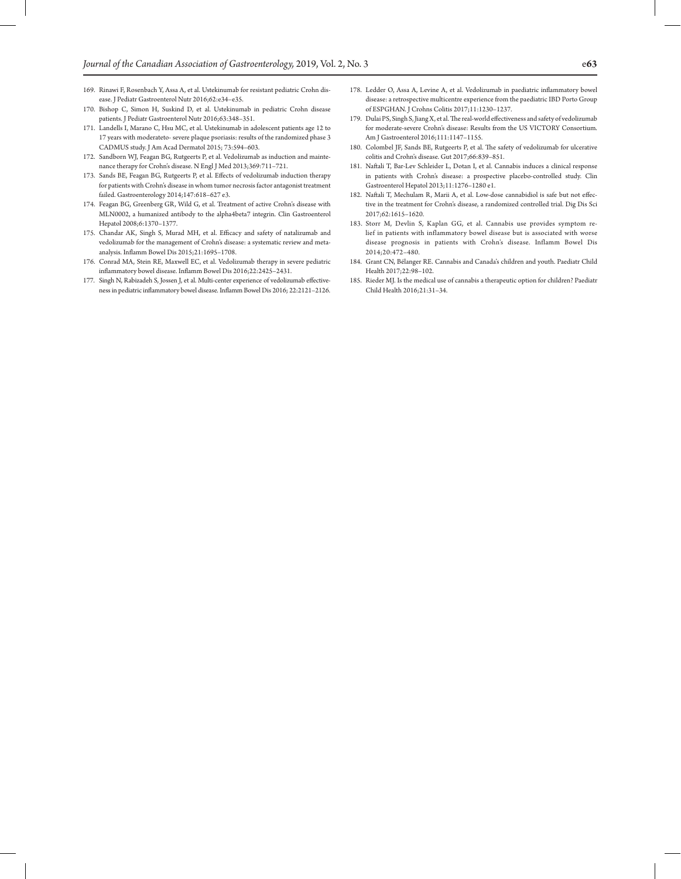169. Rinawi F, Rosenbach Y, Assa A, et al. Ustekinumab for resistant pediatric Crohn disease. J Pediatr Gastroenterol Nutr 2016;62:e34–e35.
170. Bishop C, Simon H, Suskind D, et al. Ustekinumab in pediatric Crohn disease patients. J Pediatr Gastroenterol Nutr 2016;63:348–351.
171. Landells I, Marano C, Hsu MC, et al. Ustekinumab in adolescent patients age 12 to 17 years with moderateto- severe plaque psoriasis: results of the randomized phase 3 CADMUS study. J Am Acad Dermatol 2015; 73:594–603.
172. Sandborn WJ, Feagan BG, Rutgeerts P, et al. Vedolizumab as induction and maintenance therapy for Crohn's disease. N Engl J Med 2013;369:711–721.
173. Sands BE, Feagan BG, Rutgeerts P, et al. Effects of vedolizumab induction therapy for patients with Crohn's disease in whom tumor necrosis factor antagonist treatment failed. Gastroenterology 2014;147:618–627 e3.
174. Feagan BG, Greenberg GR, Wild G, et al. Treatment of active Crohn's disease with MLN0002, a humanized antibody to the alpha4beta7 integrin. Clin Gastroenterol Hepatol 2008;6:1370–1377.
175. Chandar AK, Singh S, Murad MH, et al. Efficacy and safety of natalizumab and vedolizumab for the management of Crohn's disease: a systematic review and meta-analysis. Inflamm Bowel Dis 2015;21:1695–1708.
176. Conrad MA, Stein RE, Maxwell EC, et al. Vedolizumab therapy in severe pediatric inflammatory bowel disease. Inflamm Bowel Dis 2016;22:2425–2431.
177. Singh N, Rabizadeh S, Jossen J, et al. Multi-center experience of vedolizumab effectiveness in pediatric inflammatory bowel disease. Inflamm Bowel Dis 2016; 22:2121–2126.
178. Ledder O, Assa A, Levine A, et al. Vedolizumab in paediatric inflammatory bowel disease: a retrospective multicentre experience from the paediatric IBD Porto Group of ESPGHAN. J Crohns Colitis 2017;11:1230–1237.
179. Dulai PS, Singh S, Jiang X, et al. The real-world effectiveness and safety of vedolizumab for moderate-severe Crohn's disease: Results from the US VICTORY Consortium. Am J Gastroenterol 2016;111:1147–1155.
180. Colombel JF, Sands BE, Rutgeerts P, et al. The safety of vedolizumab for ulcerative colitis and Crohn's disease. Gut 2017;66:839–851.
181. Naftali T, Bar-Lev Schleider L, Dotan I, et al. Cannabis induces a clinical response in patients with Crohn's disease: a prospective placebo-controlled study. Clin Gastroenterol Hepatol 2013;11:1276–1280 e1.
182. Naftali T, Mechulam R, Marii A, et al. Low-dose cannabidiol is safe but not effective in the treatment for Crohn's disease, a randomized controlled trial. Dig Dis Sci 2017;62:1615–1620.
183. Storr M, Devlin S, Kaplan GG, et al. Cannabis use provides symptom relief in patients with inflammatory bowel disease but is associated with worse disease prognosis in patients with Crohn's disease. Inflamm Bowel Dis 2014;20:472–480.
184. Grant CN, Bélanger RE. Cannabis and Canada's children and youth. Paediatr Child Health 2017;22:98–102.
185. Rieder MJ. Is the medical use of cannabis a therapeutic option for children? Paediatr Child Health 2016;21:31–34.